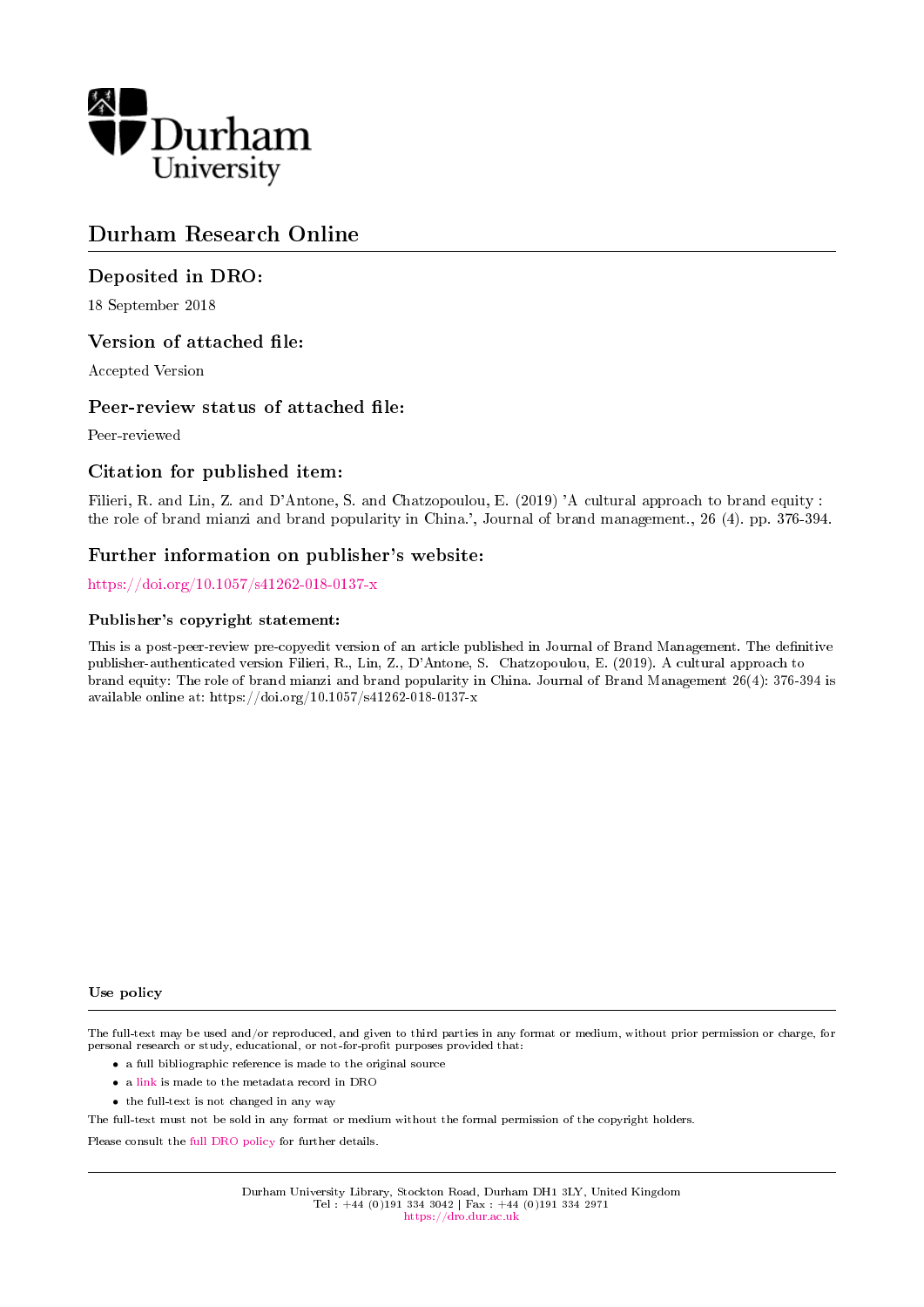Durham University

# Durham Research Online

## Deposited in DRO:

18 September 2018

## Version of attached file:

Accepted Version

## Peer-review status of attached file:

Peer-reviewed

## Citation for published item:

Filieri, R. and Lin, Z. and D'Antone, S. and Chatzopoulou, E. (2019) 'A cultural approach to brand equity : the role of brand mianzi and brand popularity in China.', Journal of brand management., 26 (4). pp. 376-394.

## Further information on publisher's website:

https://doi.org/10.1057/s41262-018-0137-x

### Publisher's copyright statement:

This is a post-peer-review pre-copyedit version of an article published in Journal of Brand Management. The definitive publisher-authenticated version Filieri, R., Lin, Z., D'Antone, S. Chatzopoulou, E. (2019). A cultural approach to brand equity: The role of brand mianzi and brand popularity in China. Journal of Brand Management 26(4): 376-394 is available online at: https://doi.org/10.1057/s41262-018-0137-x

### Use policy

The full-text may be used and/or reproduced, and given to third parties in any format or medium, without prior permission or charge, for personal research or study, educational, or not-for-profit purposes provided that:

- a full bibliographic reference is made to the original source
- a link is made to the metadata record in DRO
- the full-text is not changed in any way

The full-text must not be sold in any format or medium without the formal permission of the copyright holders.

Please consult the full DRO policy for further details.

Durham University Library, Stockton Road, Durham DH1 3LY, United Kingdom
Tel : +44 (0)191 334 3042 | Fax : +44 (0)191 334 2971
https://dro.dur.ac.uk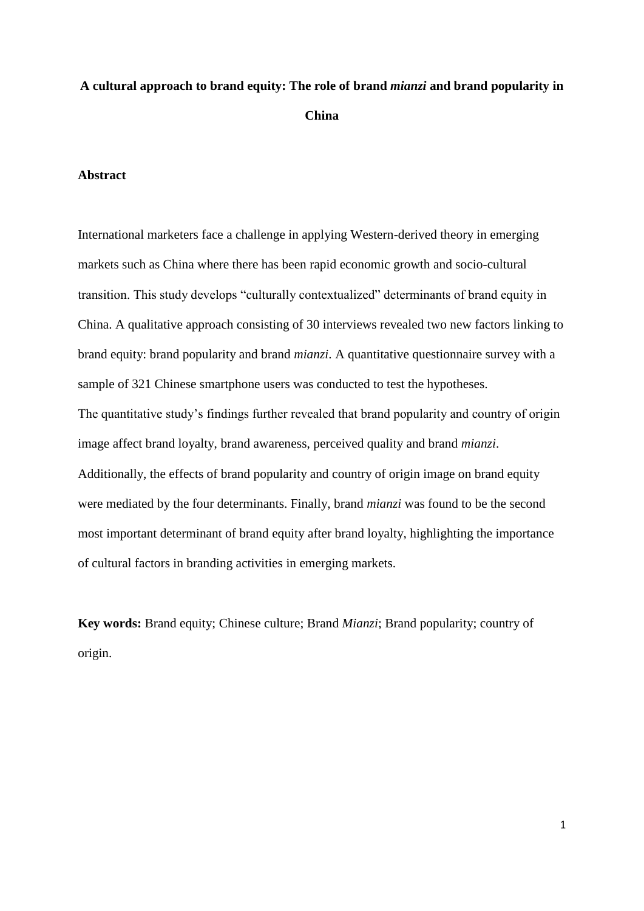# A cultural approach to brand equity: The role of brand *mianzi* and brand popularity in China

## Abstract

International marketers face a challenge in applying Western-derived theory in emerging markets such as China where there has been rapid economic growth and socio-cultural transition. This study develops "culturally contextualized" determinants of brand equity in China. A qualitative approach consisting of 30 interviews revealed two new factors linking to brand equity: brand popularity and brand *mianzi*. A quantitative questionnaire survey with a sample of 321 Chinese smartphone users was conducted to test the hypotheses.
The quantitative study's findings further revealed that brand popularity and country of origin image affect brand loyalty, brand awareness, perceived quality and brand *mianzi*. Additionally, the effects of brand popularity and country of origin image on brand equity were mediated by the four determinants. Finally, brand *mianzi* was found to be the second most important determinant of brand equity after brand loyalty, highlighting the importance of cultural factors in branding activities in emerging markets.

**Key words:** Brand equity; Chinese culture; Brand *Mianzi*; Brand popularity; country of origin.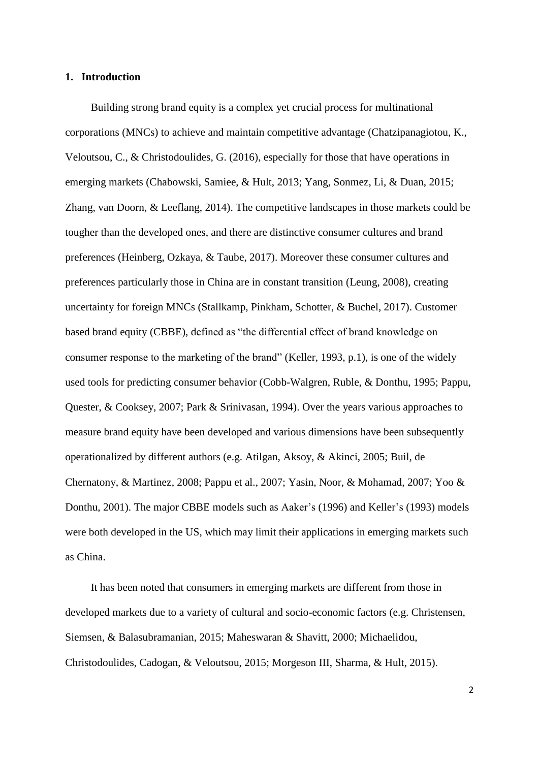## 1. Introduction

Building strong brand equity is a complex yet crucial process for multinational corporations (MNCs) to achieve and maintain competitive advantage (Chatzipanagiotou, K., Veloutsou, C., & Christodoulides, G. (2016), especially for those that have operations in emerging markets (Chabowski, Samiee, & Hult, 2013; Yang, Sonmez, Li, & Duan, 2015; Zhang, van Doorn, & Leeflang, 2014). The competitive landscapes in those markets could be tougher than the developed ones, and there are distinctive consumer cultures and brand preferences (Heinberg, Ozkaya, & Taube, 2017). Moreover these consumer cultures and preferences particularly those in China are in constant transition (Leung, 2008), creating uncertainty for foreign MNCs (Stallkamp, Pinkham, Schotter, & Buchel, 2017). Customer based brand equity (CBBE), defined as "the differential effect of brand knowledge on consumer response to the marketing of the brand" (Keller, 1993, p.1), is one of the widely used tools for predicting consumer behavior (Cobb-Walgren, Ruble, & Donthu, 1995; Pappu, Quester, & Cooksey, 2007; Park & Srinivasan, 1994). Over the years various approaches to measure brand equity have been developed and various dimensions have been subsequently operationalized by different authors (e.g. Atilgan, Aksoy, & Akinci, 2005; Buil, de Chernatony, & Martinez, 2008; Pappu et al., 2007; Yasin, Noor, & Mohamad, 2007; Yoo & Donthu, 2001). The major CBBE models such as Aaker's (1996) and Keller's (1993) models were both developed in the US, which may limit their applications in emerging markets such as China.

It has been noted that consumers in emerging markets are different from those in developed markets due to a variety of cultural and socio-economic factors (e.g. Christensen, Siemsen, & Balasubramanian, 2015; Maheswaran & Shavitt, 2000; Michaelidou, Christodoulides, Cadogan, & Veloutsou, 2015; Morgeson III, Sharma, & Hult, 2015).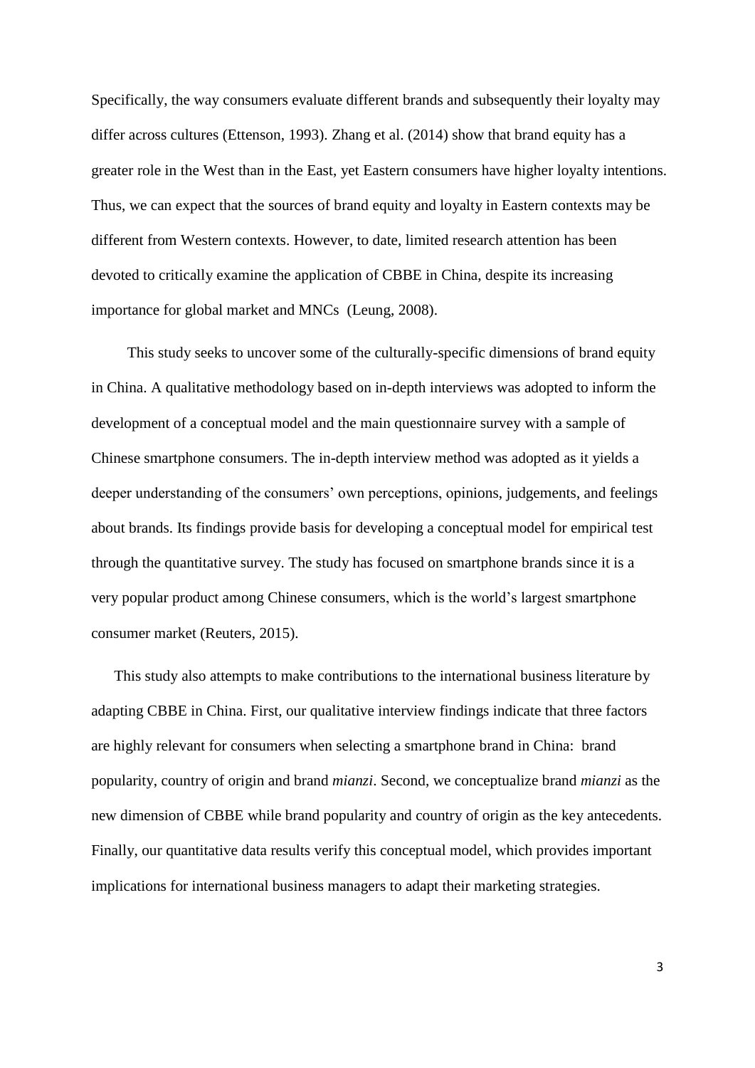Specifically, the way consumers evaluate different brands and subsequently their loyalty may differ across cultures (Ettenson, 1993). Zhang et al. (2014) show that brand equity has a greater role in the West than in the East, yet Eastern consumers have higher loyalty intentions. Thus, we can expect that the sources of brand equity and loyalty in Eastern contexts may be different from Western contexts. However, to date, limited research attention has been devoted to critically examine the application of CBBE in China, despite its increasing importance for global market and MNCs (Leung, 2008).

This study seeks to uncover some of the culturally-specific dimensions of brand equity in China. A qualitative methodology based on in-depth interviews was adopted to inform the development of a conceptual model and the main questionnaire survey with a sample of Chinese smartphone consumers. The in-depth interview method was adopted as it yields a deeper understanding of the consumers' own perceptions, opinions, judgements, and feelings about brands. Its findings provide basis for developing a conceptual model for empirical test through the quantitative survey. The study has focused on smartphone brands since it is a very popular product among Chinese consumers, which is the world's largest smartphone consumer market (Reuters, 2015).

This study also attempts to make contributions to the international business literature by adapting CBBE in China. First, our qualitative interview findings indicate that three factors are highly relevant for consumers when selecting a smartphone brand in China: brand popularity, country of origin and brand *mianzi*. Second, we conceptualize brand *mianzi* as the new dimension of CBBE while brand popularity and country of origin as the key antecedents. Finally, our quantitative data results verify this conceptual model, which provides important implications for international business managers to adapt their marketing strategies.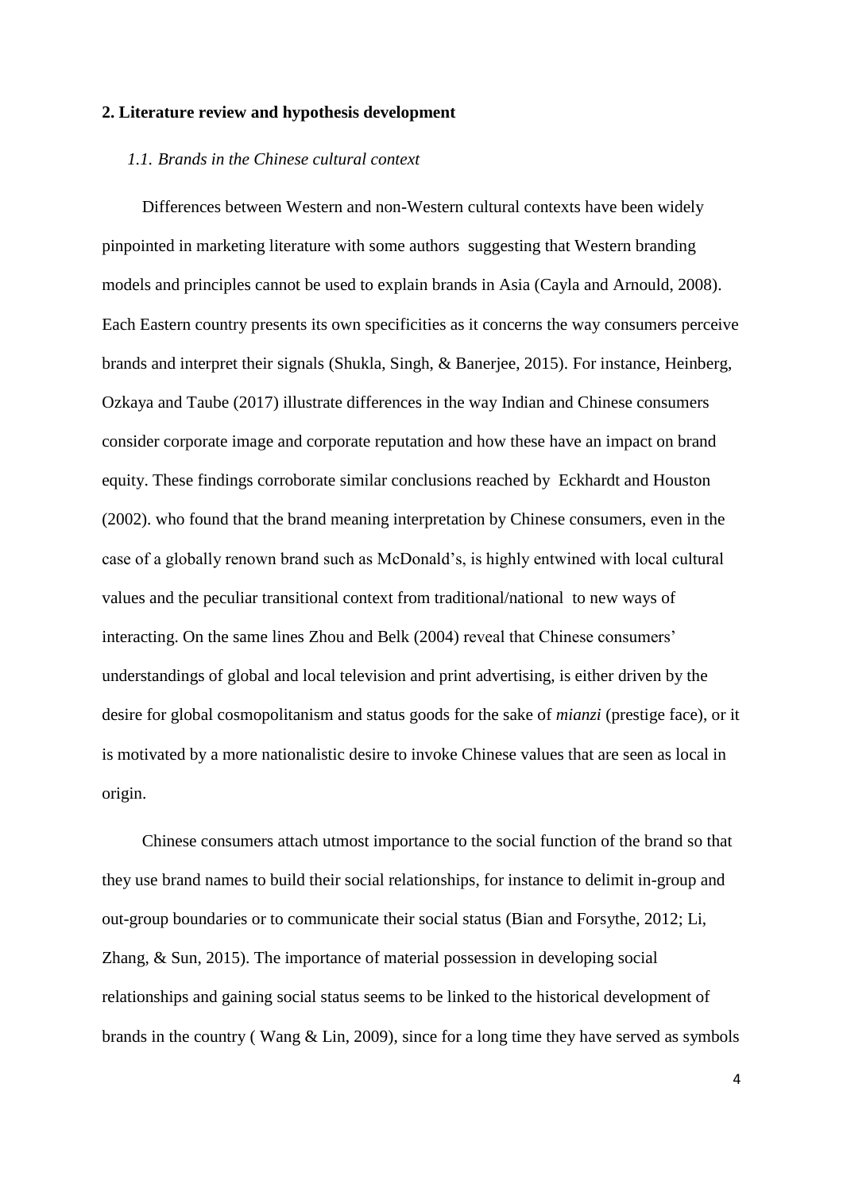## 2. Literature review and hypothesis development

### *1.1. Brands in the Chinese cultural context*

Differences between Western and non-Western cultural contexts have been widely pinpointed in marketing literature with some authors suggesting that Western branding models and principles cannot be used to explain brands in Asia (Cayla and Arnould, 2008). Each Eastern country presents its own specificities as it concerns the way consumers perceive brands and interpret their signals (Shukla, Singh, & Banerjee, 2015). For instance, Heinberg, Ozkaya and Taube (2017) illustrate differences in the way Indian and Chinese consumers consider corporate image and corporate reputation and how these have an impact on brand equity. These findings corroborate similar conclusions reached by Eckhardt and Houston (2002). who found that the brand meaning interpretation by Chinese consumers, even in the case of a globally renown brand such as McDonald's, is highly entwined with local cultural values and the peculiar transitional context from traditional/national to new ways of interacting. On the same lines Zhou and Belk (2004) reveal that Chinese consumers' understandings of global and local television and print advertising, is either driven by the desire for global cosmopolitanism and status goods for the sake of *mianzi* (prestige face), or it is motivated by a more nationalistic desire to invoke Chinese values that are seen as local in origin.

Chinese consumers attach utmost importance to the social function of the brand so that they use brand names to build their social relationships, for instance to delimit in-group and out-group boundaries or to communicate their social status (Bian and Forsythe, 2012; Li, Zhang, & Sun, 2015). The importance of material possession in developing social relationships and gaining social status seems to be linked to the historical development of brands in the country ( Wang & Lin, 2009), since for a long time they have served as symbols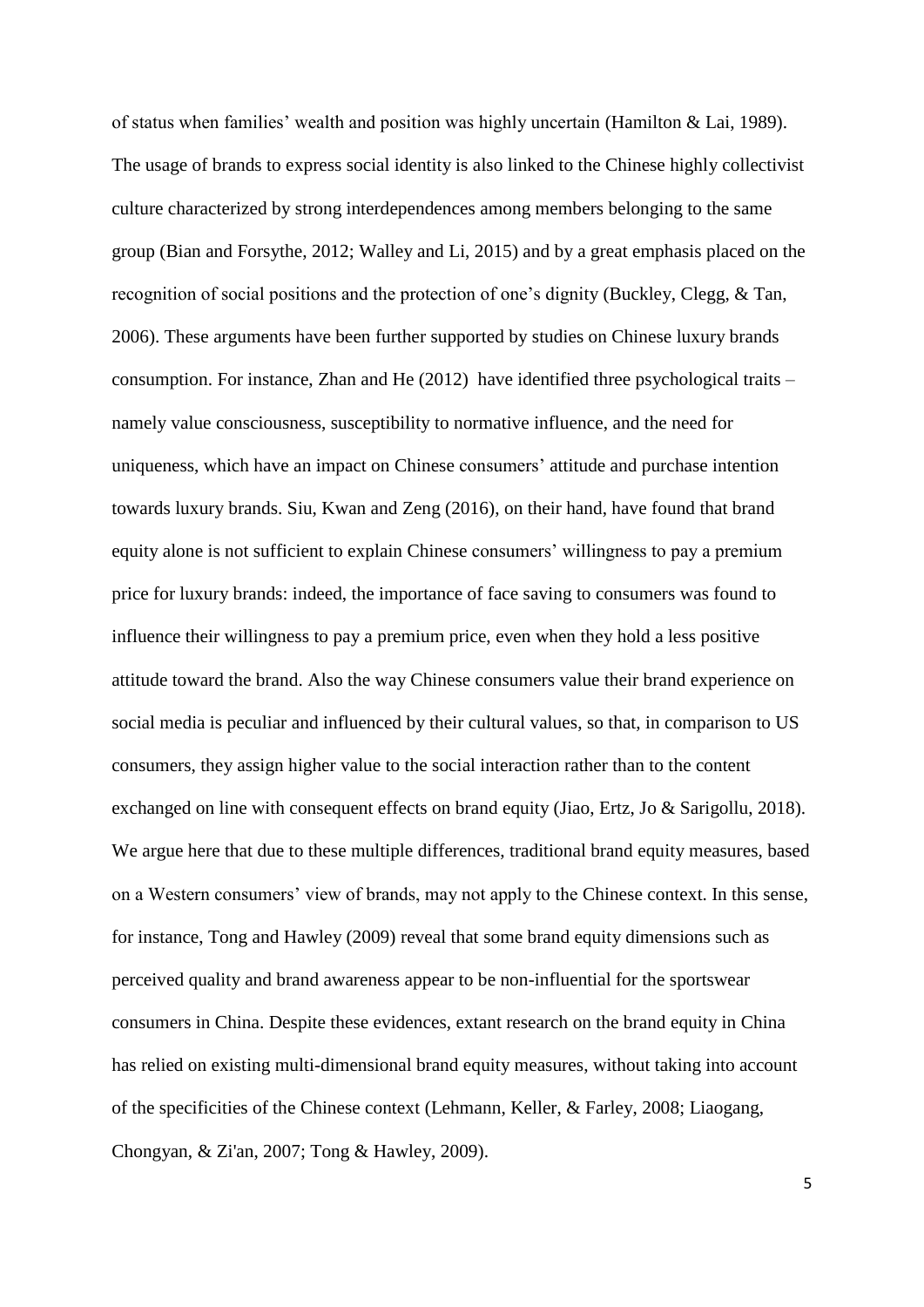of status when families' wealth and position was highly uncertain (Hamilton & Lai, 1989). The usage of brands to express social identity is also linked to the Chinese highly collectivist culture characterized by strong interdependences among members belonging to the same group (Bian and Forsythe, 2012; Walley and Li, 2015) and by a great emphasis placed on the recognition of social positions and the protection of one's dignity (Buckley, Clegg, & Tan, 2006). These arguments have been further supported by studies on Chinese luxury brands consumption. For instance, Zhan and He (2012) have identified three psychological traits – namely value consciousness, susceptibility to normative influence, and the need for uniqueness, which have an impact on Chinese consumers' attitude and purchase intention towards luxury brands. Siu, Kwan and Zeng (2016), on their hand, have found that brand equity alone is not sufficient to explain Chinese consumers' willingness to pay a premium price for luxury brands: indeed, the importance of face saving to consumers was found to influence their willingness to pay a premium price, even when they hold a less positive attitude toward the brand. Also the way Chinese consumers value their brand experience on social media is peculiar and influenced by their cultural values, so that, in comparison to US consumers, they assign higher value to the social interaction rather than to the content exchanged on line with consequent effects on brand equity (Jiao, Ertz, Jo & Sarigollu, 2018). We argue here that due to these multiple differences, traditional brand equity measures, based on a Western consumers' view of brands, may not apply to the Chinese context. In this sense, for instance, Tong and Hawley (2009) reveal that some brand equity dimensions such as perceived quality and brand awareness appear to be non-influential for the sportswear consumers in China. Despite these evidences, extant research on the brand equity in China has relied on existing multi-dimensional brand equity measures, without taking into account of the specificities of the Chinese context (Lehmann, Keller, & Farley, 2008; Liaogang, Chongyan, & Zi'an, 2007; Tong & Hawley, 2009).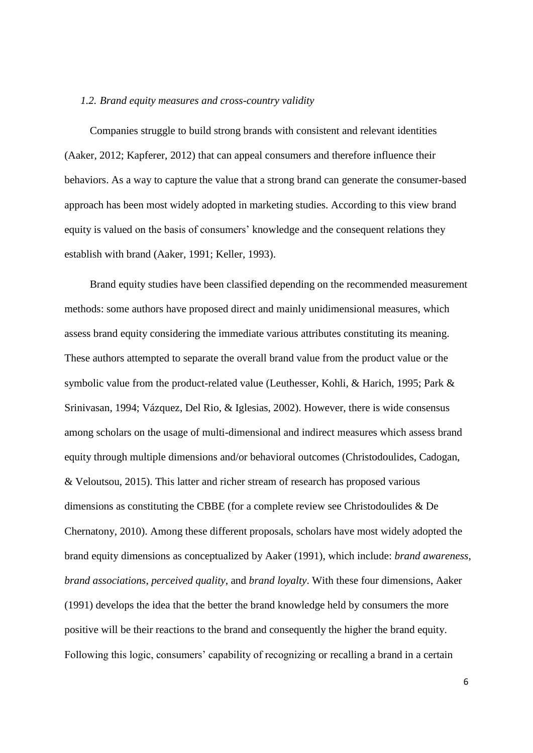### *1.2. Brand equity measures and cross-country validity*

Companies struggle to build strong brands with consistent and relevant identities (Aaker, 2012; Kapferer, 2012) that can appeal consumers and therefore influence their behaviors. As a way to capture the value that a strong brand can generate the consumer-based approach has been most widely adopted in marketing studies. According to this view brand equity is valued on the basis of consumers' knowledge and the consequent relations they establish with brand (Aaker, 1991; Keller, 1993).

Brand equity studies have been classified depending on the recommended measurement methods: some authors have proposed direct and mainly unidimensional measures, which assess brand equity considering the immediate various attributes constituting its meaning. These authors attempted to separate the overall brand value from the product value or the symbolic value from the product-related value (Leuthesser, Kohli, & Harich, 1995; Park & Srinivasan, 1994; Vázquez, Del Rio, & Iglesias, 2002). However, there is wide consensus among scholars on the usage of multi-dimensional and indirect measures which assess brand equity through multiple dimensions and/or behavioral outcomes (Christodoulides, Cadogan, & Veloutsou, 2015). This latter and richer stream of research has proposed various dimensions as constituting the CBBE (for a complete review see Christodoulides & De Chernatony, 2010). Among these different proposals, scholars have most widely adopted the brand equity dimensions as conceptualized by Aaker (1991), which include: *brand awareness*, *brand associations*, *perceived quality*, and *brand loyalty*. With these four dimensions, Aaker (1991) develops the idea that the better the brand knowledge held by consumers the more positive will be their reactions to the brand and consequently the higher the brand equity. Following this logic, consumers' capability of recognizing or recalling a brand in a certain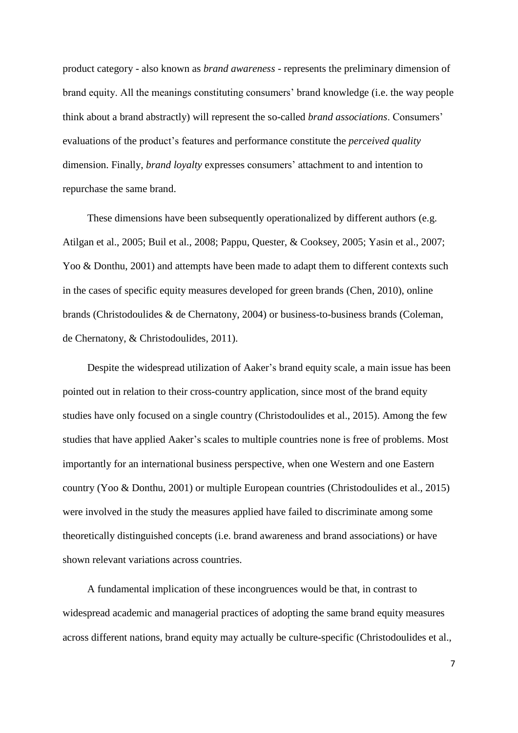product category - also known as *brand awareness* - represents the preliminary dimension of brand equity. All the meanings constituting consumers' brand knowledge (i.e. the way people think about a brand abstractly) will represent the so-called *brand associations*. Consumers' evaluations of the product's features and performance constitute the *perceived quality* dimension. Finally, *brand loyalty* expresses consumers' attachment to and intention to repurchase the same brand.

These dimensions have been subsequently operationalized by different authors (e.g. Atilgan et al., 2005; Buil et al., 2008; Pappu, Quester, & Cooksey, 2005; Yasin et al., 2007; Yoo & Donthu, 2001) and attempts have been made to adapt them to different contexts such in the cases of specific equity measures developed for green brands (Chen, 2010), online brands (Christodoulides & de Chernatony, 2004) or business-to-business brands (Coleman, de Chernatony, & Christodoulides, 2011).

Despite the widespread utilization of Aaker's brand equity scale, a main issue has been pointed out in relation to their cross-country application, since most of the brand equity studies have only focused on a single country (Christodoulides et al., 2015). Among the few studies that have applied Aaker's scales to multiple countries none is free of problems. Most importantly for an international business perspective, when one Western and one Eastern country (Yoo & Donthu, 2001) or multiple European countries (Christodoulides et al., 2015) were involved in the study the measures applied have failed to discriminate among some theoretically distinguished concepts (i.e. brand awareness and brand associations) or have shown relevant variations across countries.

A fundamental implication of these incongruences would be that, in contrast to widespread academic and managerial practices of adopting the same brand equity measures across different nations, brand equity may actually be culture-specific (Christodoulides et al.,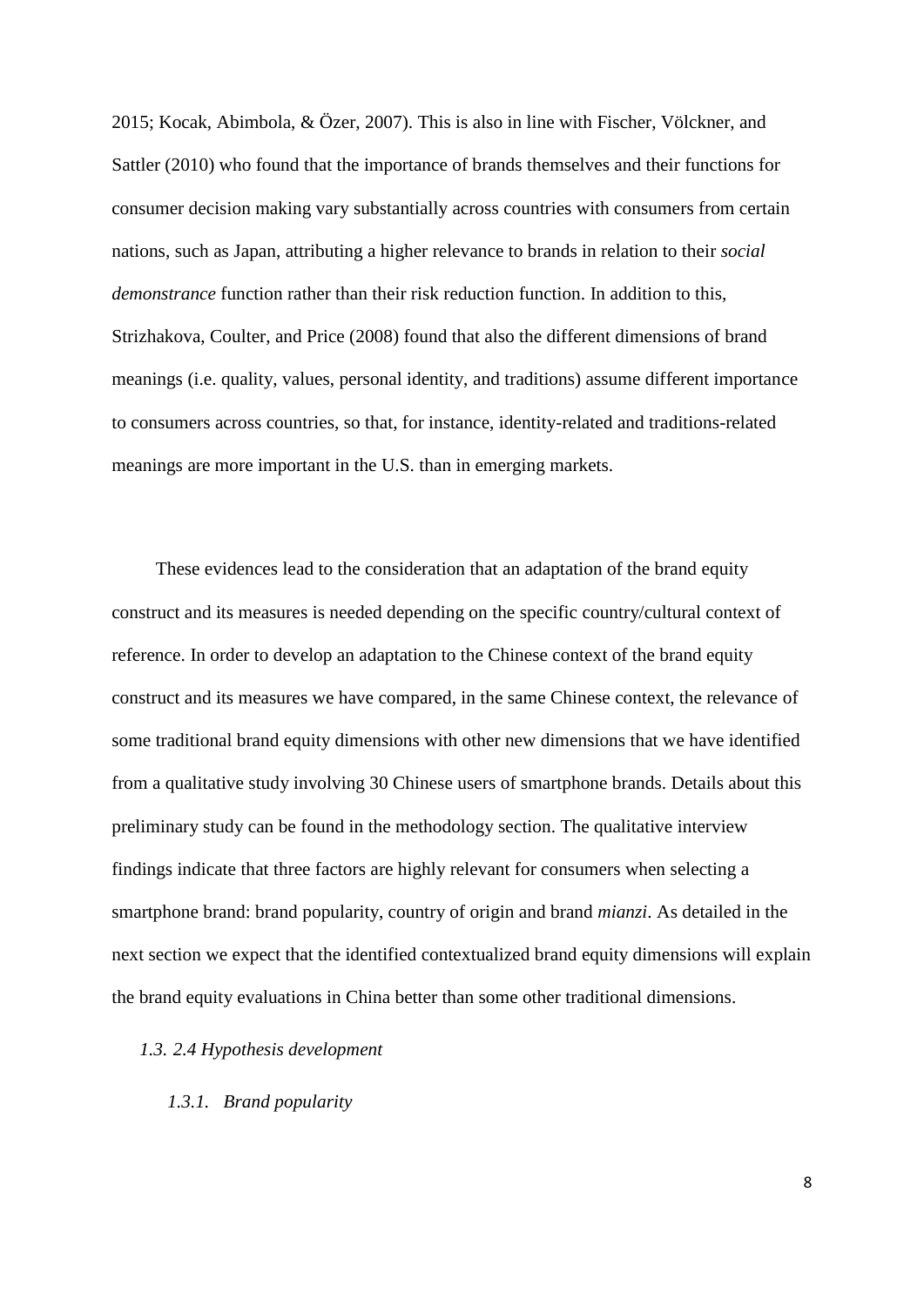2015; Kocak, Abimbola, & Özer, 2007). This is also in line with Fischer, Völckner, and Sattler (2010) who found that the importance of brands themselves and their functions for consumer decision making vary substantially across countries with consumers from certain nations, such as Japan, attributing a higher relevance to brands in relation to their *social demonstrance* function rather than their risk reduction function. In addition to this, Strizhakova, Coulter, and Price (2008) found that also the different dimensions of brand meanings (i.e. quality, values, personal identity, and traditions) assume different importance to consumers across countries, so that, for instance, identity-related and traditions-related meanings are more important in the U.S. than in emerging markets.

These evidences lead to the consideration that an adaptation of the brand equity construct and its measures is needed depending on the specific country/cultural context of reference. In order to develop an adaptation to the Chinese context of the brand equity construct and its measures we have compared, in the same Chinese context, the relevance of some traditional brand equity dimensions with other new dimensions that we have identified from a qualitative study involving 30 Chinese users of smartphone brands. Details about this preliminary study can be found in the methodology section. The qualitative interview findings indicate that three factors are highly relevant for consumers when selecting a smartphone brand: brand popularity, country of origin and brand *mianzi*. As detailed in the next section we expect that the identified contextualized brand equity dimensions will explain the brand equity evaluations in China better than some other traditional dimensions.

### *1.3. 2.4 Hypothesis development*

#### *1.3.1. Brand popularity*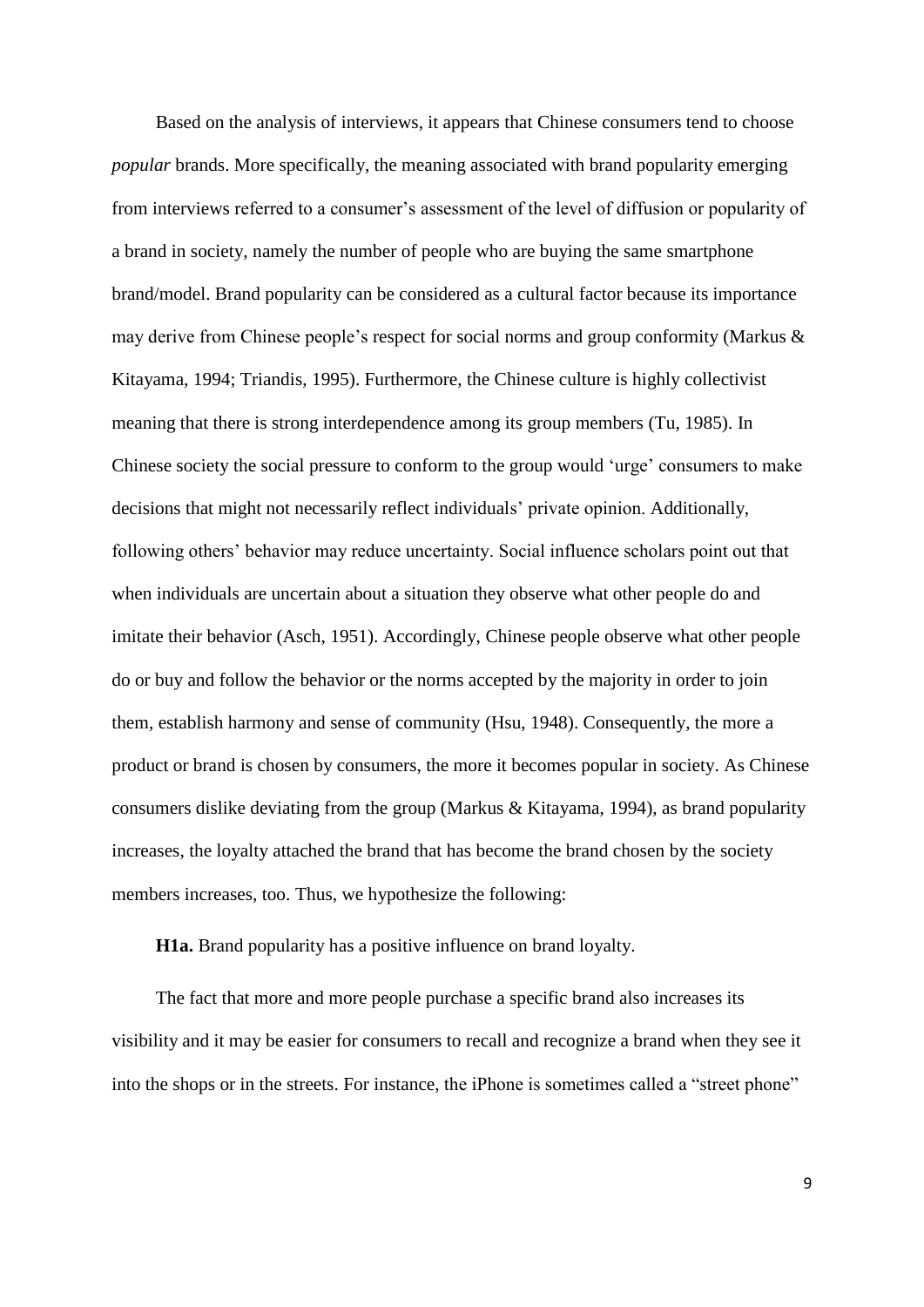Based on the analysis of interviews, it appears that Chinese consumers tend to choose *popular* brands. More specifically, the meaning associated with brand popularity emerging from interviews referred to a consumer's assessment of the level of diffusion or popularity of a brand in society, namely the number of people who are buying the same smartphone brand/model. Brand popularity can be considered as a cultural factor because its importance may derive from Chinese people's respect for social norms and group conformity (Markus & Kitayama, 1994; Triandis, 1995). Furthermore, the Chinese culture is highly collectivist meaning that there is strong interdependence among its group members (Tu, 1985). In Chinese society the social pressure to conform to the group would 'urge' consumers to make decisions that might not necessarily reflect individuals' private opinion. Additionally, following others' behavior may reduce uncertainty. Social influence scholars point out that when individuals are uncertain about a situation they observe what other people do and imitate their behavior (Asch, 1951). Accordingly, Chinese people observe what other people do or buy and follow the behavior or the norms accepted by the majority in order to join them, establish harmony and sense of community (Hsu, 1948). Consequently, the more a product or brand is chosen by consumers, the more it becomes popular in society. As Chinese consumers dislike deviating from the group (Markus & Kitayama, 1994), as brand popularity increases, the loyalty attached the brand that has become the brand chosen by the society members increases, too. Thus, we hypothesize the following:

**H1a.** Brand popularity has a positive influence on brand loyalty.

The fact that more and more people purchase a specific brand also increases its visibility and it may be easier for consumers to recall and recognize a brand when they see it into the shops or in the streets. For instance, the iPhone is sometimes called a "street phone"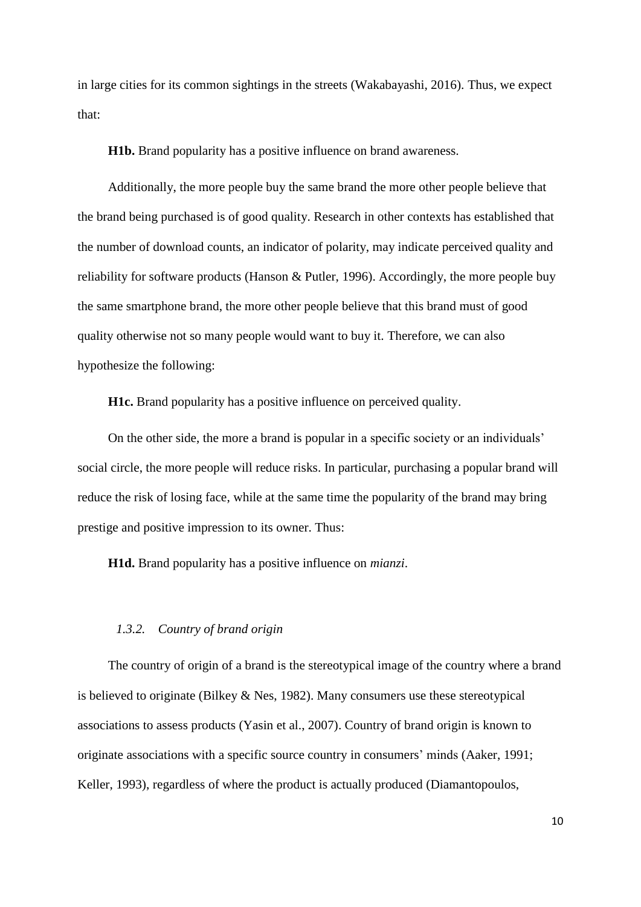in large cities for its common sightings in the streets (Wakabayashi, 2016). Thus, we expect that:

**H1b.** Brand popularity has a positive influence on brand awareness.

Additionally, the more people buy the same brand the more other people believe that the brand being purchased is of good quality. Research in other contexts has established that the number of download counts, an indicator of polarity, may indicate perceived quality and reliability for software products (Hanson & Putler, 1996). Accordingly, the more people buy the same smartphone brand, the more other people believe that this brand must of good quality otherwise not so many people would want to buy it. Therefore, we can also hypothesize the following:

**H1c.** Brand popularity has a positive influence on perceived quality.

On the other side, the more a brand is popular in a specific society or an individuals' social circle, the more people will reduce risks. In particular, purchasing a popular brand will reduce the risk of losing face, while at the same time the popularity of the brand may bring prestige and positive impression to its owner. Thus:

**H1d.** Brand popularity has a positive influence on *mianzi*.

### *1.3.2. Country of brand origin*

The country of origin of a brand is the stereotypical image of the country where a brand is believed to originate (Bilkey & Nes, 1982). Many consumers use these stereotypical associations to assess products (Yasin et al., 2007). Country of brand origin is known to originate associations with a specific source country in consumers' minds (Aaker, 1991; Keller, 1993), regardless of where the product is actually produced (Diamantopoulos,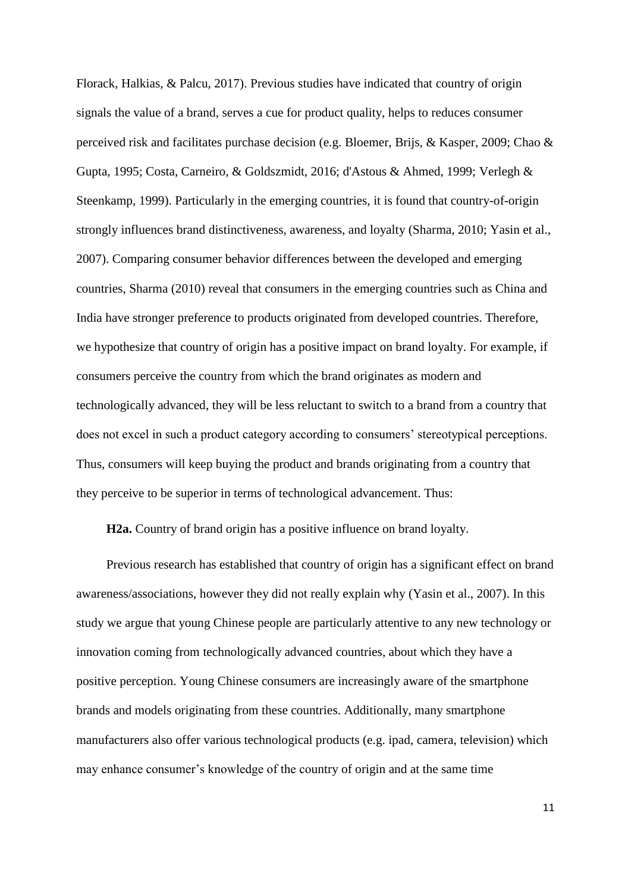Florack, Halkias, & Palcu, 2017). Previous studies have indicated that country of origin signals the value of a brand, serves a cue for product quality, helps to reduces consumer perceived risk and facilitates purchase decision (e.g. Bloemer, Brijs, & Kasper, 2009; Chao & Gupta, 1995; Costa, Carneiro, & Goldszmidt, 2016; d'Astous & Ahmed, 1999; Verlegh & Steenkamp, 1999). Particularly in the emerging countries, it is found that country-of-origin strongly influences brand distinctiveness, awareness, and loyalty (Sharma, 2010; Yasin et al., 2007). Comparing consumer behavior differences between the developed and emerging countries, Sharma (2010) reveal that consumers in the emerging countries such as China and India have stronger preference to products originated from developed countries. Therefore, we hypothesize that country of origin has a positive impact on brand loyalty. For example, if consumers perceive the country from which the brand originates as modern and technologically advanced, they will be less reluctant to switch to a brand from a country that does not excel in such a product category according to consumers' stereotypical perceptions. Thus, consumers will keep buying the product and brands originating from a country that they perceive to be superior in terms of technological advancement. Thus:

**H2a.** Country of brand origin has a positive influence on brand loyalty.

Previous research has established that country of origin has a significant effect on brand awareness/associations, however they did not really explain why (Yasin et al., 2007). In this study we argue that young Chinese people are particularly attentive to any new technology or innovation coming from technologically advanced countries, about which they have a positive perception. Young Chinese consumers are increasingly aware of the smartphone brands and models originating from these countries. Additionally, many smartphone manufacturers also offer various technological products (e.g. ipad, camera, television) which may enhance consumer's knowledge of the country of origin and at the same time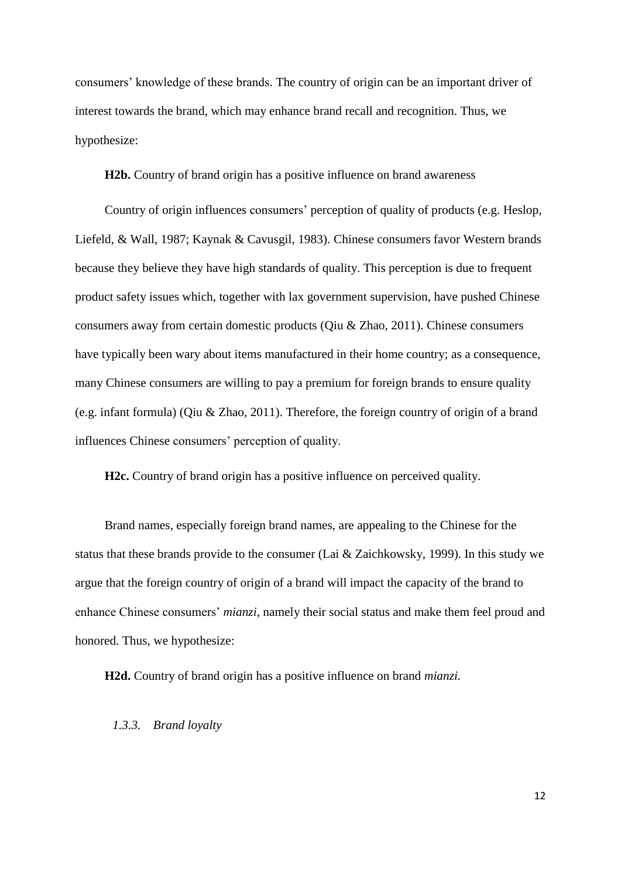consumers' knowledge of these brands. The country of origin can be an important driver of interest towards the brand, which may enhance brand recall and recognition. Thus, we hypothesize:

**H2b.** Country of brand origin has a positive influence on brand awareness

Country of origin influences consumers' perception of quality of products (e.g. Heslop, Liefeld, & Wall, 1987; Kaynak & Cavusgil, 1983). Chinese consumers favor Western brands because they believe they have high standards of quality. This perception is due to frequent product safety issues which, together with lax government supervision, have pushed Chinese consumers away from certain domestic products (Qiu & Zhao, 2011). Chinese consumers have typically been wary about items manufactured in their home country; as a consequence, many Chinese consumers are willing to pay a premium for foreign brands to ensure quality (e.g. infant formula) (Qiu & Zhao, 2011). Therefore, the foreign country of origin of a brand influences Chinese consumers' perception of quality.

**H2c.** Country of brand origin has a positive influence on perceived quality.

Brand names, especially foreign brand names, are appealing to the Chinese for the status that these brands provide to the consumer (Lai & Zaichkowsky, 1999). In this study we argue that the foreign country of origin of a brand will impact the capacity of the brand to enhance Chinese consumers' *mianzi*, namely their social status and make them feel proud and honored. Thus, we hypothesize:

**H2d.** Country of brand origin has a positive influence on brand *mianzi.*

### *1.3.3. Brand loyalty*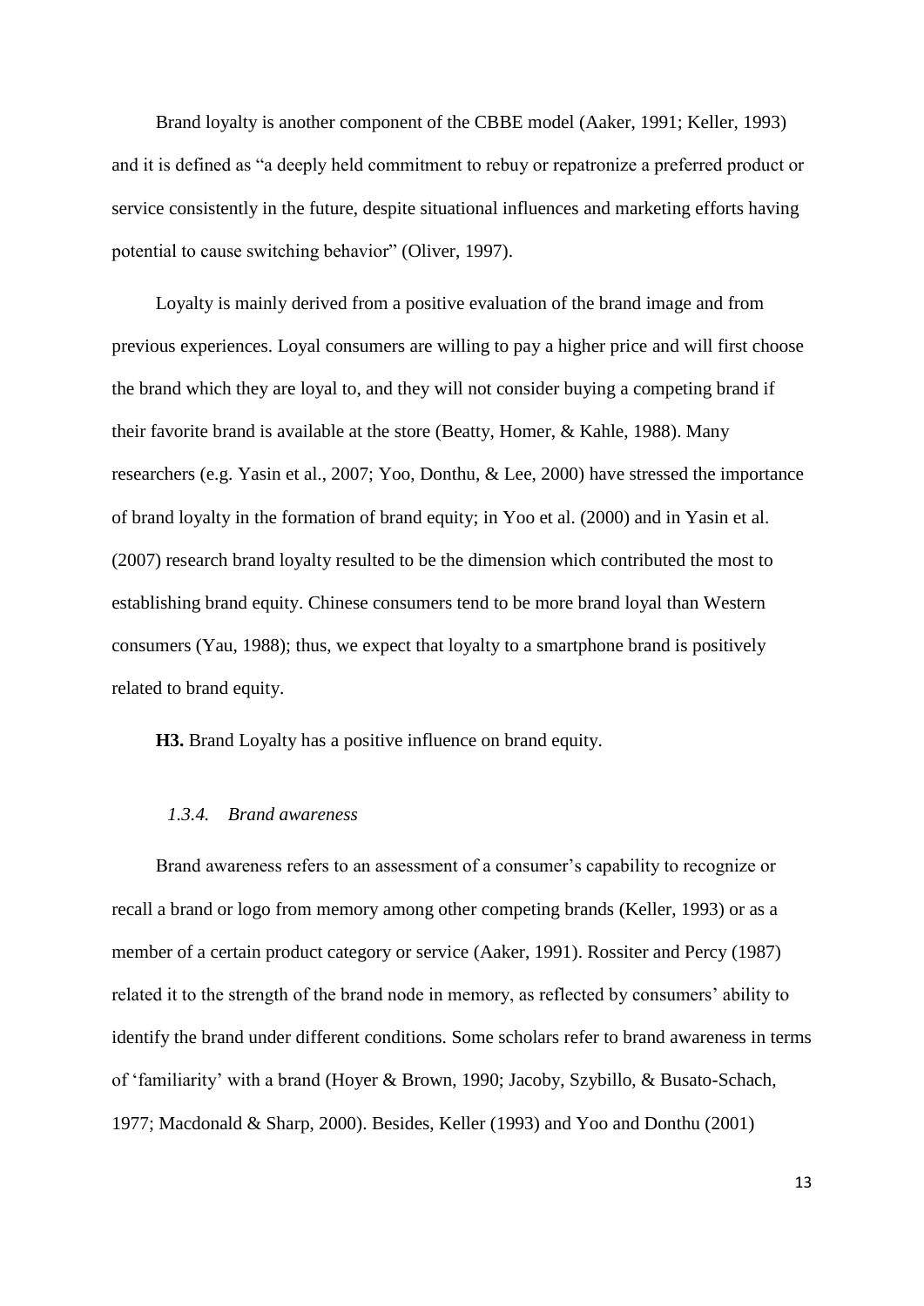Brand loyalty is another component of the CBBE model (Aaker, 1991; Keller, 1993) and it is defined as "a deeply held commitment to rebuy or repatronize a preferred product or service consistently in the future, despite situational influences and marketing efforts having potential to cause switching behavior" (Oliver, 1997).

Loyalty is mainly derived from a positive evaluation of the brand image and from previous experiences. Loyal consumers are willing to pay a higher price and will first choose the brand which they are loyal to, and they will not consider buying a competing brand if their favorite brand is available at the store (Beatty, Homer, & Kahle, 1988). Many researchers (e.g. Yasin et al., 2007; Yoo, Donthu, & Lee, 2000) have stressed the importance of brand loyalty in the formation of brand equity; in Yoo et al. (2000) and in Yasin et al. (2007) research brand loyalty resulted to be the dimension which contributed the most to establishing brand equity. Chinese consumers tend to be more brand loyal than Western consumers (Yau, 1988); thus, we expect that loyalty to a smartphone brand is positively related to brand equity.

**H3.** Brand Loyalty has a positive influence on brand equity.

#### *1.3.4. Brand awareness*

Brand awareness refers to an assessment of a consumer's capability to recognize or recall a brand or logo from memory among other competing brands (Keller, 1993) or as a member of a certain product category or service (Aaker, 1991). Rossiter and Percy (1987) related it to the strength of the brand node in memory, as reflected by consumers' ability to identify the brand under different conditions. Some scholars refer to brand awareness in terms of 'familiarity' with a brand (Hoyer & Brown, 1990; Jacoby, Szybillo, & Busato-Schach, 1977; Macdonald & Sharp, 2000). Besides, Keller (1993) and Yoo and Donthu (2001)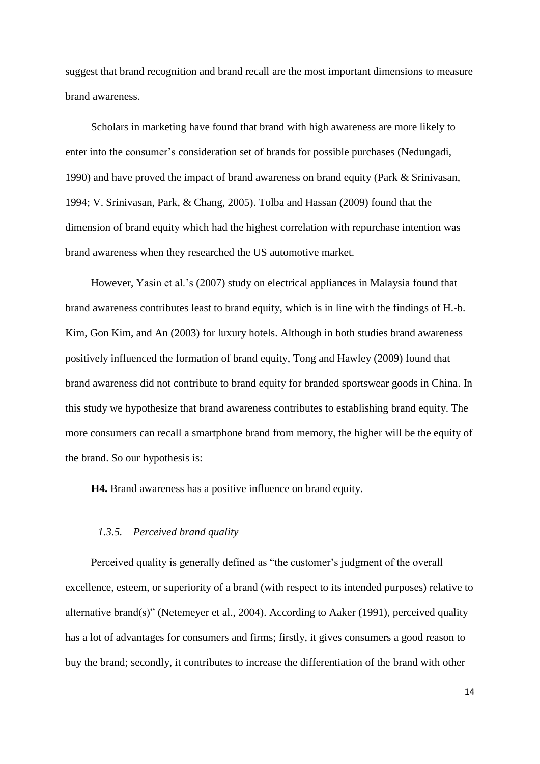suggest that brand recognition and brand recall are the most important dimensions to measure brand awareness.

Scholars in marketing have found that brand with high awareness are more likely to enter into the consumer's consideration set of brands for possible purchases (Nedungadi, 1990) and have proved the impact of brand awareness on brand equity (Park & Srinivasan, 1994; V. Srinivasan, Park, & Chang, 2005). Tolba and Hassan (2009) found that the dimension of brand equity which had the highest correlation with repurchase intention was brand awareness when they researched the US automotive market.

However, Yasin et al.'s (2007) study on electrical appliances in Malaysia found that brand awareness contributes least to brand equity, which is in line with the findings of H.-b. Kim, Gon Kim, and An (2003) for luxury hotels. Although in both studies brand awareness positively influenced the formation of brand equity, Tong and Hawley (2009) found that brand awareness did not contribute to brand equity for branded sportswear goods in China. In this study we hypothesize that brand awareness contributes to establishing brand equity. The more consumers can recall a smartphone brand from memory, the higher will be the equity of the brand. So our hypothesis is:

**H4.** Brand awareness has a positive influence on brand equity.

### *1.3.5. Perceived brand quality*

Perceived quality is generally defined as "the customer's judgment of the overall excellence, esteem, or superiority of a brand (with respect to its intended purposes) relative to alternative brand(s)" (Netemeyer et al., 2004). According to Aaker (1991), perceived quality has a lot of advantages for consumers and firms; firstly, it gives consumers a good reason to buy the brand; secondly, it contributes to increase the differentiation of the brand with other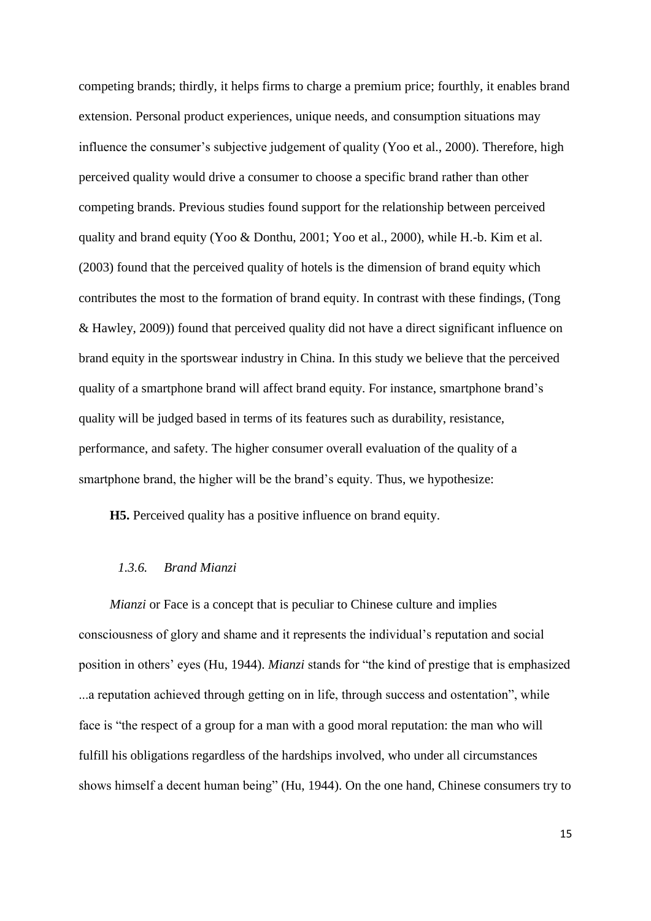competing brands; thirdly, it helps firms to charge a premium price; fourthly, it enables brand extension. Personal product experiences, unique needs, and consumption situations may influence the consumer's subjective judgement of quality (Yoo et al., 2000). Therefore, high perceived quality would drive a consumer to choose a specific brand rather than other competing brands. Previous studies found support for the relationship between perceived quality and brand equity (Yoo & Donthu, 2001; Yoo et al., 2000), while H.-b. Kim et al. (2003) found that the perceived quality of hotels is the dimension of brand equity which contributes the most to the formation of brand equity. In contrast with these findings, (Tong & Hawley, 2009)) found that perceived quality did not have a direct significant influence on brand equity in the sportswear industry in China. In this study we believe that the perceived quality of a smartphone brand will affect brand equity. For instance, smartphone brand's quality will be judged based in terms of its features such as durability, resistance, performance, and safety. The higher consumer overall evaluation of the quality of a smartphone brand, the higher will be the brand's equity. Thus, we hypothesize:

**H5.** Perceived quality has a positive influence on brand equity.

### *1.3.6. Brand Mianzi*

*Mianzi* or Face is a concept that is peculiar to Chinese culture and implies consciousness of glory and shame and it represents the individual's reputation and social position in others' eyes (Hu, 1944). *Mianzi* stands for "the kind of prestige that is emphasized ...a reputation achieved through getting on in life, through success and ostentation", while face is "the respect of a group for a man with a good moral reputation: the man who will fulfill his obligations regardless of the hardships involved, who under all circumstances shows himself a decent human being" (Hu, 1944). On the one hand, Chinese consumers try to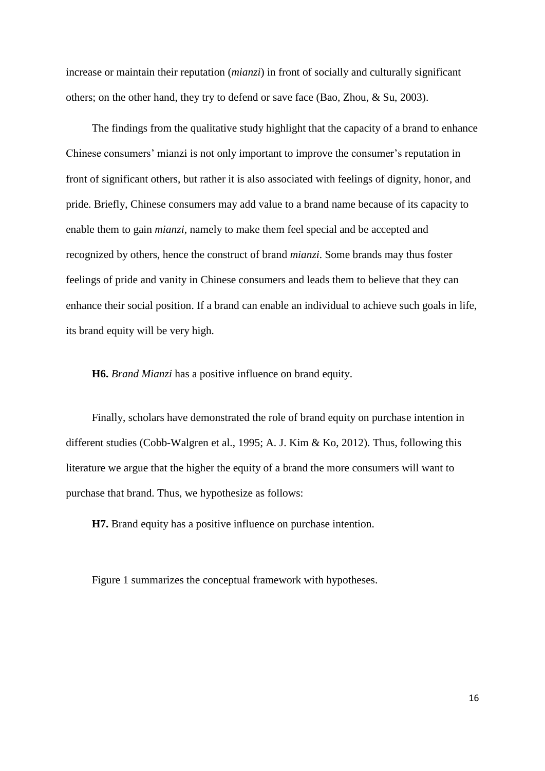increase or maintain their reputation (*mianzi*) in front of socially and culturally significant others; on the other hand, they try to defend or save face (Bao, Zhou, & Su, 2003).

The findings from the qualitative study highlight that the capacity of a brand to enhance Chinese consumers' mianzi is not only important to improve the consumer's reputation in front of significant others, but rather it is also associated with feelings of dignity, honor, and pride. Briefly, Chinese consumers may add value to a brand name because of its capacity to enable them to gain *mianzi*, namely to make them feel special and be accepted and recognized by others, hence the construct of brand *mianzi*. Some brands may thus foster feelings of pride and vanity in Chinese consumers and leads them to believe that they can enhance their social position. If a brand can enable an individual to achieve such goals in life, its brand equity will be very high.

**H6.** *Brand Mianzi* has a positive influence on brand equity.

Finally, scholars have demonstrated the role of brand equity on purchase intention in different studies (Cobb-Walgren et al., 1995; A. J. Kim & Ko, 2012). Thus, following this literature we argue that the higher the equity of a brand the more consumers will want to purchase that brand. Thus, we hypothesize as follows:

**H7.** Brand equity has a positive influence on purchase intention.

Figure 1 summarizes the conceptual framework with hypotheses.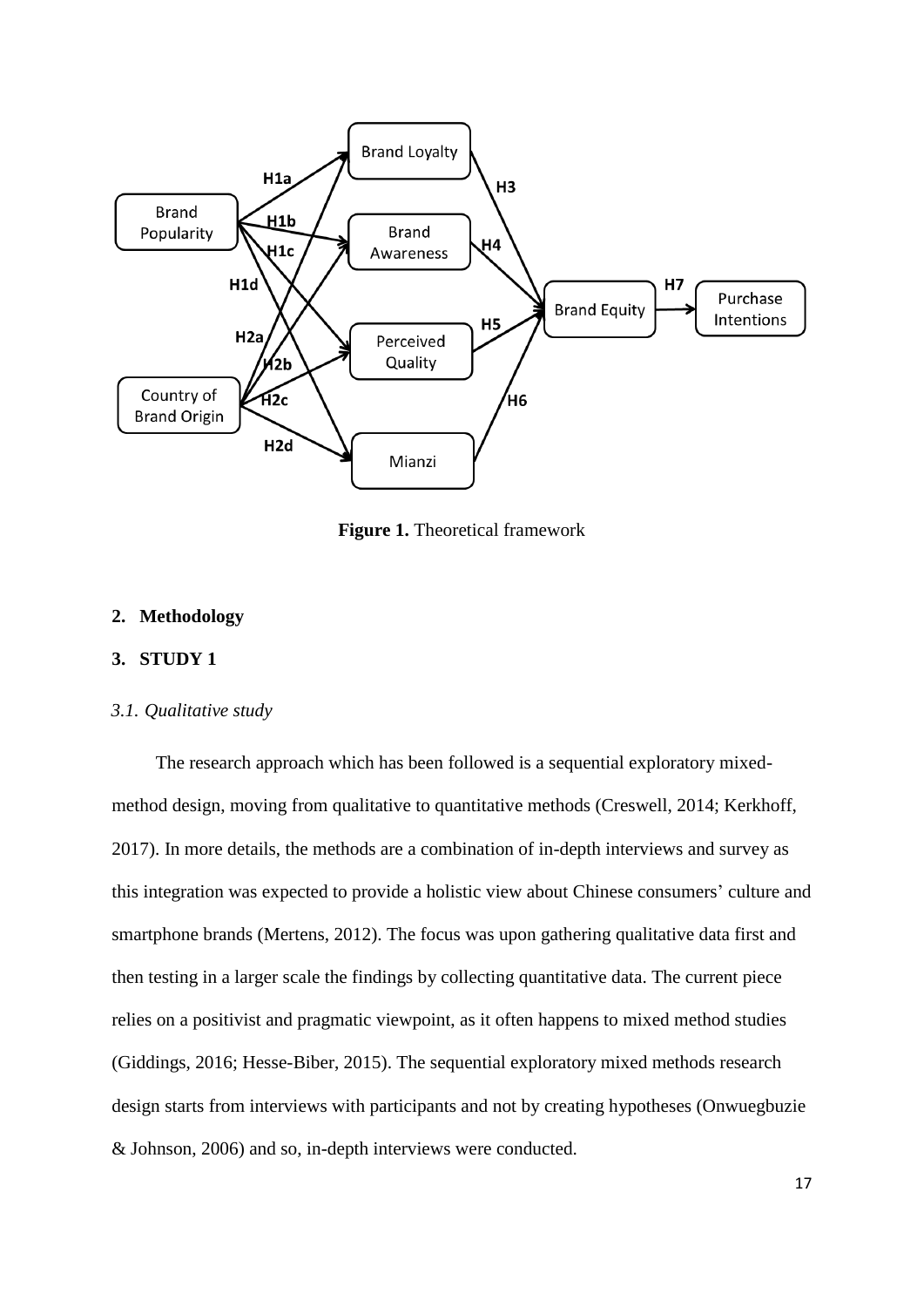**Figure 1.** Theoretical framework

## 2. Methodology

## 3. STUDY 1

### *3.1. Qualitative study*

The research approach which has been followed is a sequential exploratory mixed-method design, moving from qualitative to quantitative methods (Creswell, 2014; Kerkhoff, 2017). In more details, the methods are a combination of in-depth interviews and survey as this integration was expected to provide a holistic view about Chinese consumers' culture and smartphone brands (Mertens, 2012). The focus was upon gathering qualitative data first and then testing in a larger scale the findings by collecting quantitative data. The current piece relies on a positivist and pragmatic viewpoint, as it often happens to mixed method studies (Giddings, 2016; Hesse-Biber, 2015). The sequential exploratory mixed methods research design starts from interviews with participants and not by creating hypotheses (Onwuegbuzie & Johnson, 2006) and so, in-depth interviews were conducted.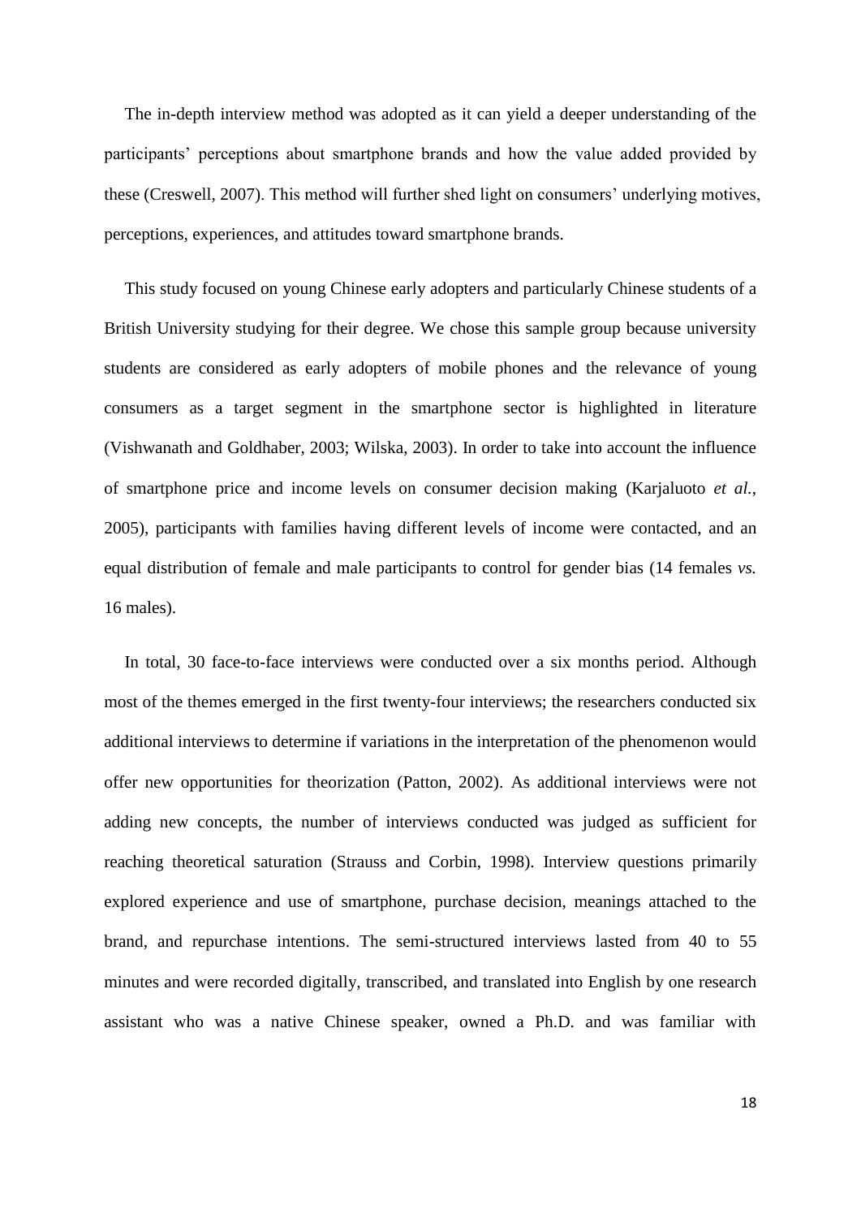The in-depth interview method was adopted as it can yield a deeper understanding of the participants' perceptions about smartphone brands and how the value added provided by these (Creswell, 2007). This method will further shed light on consumers' underlying motives, perceptions, experiences, and attitudes toward smartphone brands.

This study focused on young Chinese early adopters and particularly Chinese students of a British University studying for their degree. We chose this sample group because university students are considered as early adopters of mobile phones and the relevance of young consumers as a target segment in the smartphone sector is highlighted in literature (Vishwanath and Goldhaber, 2003; Wilska, 2003). In order to take into account the influence of smartphone price and income levels on consumer decision making (Karjaluoto *et al.*, 2005), participants with families having different levels of income were contacted, and an equal distribution of female and male participants to control for gender bias (14 females *vs.* 16 males).

In total, 30 face-to-face interviews were conducted over a six months period. Although most of the themes emerged in the first twenty-four interviews; the researchers conducted six additional interviews to determine if variations in the interpretation of the phenomenon would offer new opportunities for theorization (Patton, 2002). As additional interviews were not adding new concepts, the number of interviews conducted was judged as sufficient for reaching theoretical saturation (Strauss and Corbin, 1998). Interview questions primarily explored experience and use of smartphone, purchase decision, meanings attached to the brand, and repurchase intentions. The semi-structured interviews lasted from 40 to 55 minutes and were recorded digitally, transcribed, and translated into English by one research assistant who was a native Chinese speaker, owned a Ph.D. and was familiar with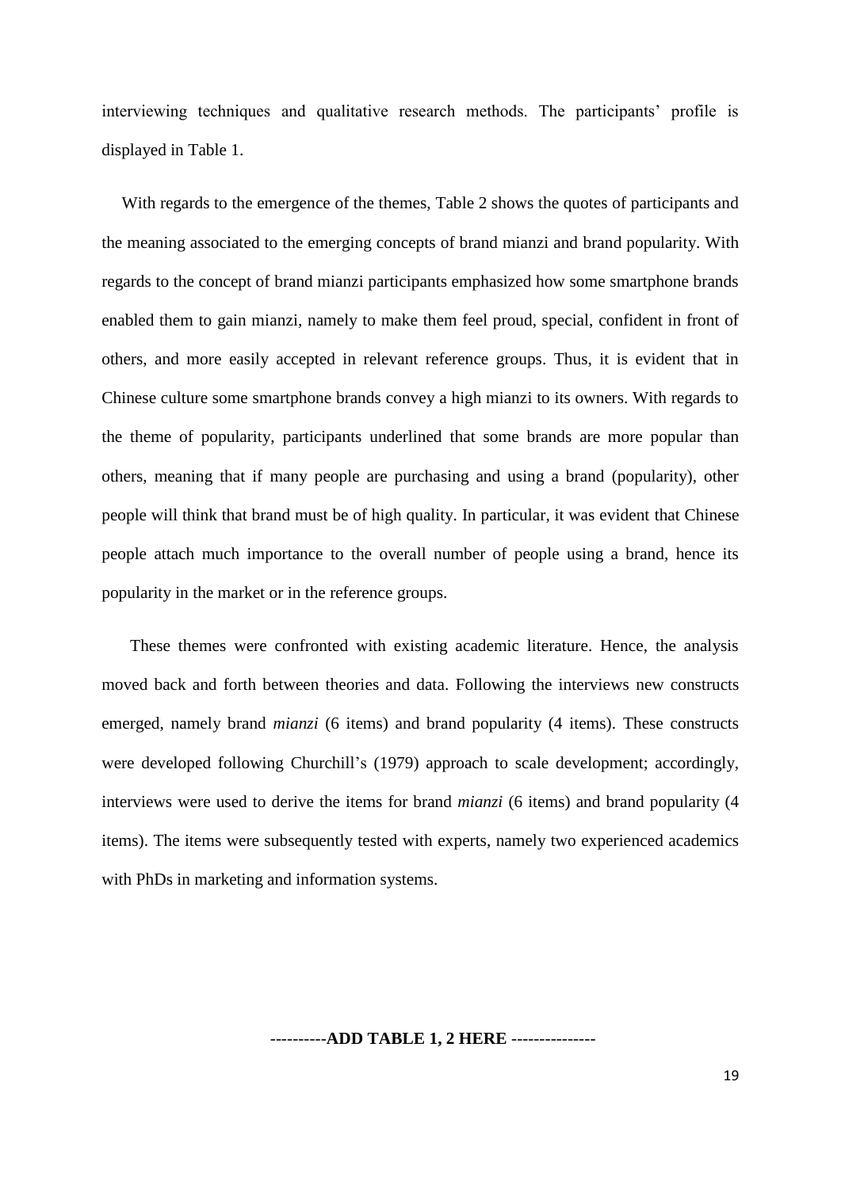interviewing techniques and qualitative research methods. The participants' profile is displayed in Table 1.

With regards to the emergence of the themes, Table 2 shows the quotes of participants and the meaning associated to the emerging concepts of brand mianzi and brand popularity. With regards to the concept of brand mianzi participants emphasized how some smartphone brands enabled them to gain mianzi, namely to make them feel proud, special, confident in front of others, and more easily accepted in relevant reference groups. Thus, it is evident that in Chinese culture some smartphone brands convey a high mianzi to its owners. With regards to the theme of popularity, participants underlined that some brands are more popular than others, meaning that if many people are purchasing and using a brand (popularity), other people will think that brand must be of high quality. In particular, it was evident that Chinese people attach much importance to the overall number of people using a brand, hence its popularity in the market or in the reference groups.

These themes were confronted with existing academic literature. Hence, the analysis moved back and forth between theories and data. Following the interviews new constructs emerged, namely brand *mianzi* (6 items) and brand popularity (4 items). These constructs were developed following Churchill's (1979) approach to scale development; accordingly, interviews were used to derive the items for brand *mianzi* (6 items) and brand popularity (4 items). The items were subsequently tested with experts, namely two experienced academics with PhDs in marketing and information systems.

----------**ADD TABLE 1, 2 HERE** ---------------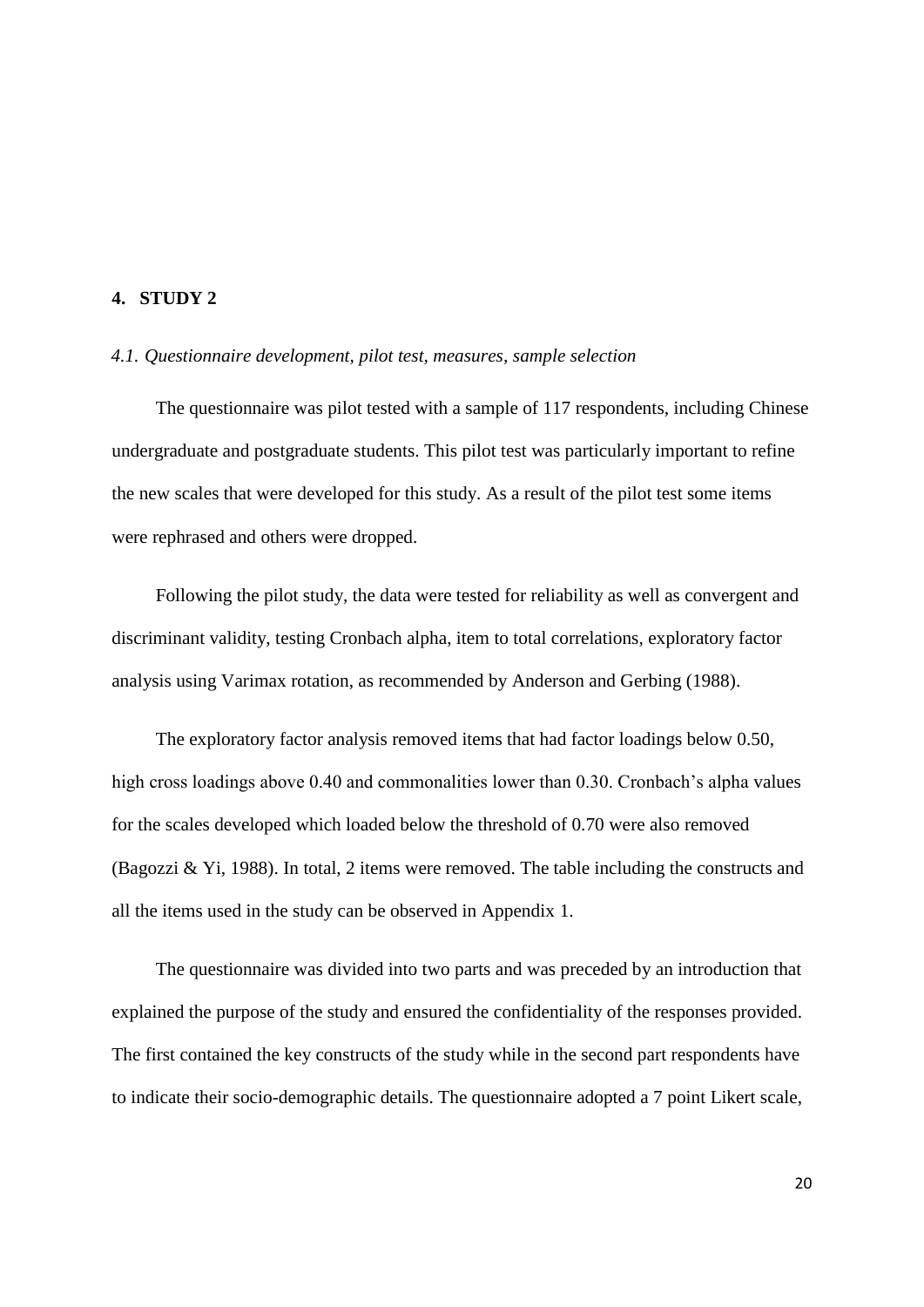## 4. STUDY 2

### *4.1. Questionnaire development, pilot test, measures, sample selection*

The questionnaire was pilot tested with a sample of 117 respondents, including Chinese undergraduate and postgraduate students. This pilot test was particularly important to refine the new scales that were developed for this study. As a result of the pilot test some items were rephrased and others were dropped.

Following the pilot study, the data were tested for reliability as well as convergent and discriminant validity, testing Cronbach alpha, item to total correlations, exploratory factor analysis using Varimax rotation, as recommended by Anderson and Gerbing (1988).

The exploratory factor analysis removed items that had factor loadings below 0.50, high cross loadings above 0.40 and commonalities lower than 0.30. Cronbach's alpha values for the scales developed which loaded below the threshold of 0.70 were also removed (Bagozzi & Yi, 1988). In total, 2 items were removed. The table including the constructs and all the items used in the study can be observed in Appendix 1.

The questionnaire was divided into two parts and was preceded by an introduction that explained the purpose of the study and ensured the confidentiality of the responses provided. The first contained the key constructs of the study while in the second part respondents have to indicate their socio-demographic details. The questionnaire adopted a 7 point Likert scale,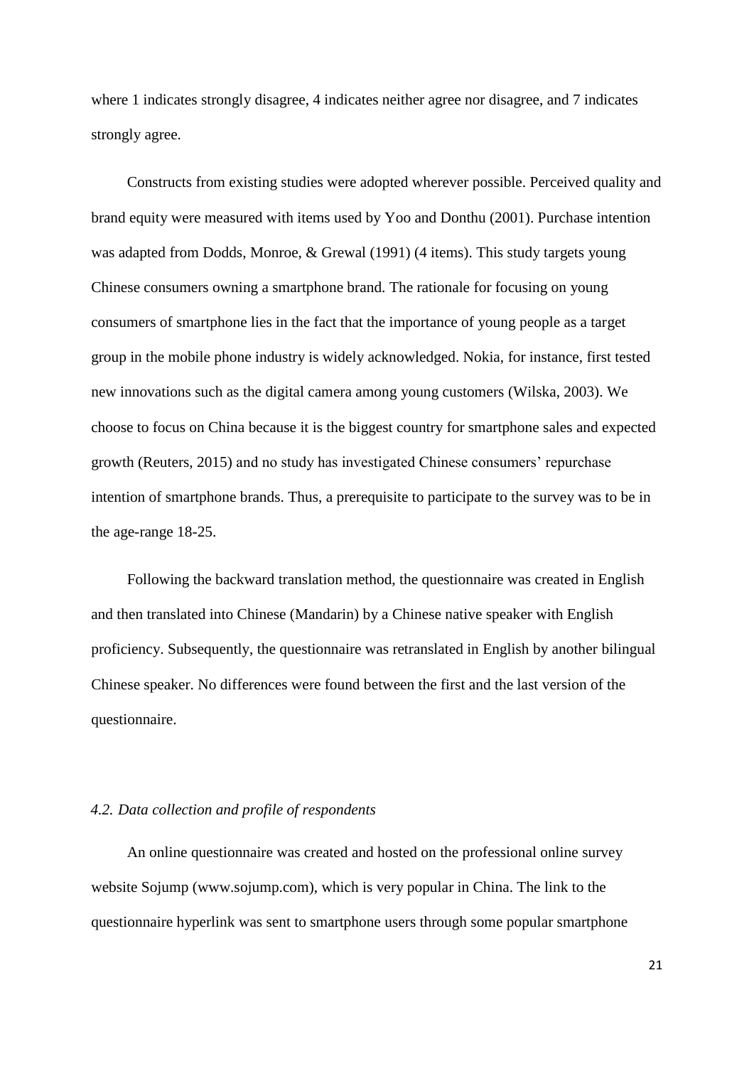where 1 indicates strongly disagree, 4 indicates neither agree nor disagree, and 7 indicates strongly agree.

Constructs from existing studies were adopted wherever possible. Perceived quality and brand equity were measured with items used by Yoo and Donthu (2001). Purchase intention was adapted from Dodds, Monroe, & Grewal (1991) (4 items). This study targets young Chinese consumers owning a smartphone brand. The rationale for focusing on young consumers of smartphone lies in the fact that the importance of young people as a target group in the mobile phone industry is widely acknowledged. Nokia, for instance, first tested new innovations such as the digital camera among young customers (Wilska, 2003). We choose to focus on China because it is the biggest country for smartphone sales and expected growth (Reuters, 2015) and no study has investigated Chinese consumers' repurchase intention of smartphone brands. Thus, a prerequisite to participate to the survey was to be in the age-range 18-25.

Following the backward translation method, the questionnaire was created in English and then translated into Chinese (Mandarin) by a Chinese native speaker with English proficiency. Subsequently, the questionnaire was retranslated in English by another bilingual Chinese speaker. No differences were found between the first and the last version of the questionnaire.

### *4.2. Data collection and profile of respondents*

An online questionnaire was created and hosted on the professional online survey website Sojump (www.sojump.com), which is very popular in China. The link to the questionnaire hyperlink was sent to smartphone users through some popular smartphone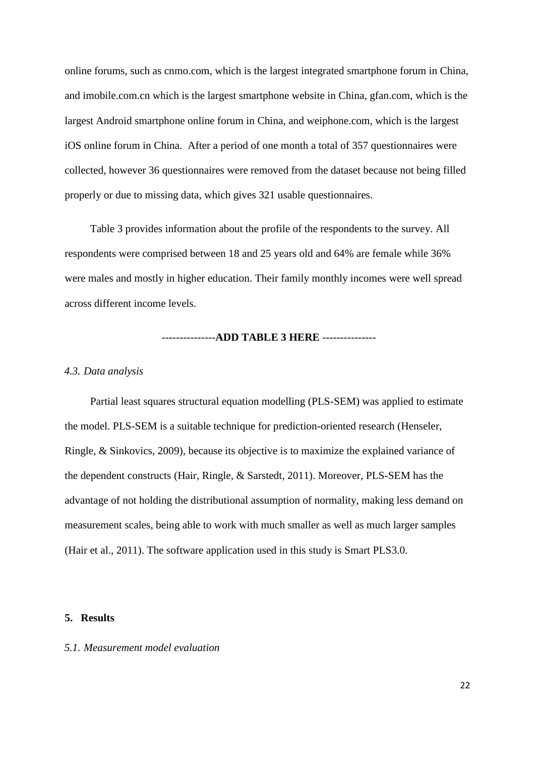online forums, such as cnmo.com, which is the largest integrated smartphone forum in China, and imobile.com.cn which is the largest smartphone website in China, gfan.com, which is the largest Android smartphone online forum in China, and weiphone.com, which is the largest iOS online forum in China. After a period of one month a total of 357 questionnaires were collected, however 36 questionnaires were removed from the dataset because not being filled properly or due to missing data, which gives 321 usable questionnaires.

Table 3 provides information about the profile of the respondents to the survey. All respondents were comprised between 18 and 25 years old and 64% are female while 36% were males and mostly in higher education. Their family monthly incomes were well spread across different income levels.

---------------**ADD TABLE 3 HERE** ---------------

### *4.3. Data analysis*

Partial least squares structural equation modelling (PLS-SEM) was applied to estimate the model. PLS-SEM is a suitable technique for prediction-oriented research (Henseler, Ringle, & Sinkovics, 2009), because its objective is to maximize the explained variance of the dependent constructs (Hair, Ringle, & Sarstedt, 2011). Moreover, PLS-SEM has the advantage of not holding the distributional assumption of normality, making less demand on measurement scales, being able to work with much smaller as well as much larger samples (Hair et al., 2011). The software application used in this study is Smart PLS3.0.

## 5. Results

### *5.1. Measurement model evaluation*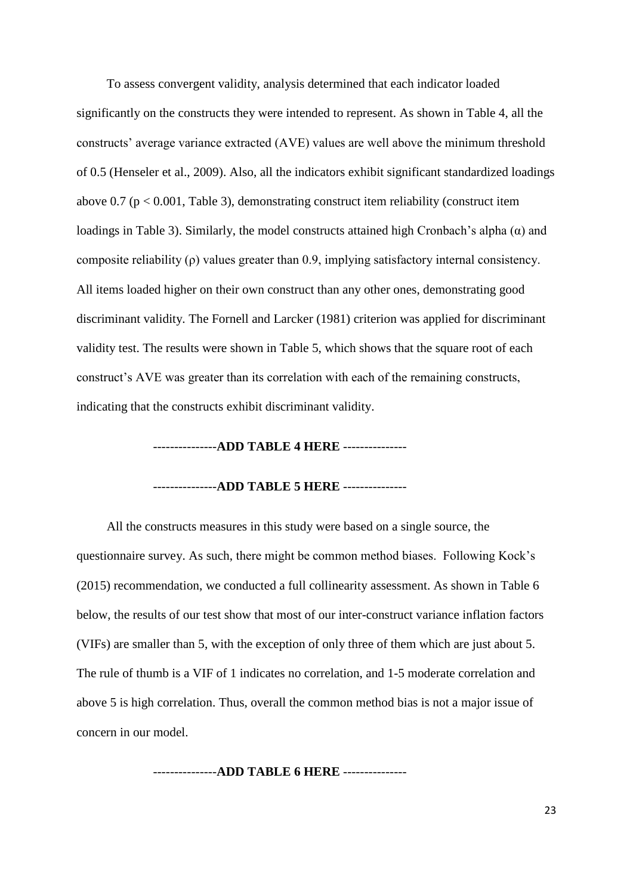To assess convergent validity, analysis determined that each indicator loaded significantly on the constructs they were intended to represent. As shown in Table 4, all the constructs' average variance extracted (AVE) values are well above the minimum threshold of 0.5 (Henseler et al., 2009). Also, all the indicators exhibit significant standardized loadings above 0.7 ($p < 0.001$, Table 3), demonstrating construct item reliability (construct item loadings in Table 3). Similarly, the model constructs attained high Cronbach's alpha ($\alpha$) and composite reliability ($\rho$) values greater than 0.9, implying satisfactory internal consistency. All items loaded higher on their own construct than any other ones, demonstrating good discriminant validity. The Fornell and Larcker (1981) criterion was applied for discriminant validity test. The results were shown in Table 5, which shows that the square root of each construct's AVE was greater than its correlation with each of the remaining constructs, indicating that the constructs exhibit discriminant validity.

---------------**ADD TABLE 4 HERE** ---------------

---------------**ADD TABLE 5 HERE** ---------------

All the constructs measures in this study were based on a single source, the questionnaire survey. As such, there might be common method biases. Following Kock's (2015) recommendation, we conducted a full collinearity assessment. As shown in Table 6 below, the results of our test show that most of our inter-construct variance inflation factors (VIFs) are smaller than 5, with the exception of only three of them which are just about 5. The rule of thumb is a VIF of 1 indicates no correlation, and 1-5 moderate correlation and above 5 is high correlation. Thus, overall the common method bias is not a major issue of concern in our model.

---------------**ADD TABLE 6 HERE** ---------------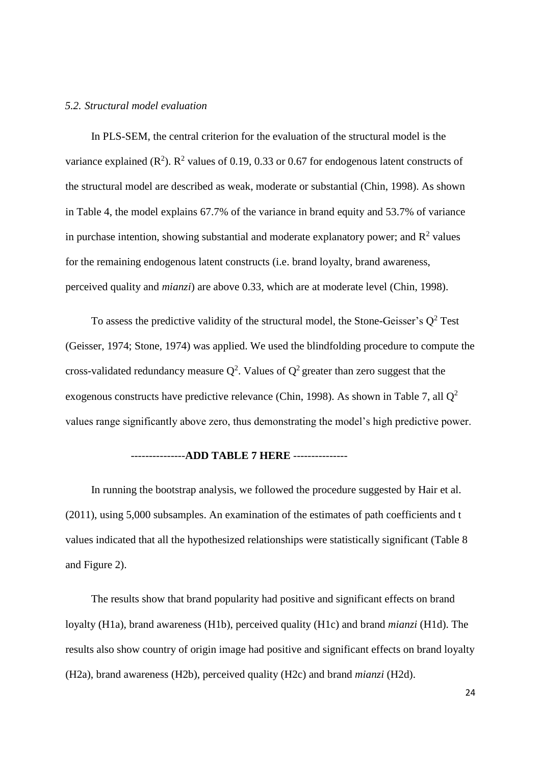### *5.2. Structural model evaluation*

In PLS-SEM, the central criterion for the evaluation of the structural model is the variance explained ($R^2$). $R^2$ values of 0.19, 0.33 or 0.67 for endogenous latent constructs of the structural model are described as weak, moderate or substantial (Chin, 1998). As shown in Table 4, the model explains 67.7% of the variance in brand equity and 53.7% of variance in purchase intention, showing substantial and moderate explanatory power; and $R^2$ values for the remaining endogenous latent constructs (i.e. brand loyalty, brand awareness, perceived quality and *mianzi*) are above 0.33, which are at moderate level (Chin, 1998).

To assess the predictive validity of the structural model, the Stone-Geisser's $Q^2$ Test (Geisser, 1974; Stone, 1974) was applied. We used the blindfolding procedure to compute the cross-validated redundancy measure $Q^2$. Values of $Q^2$ greater than zero suggest that the exogenous constructs have predictive relevance (Chin, 1998). As shown in Table 7, all $Q^2$ values range significantly above zero, thus demonstrating the model's high predictive power.

---------------**ADD TABLE 7 HERE** ---------------

In running the bootstrap analysis, we followed the procedure suggested by Hair et al. (2011), using 5,000 subsamples. An examination of the estimates of path coefficients and t values indicated that all the hypothesized relationships were statistically significant (Table 8 and Figure 2).

The results show that brand popularity had positive and significant effects on brand loyalty (H1a), brand awareness (H1b), perceived quality (H1c) and brand *mianzi* (H1d). The results also show country of origin image had positive and significant effects on brand loyalty (H2a), brand awareness (H2b), perceived quality (H2c) and brand *mianzi* (H2d).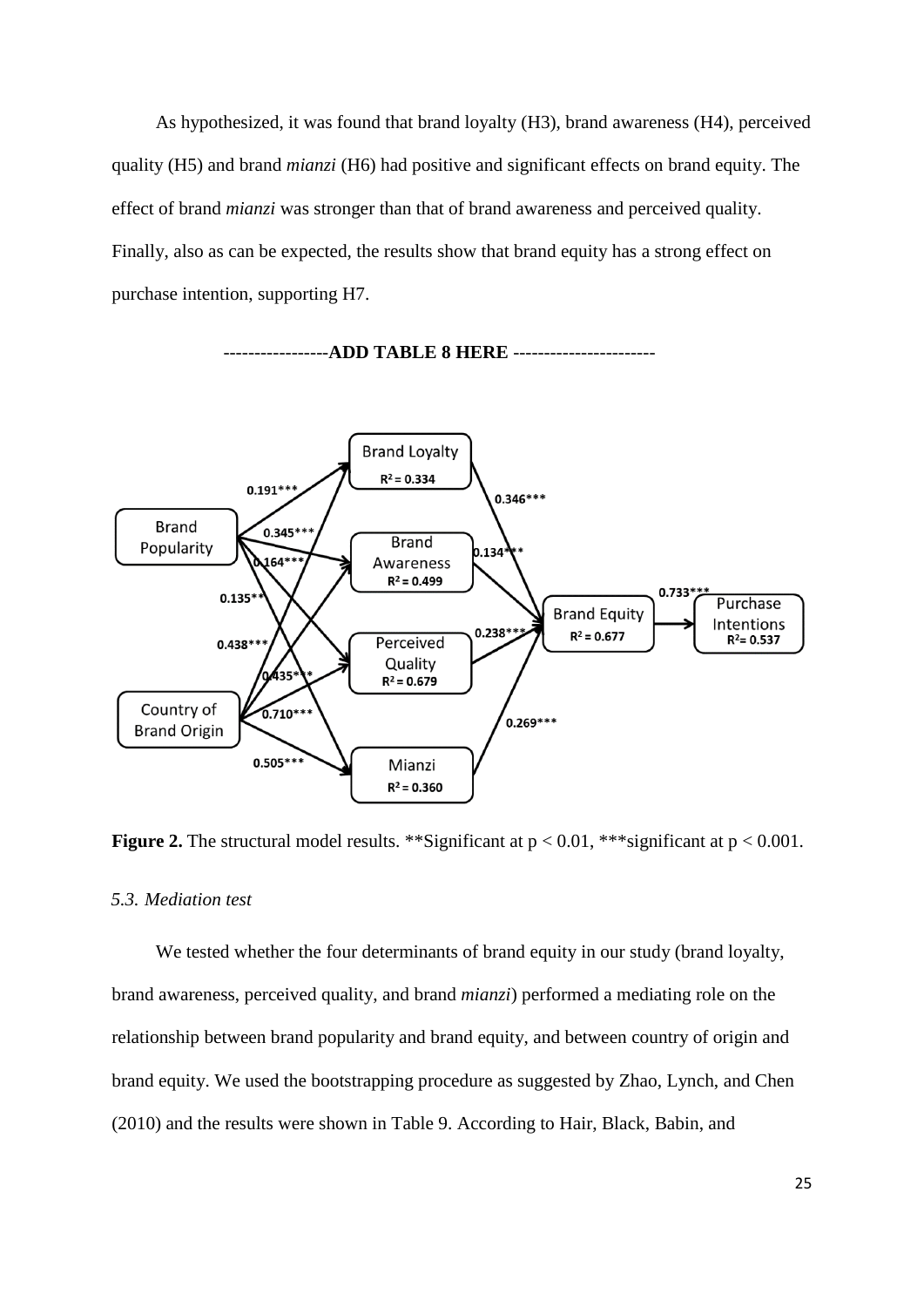As hypothesized, it was found that brand loyalty (H3), brand awareness (H4), perceived quality (H5) and brand *mianzi* (H6) had positive and significant effects on brand equity. The effect of brand *mianzi* was stronger than that of brand awareness and perceived quality. Finally, also as can be expected, the results show that brand equity has a strong effect on purchase intention, supporting H7.

-----------------**ADD TABLE 8 HERE** -----------------------

**Figure 2.** The structural model results. **Significant at $p < 0.01$, ***significant at $p < 0.001$.

*5.3. Mediation test*

We tested whether the four determinants of brand equity in our study (brand loyalty, brand awareness, perceived quality, and brand *mianzi*) performed a mediating role on the relationship between brand popularity and brand equity, and between country of origin and brand equity. We used the bootstrapping procedure as suggested by Zhao, Lynch, and Chen (2010) and the results were shown in Table 9. According to Hair, Black, Babin, and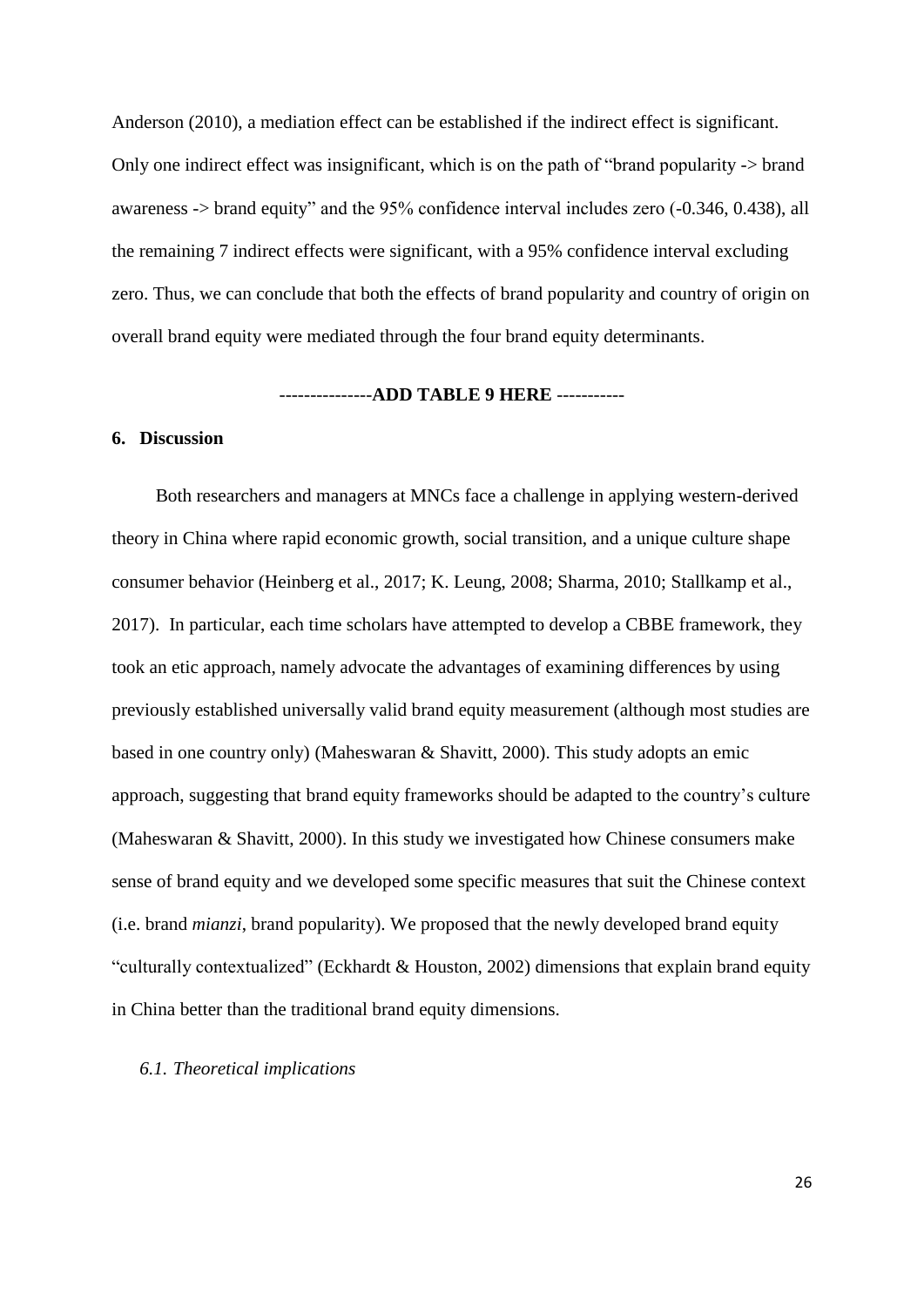Anderson (2010), a mediation effect can be established if the indirect effect is significant. Only one indirect effect was insignificant, which is on the path of "brand popularity -> brand awareness -> brand equity" and the 95% confidence interval includes zero (-0.346, 0.438), all the remaining 7 indirect effects were significant, with a 95% confidence interval excluding zero. Thus, we can conclude that both the effects of brand popularity and country of origin on overall brand equity were mediated through the four brand equity determinants.

**---------------ADD TABLE 9 HERE -----------**

## 6. Discussion

Both researchers and managers at MNCs face a challenge in applying western-derived theory in China where rapid economic growth, social transition, and a unique culture shape consumer behavior (Heinberg et al., 2017; K. Leung, 2008; Sharma, 2010; Stallkamp et al., 2017). In particular, each time scholars have attempted to develop a CBBE framework, they took an etic approach, namely advocate the advantages of examining differences by using previously established universally valid brand equity measurement (although most studies are based in one country only) (Maheswaran & Shavitt, 2000). This study adopts an emic approach, suggesting that brand equity frameworks should be adapted to the country's culture (Maheswaran & Shavitt, 2000). In this study we investigated how Chinese consumers make sense of brand equity and we developed some specific measures that suit the Chinese context (i.e. brand *mianzi*, brand popularity). We proposed that the newly developed brand equity "culturally contextualized" (Eckhardt & Houston, 2002) dimensions that explain brand equity in China better than the traditional brand equity dimensions.

### *6.1. Theoretical implications*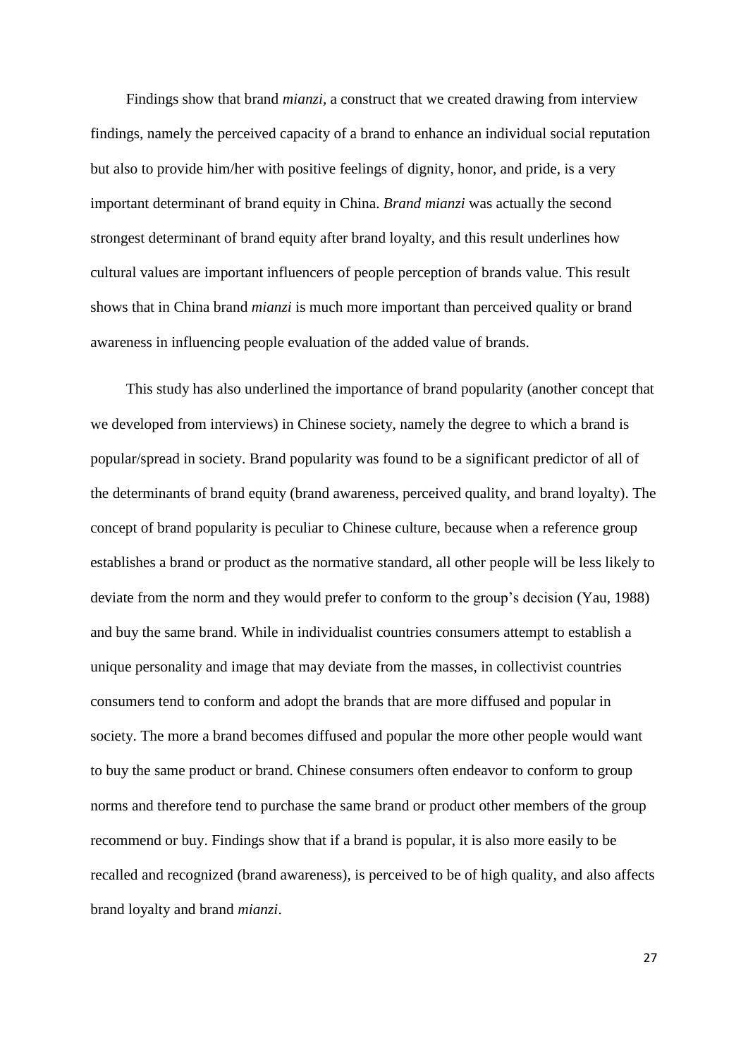Findings show that brand *mianzi*, a construct that we created drawing from interview findings, namely the perceived capacity of a brand to enhance an individual social reputation but also to provide him/her with positive feelings of dignity, honor, and pride, is a very important determinant of brand equity in China. *Brand mianzi* was actually the second strongest determinant of brand equity after brand loyalty, and this result underlines how cultural values are important influencers of people perception of brands value. This result shows that in China brand *mianzi* is much more important than perceived quality or brand awareness in influencing people evaluation of the added value of brands.

This study has also underlined the importance of brand popularity (another concept that we developed from interviews) in Chinese society, namely the degree to which a brand is popular/spread in society. Brand popularity was found to be a significant predictor of all of the determinants of brand equity (brand awareness, perceived quality, and brand loyalty). The concept of brand popularity is peculiar to Chinese culture, because when a reference group establishes a brand or product as the normative standard, all other people will be less likely to deviate from the norm and they would prefer to conform to the group's decision (Yau, 1988) and buy the same brand. While in individualist countries consumers attempt to establish a unique personality and image that may deviate from the masses, in collectivist countries consumers tend to conform and adopt the brands that are more diffused and popular in society. The more a brand becomes diffused and popular the more other people would want to buy the same product or brand. Chinese consumers often endeavor to conform to group norms and therefore tend to purchase the same brand or product other members of the group recommend or buy. Findings show that if a brand is popular, it is also more easily to be recalled and recognized (brand awareness), is perceived to be of high quality, and also affects brand loyalty and brand *mianzi*.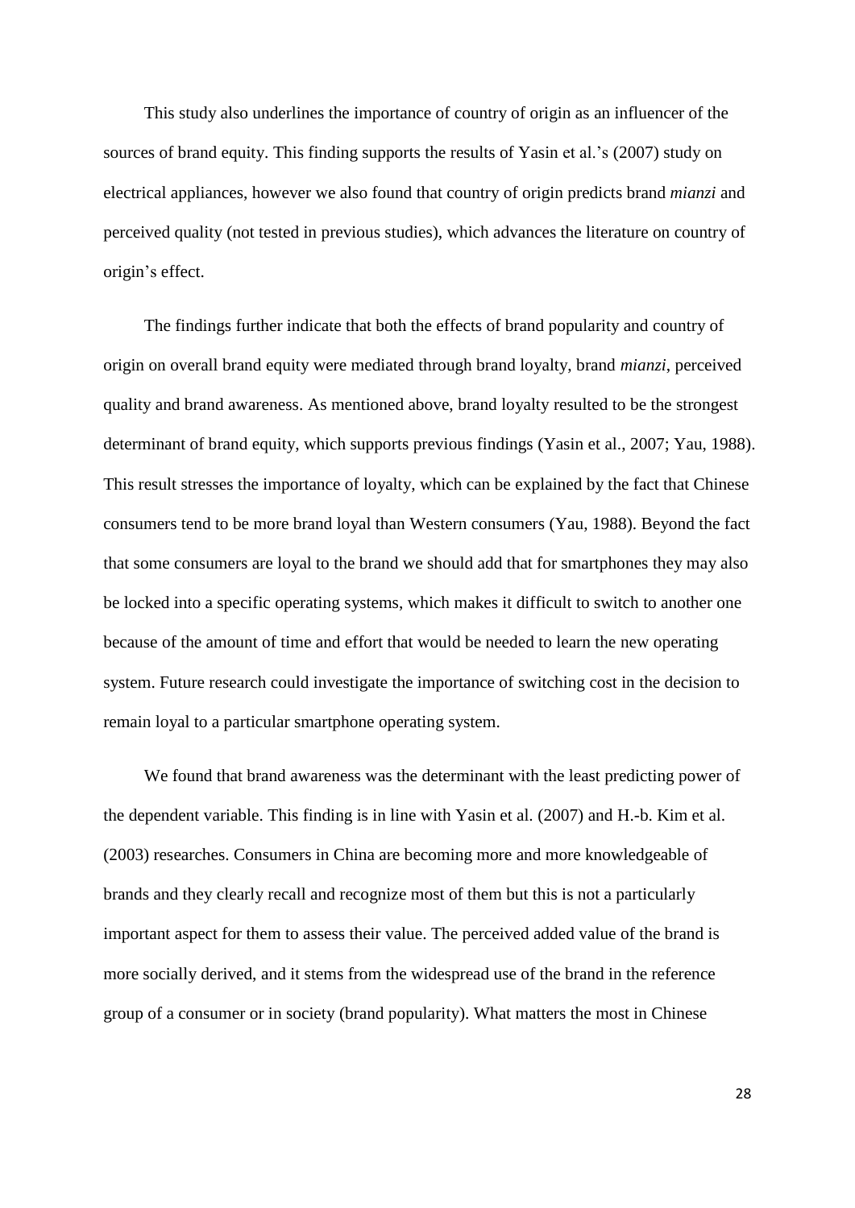This study also underlines the importance of country of origin as an influencer of the sources of brand equity. This finding supports the results of Yasin et al.'s (2007) study on electrical appliances, however we also found that country of origin predicts brand *mianzi* and perceived quality (not tested in previous studies), which advances the literature on country of origin's effect.

The findings further indicate that both the effects of brand popularity and country of origin on overall brand equity were mediated through brand loyalty, brand *mianzi*, perceived quality and brand awareness. As mentioned above, brand loyalty resulted to be the strongest determinant of brand equity, which supports previous findings (Yasin et al., 2007; Yau, 1988). This result stresses the importance of loyalty, which can be explained by the fact that Chinese consumers tend to be more brand loyal than Western consumers (Yau, 1988). Beyond the fact that some consumers are loyal to the brand we should add that for smartphones they may also be locked into a specific operating systems, which makes it difficult to switch to another one because of the amount of time and effort that would be needed to learn the new operating system. Future research could investigate the importance of switching cost in the decision to remain loyal to a particular smartphone operating system.

We found that brand awareness was the determinant with the least predicting power of the dependent variable. This finding is in line with Yasin et al. (2007) and H.-b. Kim et al. (2003) researches. Consumers in China are becoming more and more knowledgeable of brands and they clearly recall and recognize most of them but this is not a particularly important aspect for them to assess their value. The perceived added value of the brand is more socially derived, and it stems from the widespread use of the brand in the reference group of a consumer or in society (brand popularity). What matters the most in Chinese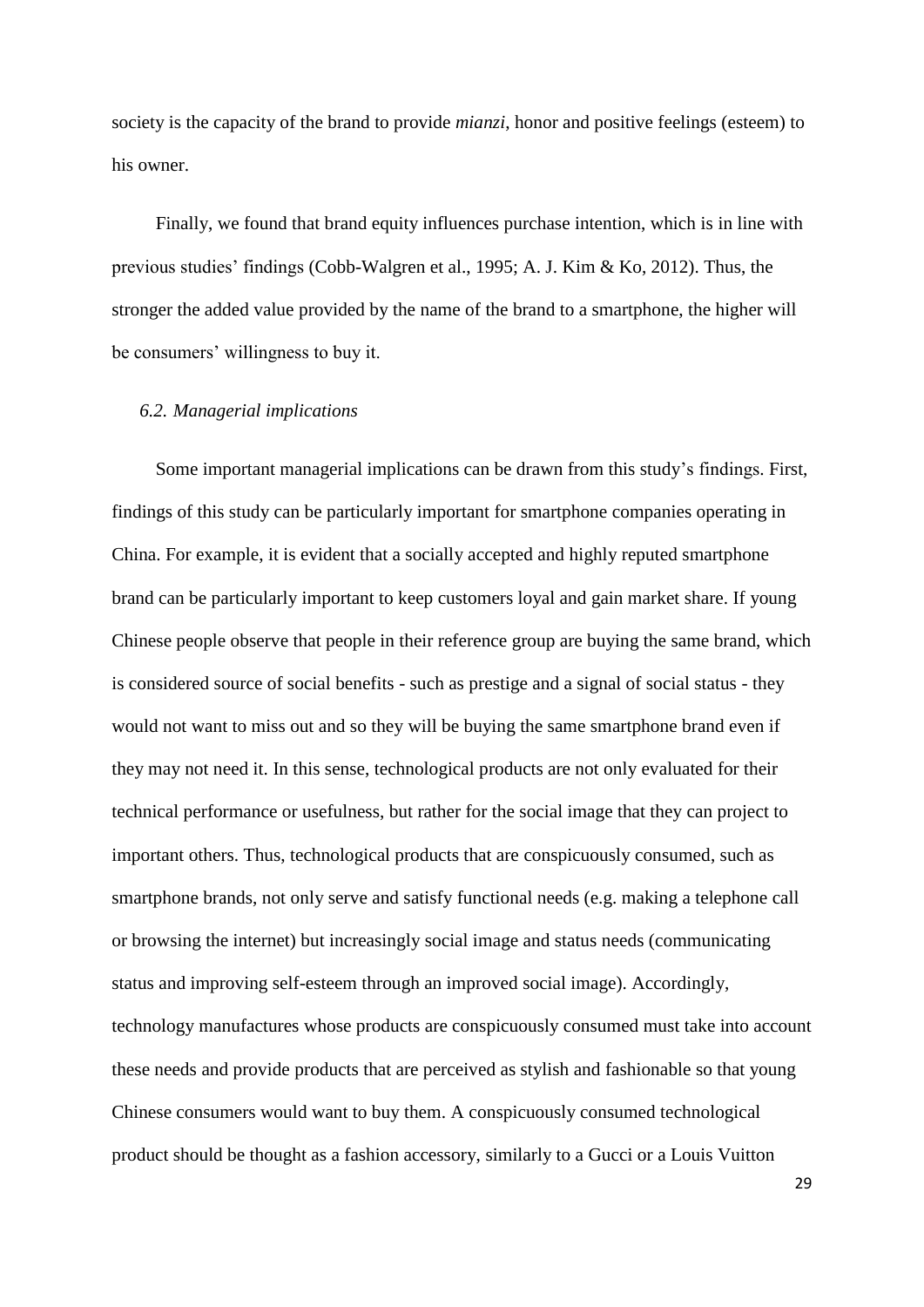society is the capacity of the brand to provide *mianzi*, honor and positive feelings (esteem) to his owner.

Finally, we found that brand equity influences purchase intention, which is in line with previous studies' findings (Cobb-Walgren et al., 1995; A. J. Kim & Ko, 2012). Thus, the stronger the added value provided by the name of the brand to a smartphone, the higher will be consumers' willingness to buy it.

### *6.2. Managerial implications*

Some important managerial implications can be drawn from this study's findings. First, findings of this study can be particularly important for smartphone companies operating in China. For example, it is evident that a socially accepted and highly reputed smartphone brand can be particularly important to keep customers loyal and gain market share. If young Chinese people observe that people in their reference group are buying the same brand, which is considered source of social benefits - such as prestige and a signal of social status - they would not want to miss out and so they will be buying the same smartphone brand even if they may not need it. In this sense, technological products are not only evaluated for their technical performance or usefulness, but rather for the social image that they can project to important others. Thus, technological products that are conspicuously consumed, such as smartphone brands, not only serve and satisfy functional needs (e.g. making a telephone call or browsing the internet) but increasingly social image and status needs (communicating status and improving self-esteem through an improved social image). Accordingly, technology manufactures whose products are conspicuously consumed must take into account these needs and provide products that are perceived as stylish and fashionable so that young Chinese consumers would want to buy them. A conspicuously consumed technological product should be thought as a fashion accessory, similarly to a Gucci or a Louis Vuitton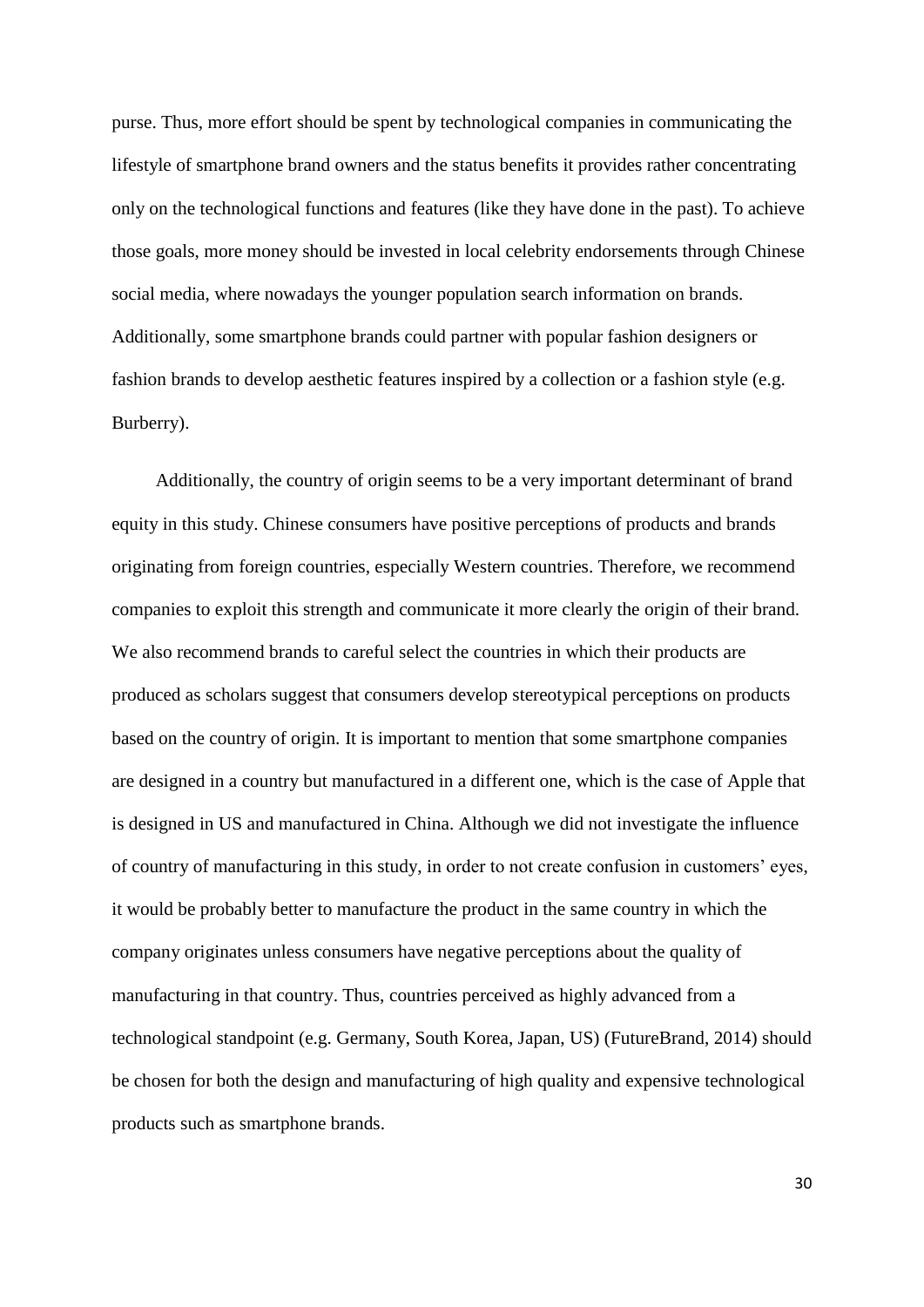purse. Thus, more effort should be spent by technological companies in communicating the lifestyle of smartphone brand owners and the status benefits it provides rather concentrating only on the technological functions and features (like they have done in the past). To achieve those goals, more money should be invested in local celebrity endorsements through Chinese social media, where nowadays the younger population search information on brands. Additionally, some smartphone brands could partner with popular fashion designers or fashion brands to develop aesthetic features inspired by a collection or a fashion style (e.g. Burberry).

Additionally, the country of origin seems to be a very important determinant of brand equity in this study. Chinese consumers have positive perceptions of products and brands originating from foreign countries, especially Western countries. Therefore, we recommend companies to exploit this strength and communicate it more clearly the origin of their brand. We also recommend brands to careful select the countries in which their products are produced as scholars suggest that consumers develop stereotypical perceptions on products based on the country of origin. It is important to mention that some smartphone companies are designed in a country but manufactured in a different one, which is the case of Apple that is designed in US and manufactured in China. Although we did not investigate the influence of country of manufacturing in this study, in order to not create confusion in customers' eyes, it would be probably better to manufacture the product in the same country in which the company originates unless consumers have negative perceptions about the quality of manufacturing in that country. Thus, countries perceived as highly advanced from a technological standpoint (e.g. Germany, South Korea, Japan, US) (FutureBrand, 2014) should be chosen for both the design and manufacturing of high quality and expensive technological products such as smartphone brands.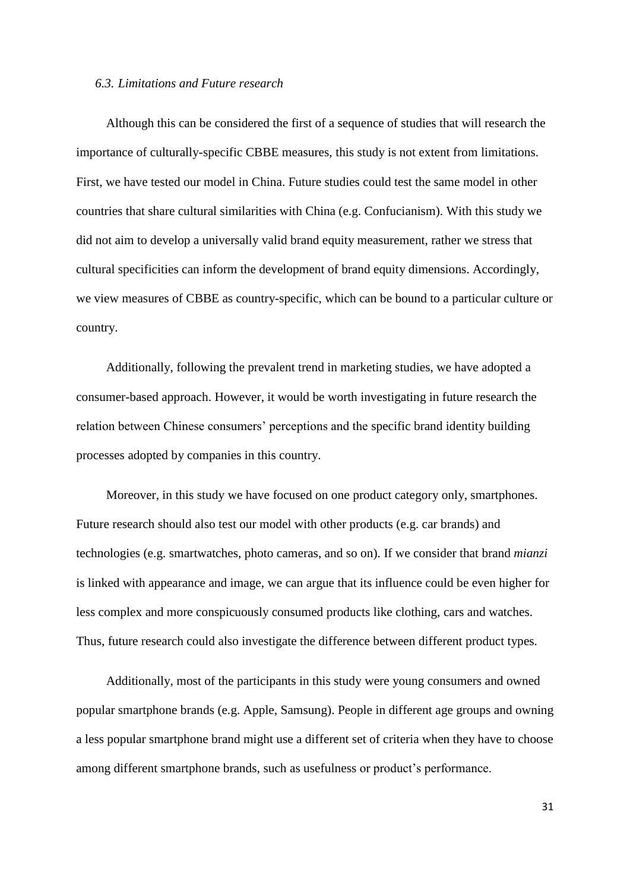### *6.3. Limitations and Future research*

Although this can be considered the first of a sequence of studies that will research the importance of culturally-specific CBBE measures, this study is not extent from limitations. First, we have tested our model in China. Future studies could test the same model in other countries that share cultural similarities with China (e.g. Confucianism). With this study we did not aim to develop a universally valid brand equity measurement, rather we stress that cultural specificities can inform the development of brand equity dimensions. Accordingly, we view measures of CBBE as country-specific, which can be bound to a particular culture or country.

Additionally, following the prevalent trend in marketing studies, we have adopted a consumer-based approach. However, it would be worth investigating in future research the relation between Chinese consumers' perceptions and the specific brand identity building processes adopted by companies in this country.

Moreover, in this study we have focused on one product category only, smartphones. Future research should also test our model with other products (e.g. car brands) and technologies (e.g. smartwatches, photo cameras, and so on). If we consider that brand *mianzi* is linked with appearance and image, we can argue that its influence could be even higher for less complex and more conspicuously consumed products like clothing, cars and watches. Thus, future research could also investigate the difference between different product types.

Additionally, most of the participants in this study were young consumers and owned popular smartphone brands (e.g. Apple, Samsung). People in different age groups and owning a less popular smartphone brand might use a different set of criteria when they have to choose among different smartphone brands, such as usefulness or product's performance.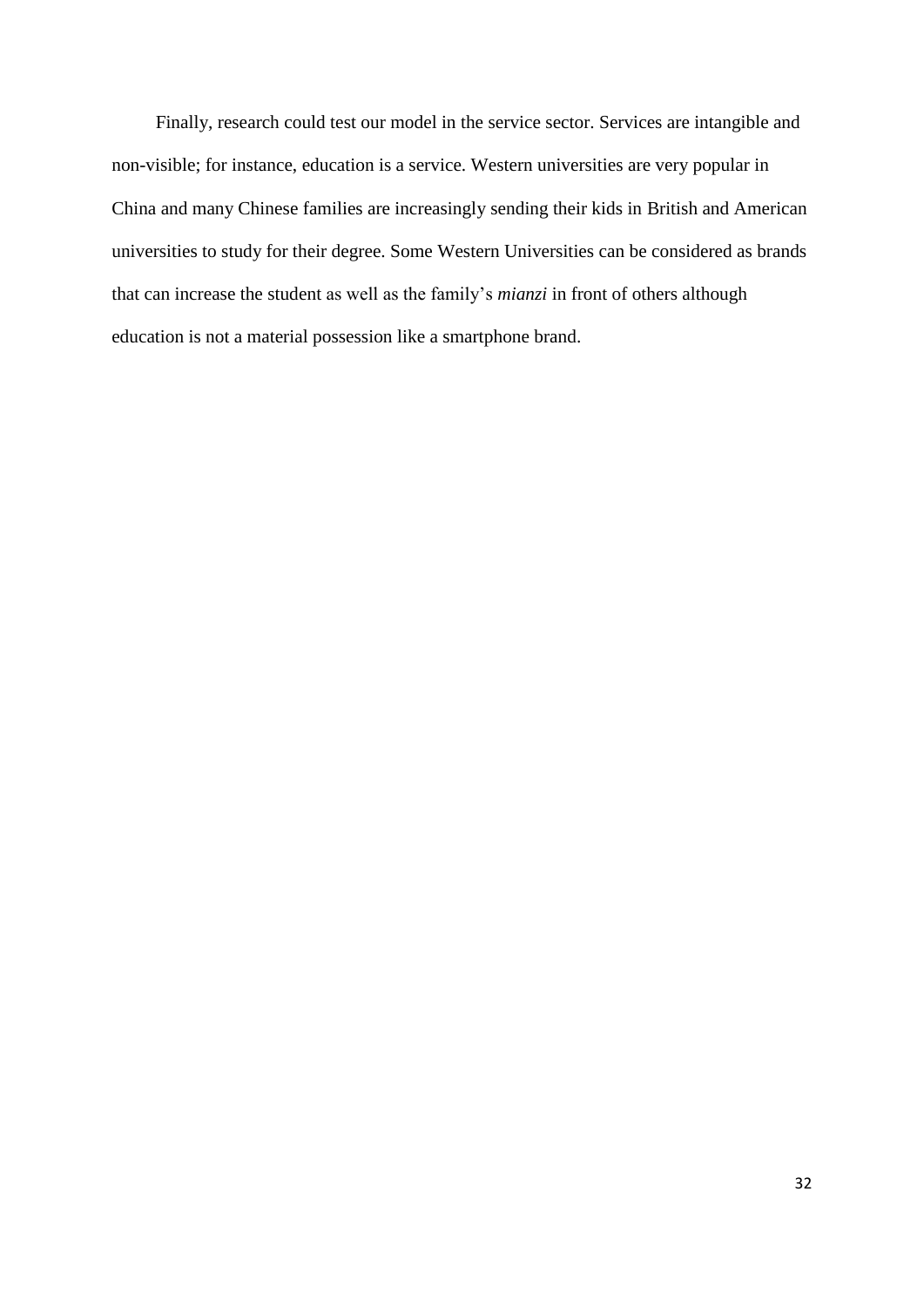Finally, research could test our model in the service sector. Services are intangible and non-visible; for instance, education is a service. Western universities are very popular in China and many Chinese families are increasingly sending their kids in British and American universities to study for their degree. Some Western Universities can be considered as brands that can increase the student as well as the family's *mianzi* in front of others although education is not a material possession like a smartphone brand.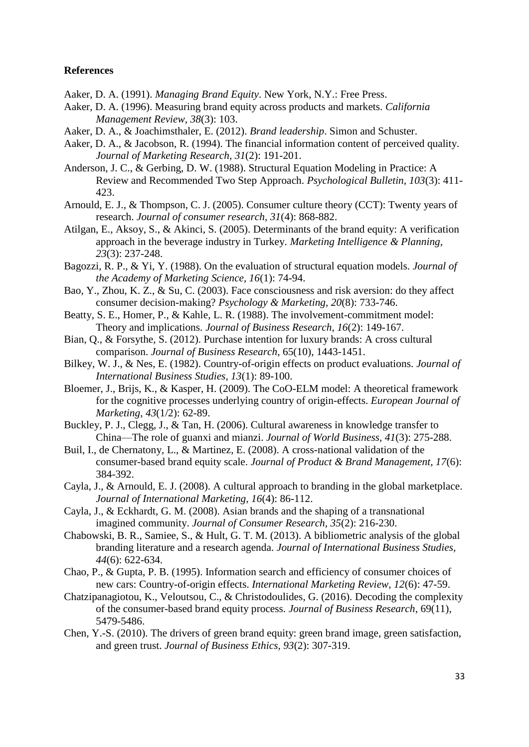## References

Aaker, D. A. (1991). *Managing Brand Equity*. New York, N.Y.: Free Press.

Aaker, D. A. (1996). Measuring brand equity across products and markets. *California Management Review*, *38*(3): 103.

Aaker, D. A., & Joachimsthaler, E. (2012). *Brand leadership*. Simon and Schuster.

Aaker, D. A., & Jacobson, R. (1994). The financial information content of perceived quality. *Journal of Marketing Research, 31*(2): 191-201.

Anderson, J. C., & Gerbing, D. W. (1988). Structural Equation Modeling in Practice: A Review and Recommended Two Step Approach. *Psychological Bulletin, 103*(3): 411-423.

Arnould, E. J., & Thompson, C. J. (2005). Consumer culture theory (CCT): Twenty years of research. *Journal of consumer research, 31*(4): 868-882.

Atilgan, E., Aksoy, S., & Akinci, S. (2005). Determinants of the brand equity: A verification approach in the beverage industry in Turkey. *Marketing Intelligence & Planning, 23*(3): 237-248.

Bagozzi, R. P., & Yi, Y. (1988). On the evaluation of structural equation models. *Journal of the Academy of Marketing Science, 16*(1): 74-94.

Bao, Y., Zhou, K. Z., & Su, C. (2003). Face consciousness and risk aversion: do they affect consumer decision-making? *Psychology & Marketing, 20*(8): 733-746.

Beatty, S. E., Homer, P., & Kahle, L. R. (1988). The involvement-commitment model: Theory and implications. *Journal of Business Research, 16*(2): 149-167.

Bian, Q., & Forsythe, S. (2012). Purchase intention for luxury brands: A cross cultural comparison. *Journal of Business Research*, 65(10), 1443-1451.

Bilkey, W. J., & Nes, E. (1982). Country-of-origin effects on product evaluations. *Journal of International Business Studies, 13*(1): 89-100.

Bloemer, J., Brijs, K., & Kasper, H. (2009). The CoO-ELM model: A theoretical framework for the cognitive processes underlying country of origin-effects. *European Journal of Marketing, 43*(1/2): 62-89.

Buckley, P. J., Clegg, J., & Tan, H. (2006). Cultural awareness in knowledge transfer to China—The role of guanxi and mianzi. *Journal of World Business, 41*(3): 275-288.

Buil, I., de Chernatony, L., & Martinez, E. (2008). A cross-national validation of the consumer-based brand equity scale. *Journal of Product & Brand Management, 17*(6): 384-392.

Cayla, J., & Arnould, E. J. (2008). A cultural approach to branding in the global marketplace. *Journal of International Marketing, 16*(4): 86-112.

Cayla, J., & Eckhardt, G. M. (2008). Asian brands and the shaping of a transnational imagined community. *Journal of Consumer Research, 35*(2): 216-230.

Chabowski, B. R., Samiee, S., & Hult, G. T. M. (2013). A bibliometric analysis of the global branding literature and a research agenda. *Journal of International Business Studies, 44*(6): 622-634.

Chao, P., & Gupta, P. B. (1995). Information search and efficiency of consumer choices of new cars: Country-of-origin effects. *International Marketing Review, 12*(6): 47-59.

Chatzipanagiotou, K., Veloutsou, C., & Christodoulides, G. (2016). Decoding the complexity of the consumer-based brand equity process. *Journal of Business Research*, 69(11), 5479-5486.

Chen, Y.-S. (2010). The drivers of green brand equity: green brand image, green satisfaction, and green trust. *Journal of Business Ethics, 93*(2): 307-319.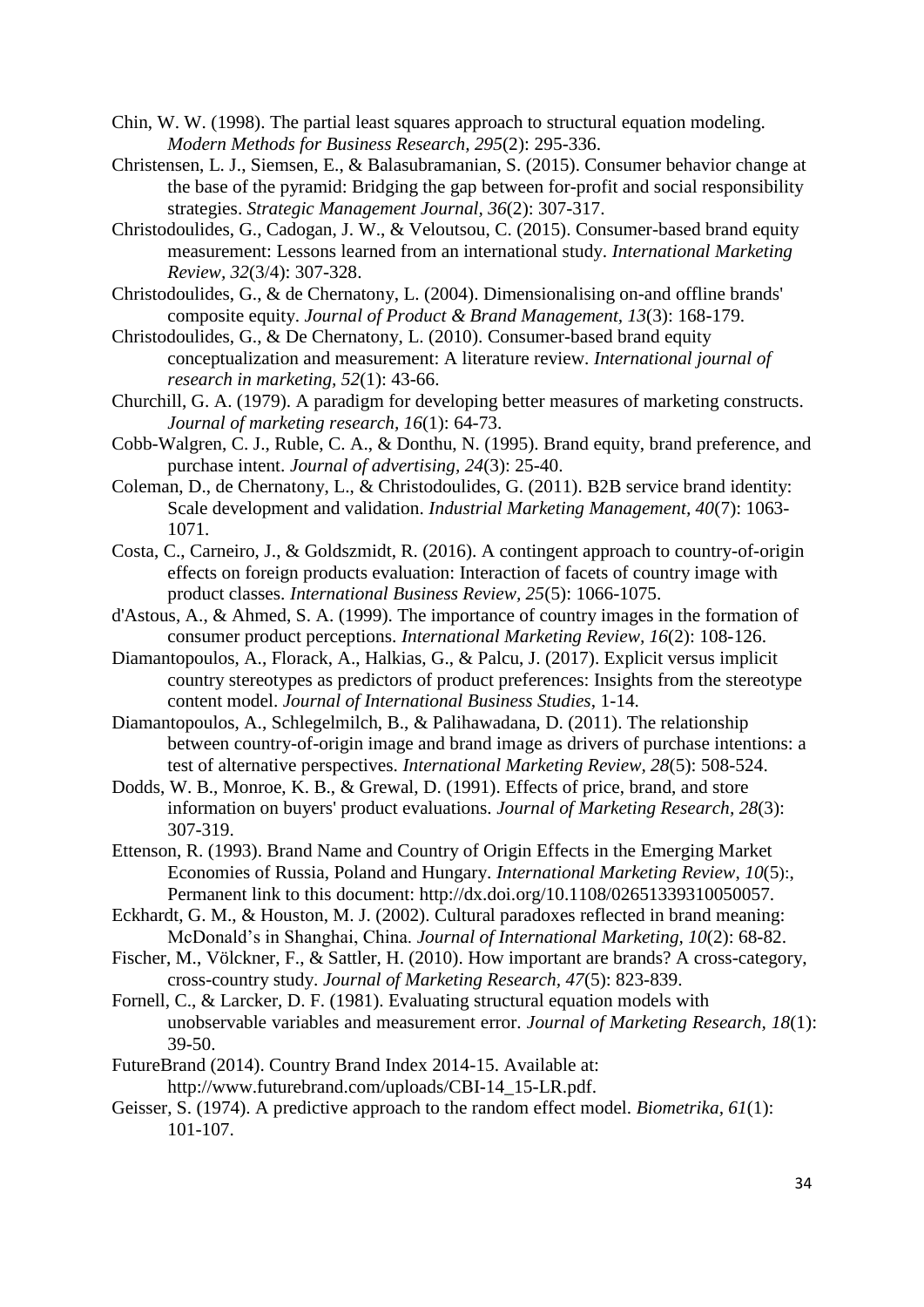Chin, W. W. (1998). The partial least squares approach to structural equation modeling. *Modern Methods for Business Research, 295*(2): 295-336.

Christensen, L. J., Siemsen, E., & Balasubramanian, S. (2015). Consumer behavior change at the base of the pyramid: Bridging the gap between for-profit and social responsibility strategies. *Strategic Management Journal, 36*(2): 307-317.

Christodoulides, G., Cadogan, J. W., & Veloutsou, C. (2015). Consumer-based brand equity measurement: Lessons learned from an international study. *International Marketing Review, 32*(3/4): 307-328.

Christodoulides, G., & de Chernatony, L. (2004). Dimensionalising on-and offline brands' composite equity. *Journal of Product & Brand Management, 13*(3): 168-179.

Christodoulides, G., & De Chernatony, L. (2010). Consumer-based brand equity conceptualization and measurement: A literature review. *International journal of research in marketing, 52*(1): 43-66.

Churchill, G. A. (1979). A paradigm for developing better measures of marketing constructs. *Journal of marketing research, 16*(1): 64-73.

Cobb-Walgren, C. J., Ruble, C. A., & Donthu, N. (1995). Brand equity, brand preference, and purchase intent. *Journal of advertising, 24*(3): 25-40.

Coleman, D., de Chernatony, L., & Christodoulides, G. (2011). B2B service brand identity: Scale development and validation. *Industrial Marketing Management, 40*(7): 1063-1071.

Costa, C., Carneiro, J., & Goldszmidt, R. (2016). A contingent approach to country-of-origin effects on foreign products evaluation: Interaction of facets of country image with product classes. *International Business Review, 25*(5): 1066-1075.

d'Astous, A., & Ahmed, S. A. (1999). The importance of country images in the formation of consumer product perceptions. *International Marketing Review, 16*(2): 108-126.

Diamantopoulos, A., Florack, A., Halkias, G., & Palcu, J. (2017). Explicit versus implicit country stereotypes as predictors of product preferences: Insights from the stereotype content model. *Journal of International Business Studies*, 1-14.

Diamantopoulos, A., Schlegelmilch, B., & Palihawadana, D. (2011). The relationship between country-of-origin image and brand image as drivers of purchase intentions: a test of alternative perspectives. *International Marketing Review, 28*(5): 508-524.

Dodds, W. B., Monroe, K. B., & Grewal, D. (1991). Effects of price, brand, and store information on buyers' product evaluations. *Journal of Marketing Research, 28*(3): 307-319.

Ettenson, R. (1993). Brand Name and Country of Origin Effects in the Emerging Market Economies of Russia, Poland and Hungary. *International Marketing Review, 10*(5):, Permanent link to this document: http://dx.doi.org/10.1108/02651339310050057.

Eckhardt, G. M., & Houston, M. J. (2002). Cultural paradoxes reflected in brand meaning: McDonald's in Shanghai, China. *Journal of International Marketing, 10*(2): 68-82.

Fischer, M., Völckner, F., & Sattler, H. (2010). How important are brands? A cross-category, cross-country study. *Journal of Marketing Research, 47*(5): 823-839.

Fornell, C., & Larcker, D. F. (1981). Evaluating structural equation models with unobservable variables and measurement error. *Journal of Marketing Research, 18*(1): 39-50.

FutureBrand (2014). Country Brand Index 2014-15. Available at: http://www.futurebrand.com/uploads/CBI-14_15-LR.pdf.

Geisser, S. (1974). A predictive approach to the random effect model. *Biometrika, 61*(1): 101-107.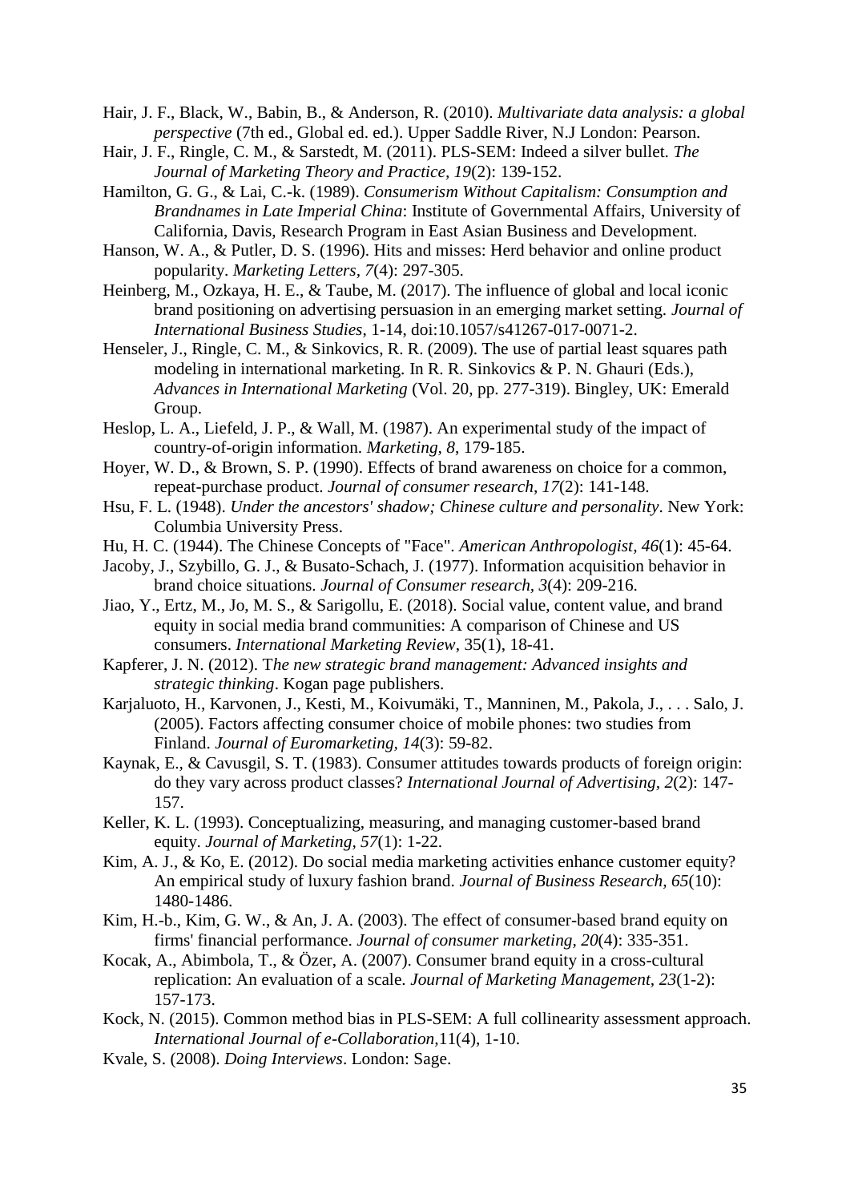Hair, J. F., Black, W., Babin, B., & Anderson, R. (2010). *Multivariate data analysis: a global perspective* (7th ed., Global ed. ed.). Upper Saddle River, N.J London: Pearson.

Hair, J. F., Ringle, C. M., & Sarstedt, M. (2011). PLS-SEM: Indeed a silver bullet. *The Journal of Marketing Theory and Practice, 19*(2): 139-152.

Hamilton, G. G., & Lai, C.-k. (1989). *Consumerism Without Capitalism: Consumption and Brandnames in Late Imperial China*: Institute of Governmental Affairs, University of California, Davis, Research Program in East Asian Business and Development.

Hanson, W. A., & Putler, D. S. (1996). Hits and misses: Herd behavior and online product popularity. *Marketing Letters, 7*(4): 297-305.

Heinberg, M., Ozkaya, H. E., & Taube, M. (2017). The influence of global and local iconic brand positioning on advertising persuasion in an emerging market setting. *Journal of International Business Studies*, 1-14, doi:10.1057/s41267-017-0071-2.

Henseler, J., Ringle, C. M., & Sinkovics, R. R. (2009). The use of partial least squares path modeling in international marketing. In R. R. Sinkovics & P. N. Ghauri (Eds.), *Advances in International Marketing* (Vol. 20, pp. 277-319). Bingley, UK: Emerald Group.

Heslop, L. A., Liefeld, J. P., & Wall, M. (1987). An experimental study of the impact of country-of-origin information. *Marketing, 8*, 179-185.

Hoyer, W. D., & Brown, S. P. (1990). Effects of brand awareness on choice for a common, repeat-purchase product. *Journal of consumer research, 17*(2): 141-148.

Hsu, F. L. (1948). *Under the ancestors' shadow; Chinese culture and personality*. New York: Columbia University Press.

Hu, H. C. (1944). The Chinese Concepts of "Face". *American Anthropologist, 46*(1): 45-64.

Jacoby, J., Szybillo, G. J., & Busato-Schach, J. (1977). Information acquisition behavior in brand choice situations. *Journal of Consumer research, 3*(4): 209-216.

Jiao, Y., Ertz, M., Jo, M. S., & Sarigollu, E. (2018). Social value, content value, and brand equity in social media brand communities: A comparison of Chinese and US consumers. *International Marketing Review*, 35(1), 18-41.

Kapferer, J. N. (2012). T*he new strategic brand management: Advanced insights and strategic thinking*. Kogan page publishers.

Karjaluoto, H., Karvonen, J., Kesti, M., Koivumäki, T., Manninen, M., Pakola, J., . . . Salo, J. (2005). Factors affecting consumer choice of mobile phones: two studies from Finland. *Journal of Euromarketing, 14*(3): 59-82.

Kaynak, E., & Cavusgil, S. T. (1983). Consumer attitudes towards products of foreign origin: do they vary across product classes? *International Journal of Advertising, 2*(2): 147-157.

Keller, K. L. (1993). Conceptualizing, measuring, and managing customer-based brand equity. *Journal of Marketing, 57*(1): 1-22.

Kim, A. J., & Ko, E. (2012). Do social media marketing activities enhance customer equity? An empirical study of luxury fashion brand. *Journal of Business Research, 65*(10): 1480-1486.

Kim, H.-b., Kim, G. W., & An, J. A. (2003). The effect of consumer-based brand equity on firms' financial performance. *Journal of consumer marketing, 20*(4): 335-351.

Kocak, A., Abimbola, T., & Özer, A. (2007). Consumer brand equity in a cross-cultural replication: An evaluation of a scale. *Journal of Marketing Management, 23*(1-2): 157-173.

Kock, N. (2015). Common method bias in PLS-SEM: A full collinearity assessment approach. *International Journal of e-Collaboration*,11(4), 1-10.

Kvale, S. (2008). *Doing Interviews*. London: Sage.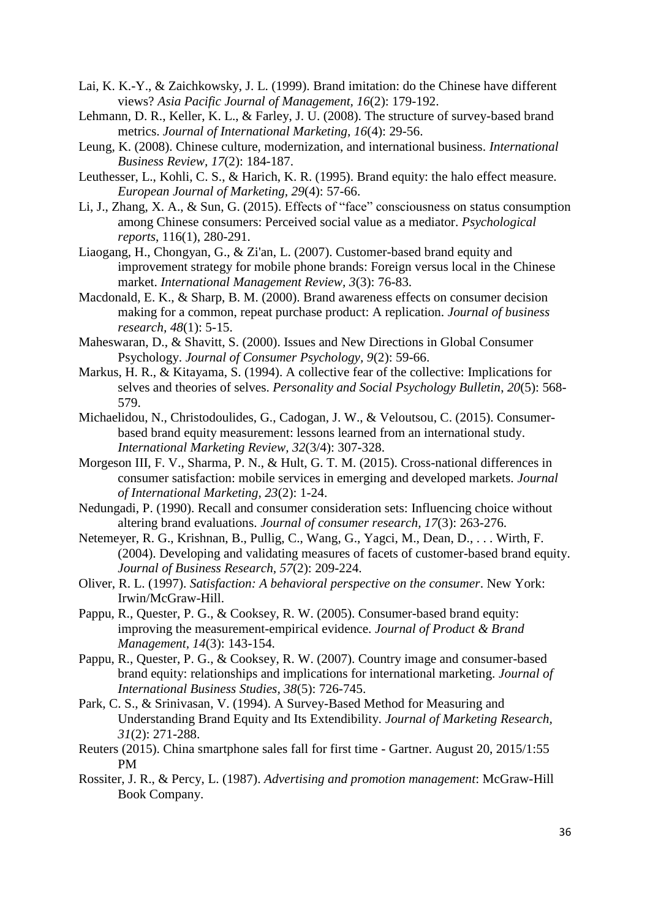Lai, K. K.-Y., & Zaichkowsky, J. L. (1999). Brand imitation: do the Chinese have different views? *Asia Pacific Journal of Management, 16*(2): 179-192.

Lehmann, D. R., Keller, K. L., & Farley, J. U. (2008). The structure of survey-based brand metrics. *Journal of International Marketing, 16*(4): 29-56.

Leung, K. (2008). Chinese culture, modernization, and international business. *International Business Review, 17*(2): 184-187.

Leuthesser, L., Kohli, C. S., & Harich, K. R. (1995). Brand equity: the halo effect measure. *European Journal of Marketing, 29*(4): 57-66.

Li, J., Zhang, X. A., & Sun, G. (2015). Effects of "face" consciousness on status consumption among Chinese consumers: Perceived social value as a mediator. *Psychological reports*, 116(1), 280-291.

Liaogang, H., Chongyan, G., & Zi'an, L. (2007). Customer-based brand equity and improvement strategy for mobile phone brands: Foreign versus local in the Chinese market. *International Management Review, 3*(3): 76-83.

Macdonald, E. K., & Sharp, B. M. (2000). Brand awareness effects on consumer decision making for a common, repeat purchase product: A replication. *Journal of business research, 48*(1): 5-15.

Maheswaran, D., & Shavitt, S. (2000). Issues and New Directions in Global Consumer Psychology. *Journal of Consumer Psychology, 9*(2): 59-66.

Markus, H. R., & Kitayama, S. (1994). A collective fear of the collective: Implications for selves and theories of selves. *Personality and Social Psychology Bulletin, 20*(5): 568-579.

Michaelidou, N., Christodoulides, G., Cadogan, J. W., & Veloutsou, C. (2015). Consumer-based brand equity measurement: lessons learned from an international study. *International Marketing Review, 32*(3/4): 307-328.

Morgeson III, F. V., Sharma, P. N., & Hult, G. T. M. (2015). Cross-national differences in consumer satisfaction: mobile services in emerging and developed markets. *Journal of International Marketing, 23*(2): 1-24.

Nedungadi, P. (1990). Recall and consumer consideration sets: Influencing choice without altering brand evaluations. *Journal of consumer research, 17*(3): 263-276.

Netemeyer, R. G., Krishnan, B., Pullig, C., Wang, G., Yagci, M., Dean, D., . . . Wirth, F. (2004). Developing and validating measures of facets of customer-based brand equity. *Journal of Business Research, 57*(2): 209-224.

Oliver, R. L. (1997). *Satisfaction: A behavioral perspective on the consumer*. New York: Irwin/McGraw-Hill.

Pappu, R., Quester, P. G., & Cooksey, R. W. (2005). Consumer-based brand equity: improving the measurement-empirical evidence. *Journal of Product & Brand Management, 14*(3): 143-154.

Pappu, R., Quester, P. G., & Cooksey, R. W. (2007). Country image and consumer-based brand equity: relationships and implications for international marketing. *Journal of International Business Studies, 38*(5): 726-745.

Park, C. S., & Srinivasan, V. (1994). A Survey-Based Method for Measuring and Understanding Brand Equity and Its Extendibility. *Journal of Marketing Research, 31*(2): 271-288.

Reuters (2015). China smartphone sales fall for first time - Gartner. August 20, 2015/1:55 PM

Rossiter, J. R., & Percy, L. (1987). *Advertising and promotion management*: McGraw-Hill Book Company.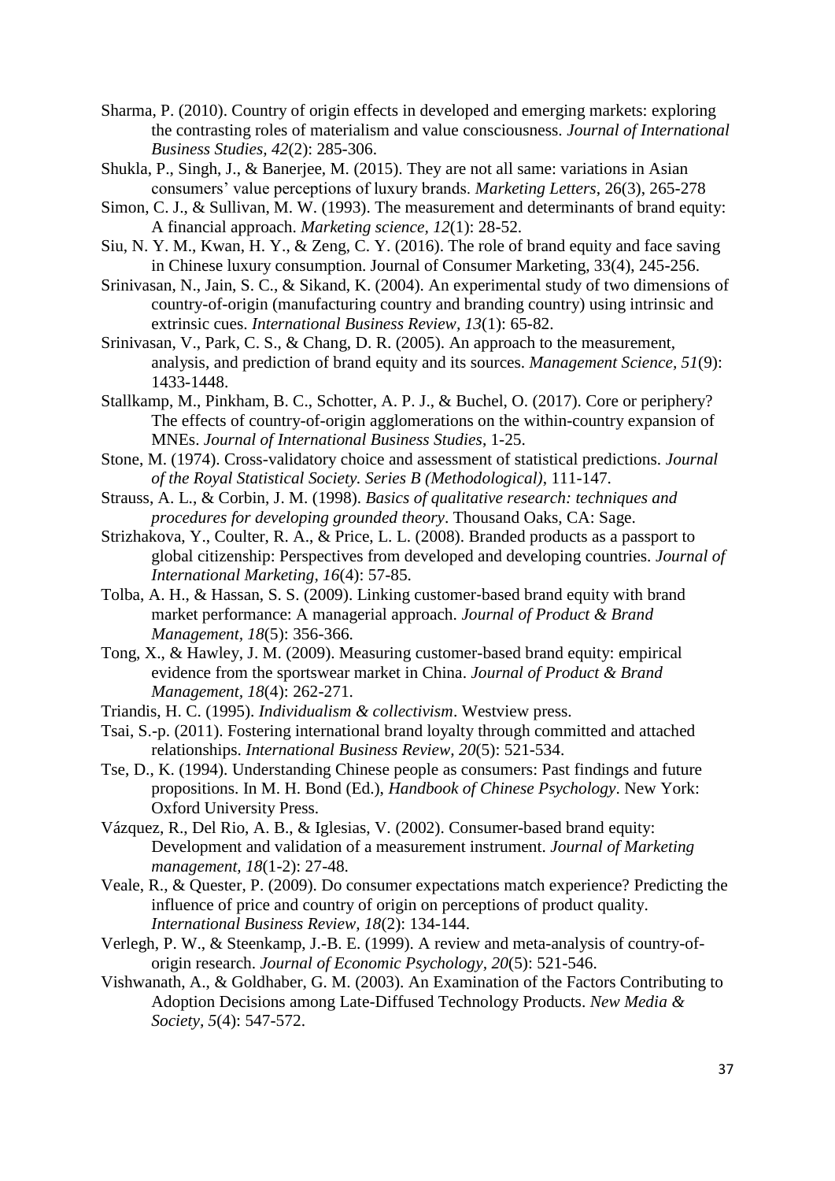Sharma, P. (2010). Country of origin effects in developed and emerging markets: exploring the contrasting roles of materialism and value consciousness. *Journal of International Business Studies, 42*(2): 285-306.

Shukla, P., Singh, J., & Banerjee, M. (2015). They are not all same: variations in Asian consumers' value perceptions of luxury brands. *Marketing Letters*, 26(3), 265-278

Simon, C. J., & Sullivan, M. W. (1993). The measurement and determinants of brand equity: A financial approach. *Marketing science, 12*(1): 28-52.

Siu, N. Y. M., Kwan, H. Y., & Zeng, C. Y. (2016). The role of brand equity and face saving in Chinese luxury consumption. Journal of Consumer Marketing, 33(4), 245-256.

Srinivasan, N., Jain, S. C., & Sikand, K. (2004). An experimental study of two dimensions of country-of-origin (manufacturing country and branding country) using intrinsic and extrinsic cues. *International Business Review, 13*(1): 65-82.

Srinivasan, V., Park, C. S., & Chang, D. R. (2005). An approach to the measurement, analysis, and prediction of brand equity and its sources. *Management Science, 51*(9): 1433-1448.

Stallkamp, M., Pinkham, B. C., Schotter, A. P. J., & Buchel, O. (2017). Core or periphery? The effects of country-of-origin agglomerations on the within-country expansion of MNEs. *Journal of International Business Studies*, 1-25.

Stone, M. (1974). Cross-validatory choice and assessment of statistical predictions. *Journal of the Royal Statistical Society. Series B (Methodological)*, 111-147.

Strauss, A. L., & Corbin, J. M. (1998). *Basics of qualitative research: techniques and procedures for developing grounded theory*. Thousand Oaks, CA: Sage.

Strizhakova, Y., Coulter, R. A., & Price, L. L. (2008). Branded products as a passport to global citizenship: Perspectives from developed and developing countries. *Journal of International Marketing, 16*(4): 57-85.

Tolba, A. H., & Hassan, S. S. (2009). Linking customer-based brand equity with brand market performance: A managerial approach. *Journal of Product & Brand Management, 18*(5): 356-366.

Tong, X., & Hawley, J. M. (2009). Measuring customer-based brand equity: empirical evidence from the sportswear market in China. *Journal of Product & Brand Management, 18*(4): 262-271.

Triandis, H. C. (1995). *Individualism & collectivism*. Westview press.

Tsai, S.-p. (2011). Fostering international brand loyalty through committed and attached relationships. *International Business Review, 20*(5): 521-534.

Tse, D., K. (1994). Understanding Chinese people as consumers: Past findings and future propositions. In M. H. Bond (Ed.), *Handbook of Chinese Psychology*. New York: Oxford University Press.

Vázquez, R., Del Rio, A. B., & Iglesias, V. (2002). Consumer-based brand equity: Development and validation of a measurement instrument. *Journal of Marketing management, 18*(1-2): 27-48.

Veale, R., & Quester, P. (2009). Do consumer expectations match experience? Predicting the influence of price and country of origin on perceptions of product quality. *International Business Review, 18*(2): 134-144.

Verlegh, P. W., & Steenkamp, J.-B. E. (1999). A review and meta-analysis of country-of-origin research. *Journal of Economic Psychology, 20*(5): 521-546.

Vishwanath, A., & Goldhaber, G. M. (2003). An Examination of the Factors Contributing to Adoption Decisions among Late-Diffused Technology Products. *New Media & Society, 5*(4): 547-572.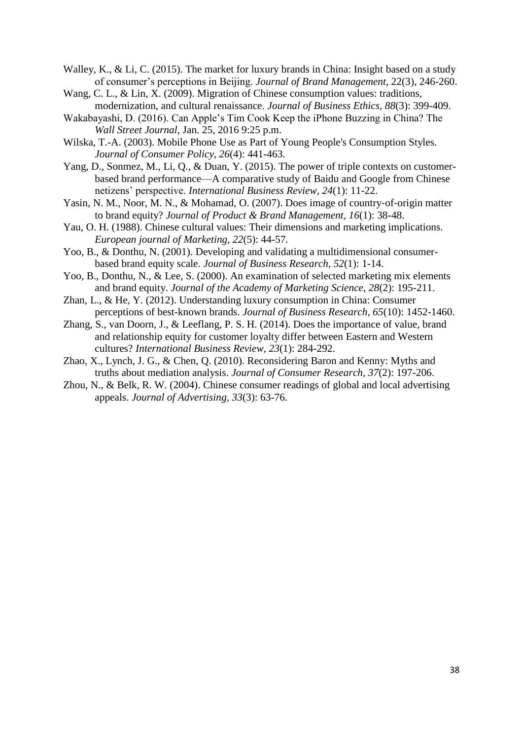Walley, K., & Li, C. (2015). The market for luxury brands in China: Insight based on a study of consumer's perceptions in Beijing. *Journal of Brand Management*, 22(3), 246-260.

Wang, C. L., & Lin, X. (2009). Migration of Chinese consumption values: traditions, modernization, and cultural renaissance. *Journal of Business Ethics*, *88*(3): 399-409.

Wakabayashi, D. (2016). Can Apple's Tim Cook Keep the iPhone Buzzing in China? The *Wall Street Journal*, Jan. 25, 2016 9:25 p.m.

Wilska, T.-A. (2003). Mobile Phone Use as Part of Young People's Consumption Styles. *Journal of Consumer Policy*, *26*(4): 441-463.

Yang, D., Sonmez, M., Li, Q., & Duan, Y. (2015). The power of triple contexts on customer-based brand performance—A comparative study of Baidu and Google from Chinese netizens' perspective. *International Business Review*, *24*(1): 11-22.

Yasin, N. M., Noor, M. N., & Mohamad, O. (2007). Does image of country-of-origin matter to brand equity? *Journal of Product & Brand Management*, *16*(1): 38-48.

Yau, O. H. (1988). Chinese cultural values: Their dimensions and marketing implications. *European journal of Marketing*, *22*(5): 44-57.

Yoo, B., & Donthu, N. (2001). Developing and validating a multidimensional consumer-based brand equity scale. *Journal of Business Research*, *52*(1): 1-14.

Yoo, B., Donthu, N., & Lee, S. (2000). An examination of selected marketing mix elements and brand equity. *Journal of the Academy of Marketing Science*, *28*(2): 195-211.

Zhan, L., & He, Y. (2012). Understanding luxury consumption in China: Consumer perceptions of best-known brands. *Journal of Business Research*, *65*(10): 1452-1460.

Zhang, S., van Doorn, J., & Leeflang, P. S. H. (2014). Does the importance of value, brand and relationship equity for customer loyalty differ between Eastern and Western cultures? *International Business Review*, *23*(1): 284-292.

Zhao, X., Lynch, J. G., & Chen, Q. (2010). Reconsidering Baron and Kenny: Myths and truths about mediation analysis. *Journal of Consumer Research*, *37*(2): 197-206.

Zhou, N., & Belk, R. W. (2004). Chinese consumer readings of global and local advertising appeals. *Journal of Advertising*, *33*(3): 63-76.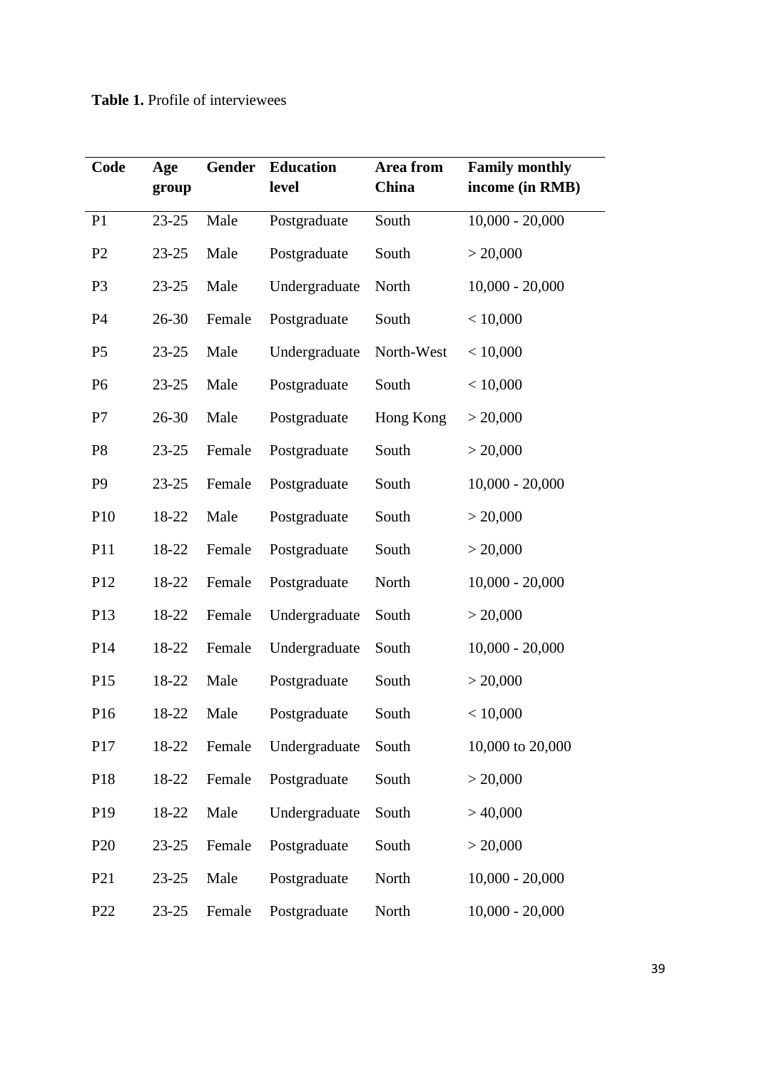**Table 1.** Profile of interviewees

| Code | Age group | Gender | Education level | Area from China | Family monthly income (in RMB) |
|---|---|---|---|---|---|
| P1 | 23-25 | Male | Postgraduate | South | 10,000 - 20,000 |
| P2 | 23-25 | Male | Postgraduate | South | > 20,000 |
| P3 | 23-25 | Male | Undergraduate | North | 10,000 - 20,000 |
| P4 | 26-30 | Female | Postgraduate | South | < 10,000 |
| P5 | 23-25 | Male | Undergraduate | North-West | < 10,000 |
| P6 | 23-25 | Male | Postgraduate | South | < 10,000 |
| P7 | 26-30 | Male | Postgraduate | Hong Kong | > 20,000 |
| P8 | 23-25 | Female | Postgraduate | South | > 20,000 |
| P9 | 23-25 | Female | Postgraduate | South | 10,000 - 20,000 |
| P10 | 18-22 | Male | Postgraduate | South | > 20,000 |
| P11 | 18-22 | Female | Postgraduate | South | > 20,000 |
| P12 | 18-22 | Female | Postgraduate | North | 10,000 - 20,000 |
| P13 | 18-22 | Female | Undergraduate | South | > 20,000 |
| P14 | 18-22 | Female | Undergraduate | South | 10,000 - 20,000 |
| P15 | 18-22 | Male | Postgraduate | South | > 20,000 |
| P16 | 18-22 | Male | Postgraduate | South | < 10,000 |
| P17 | 18-22 | Female | Undergraduate | South | 10,000 to 20,000 |
| P18 | 18-22 | Female | Postgraduate | South | > 20,000 |
| P19 | 18-22 | Male | Undergraduate | South | > 40,000 |
| P20 | 23-25 | Female | Postgraduate | South | > 20,000 |
| P21 | 23-25 | Male | Postgraduate | North | 10,000 - 20,000 |
| P22 | 23-25 | Female | Postgraduate | North | 10,000 - 20,000 |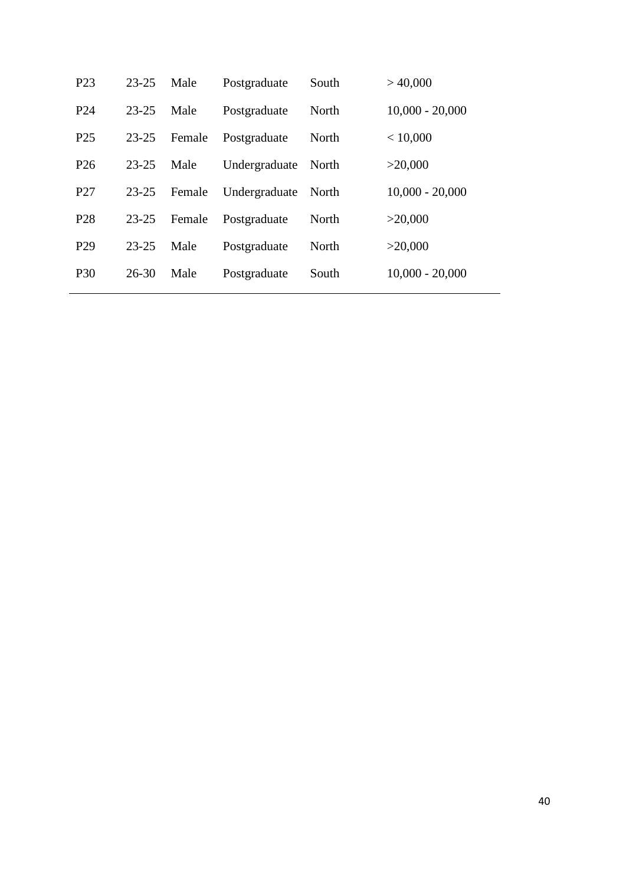| | | | | | |
|---|---|---|---|---|---|
| P23 | 23-25 | Male | Postgraduate | South | > 40,000 |
| P24 | 23-25 | Male | Postgraduate | North | 10,000 - 20,000 |
| P25 | 23-25 | Female | Postgraduate | North | < 10,000 |
| P26 | 23-25 | Male | Undergraduate | North | >20,000 |
| P27 | 23-25 | Female | Undergraduate | North | 10,000 - 20,000 |
| P28 | 23-25 | Female | Postgraduate | North | >20,000 |
| P29 | 23-25 | Male | Postgraduate | North | >20,000 |
| P30 | 26-30 | Male | Postgraduate | South | 10,000 - 20,000 |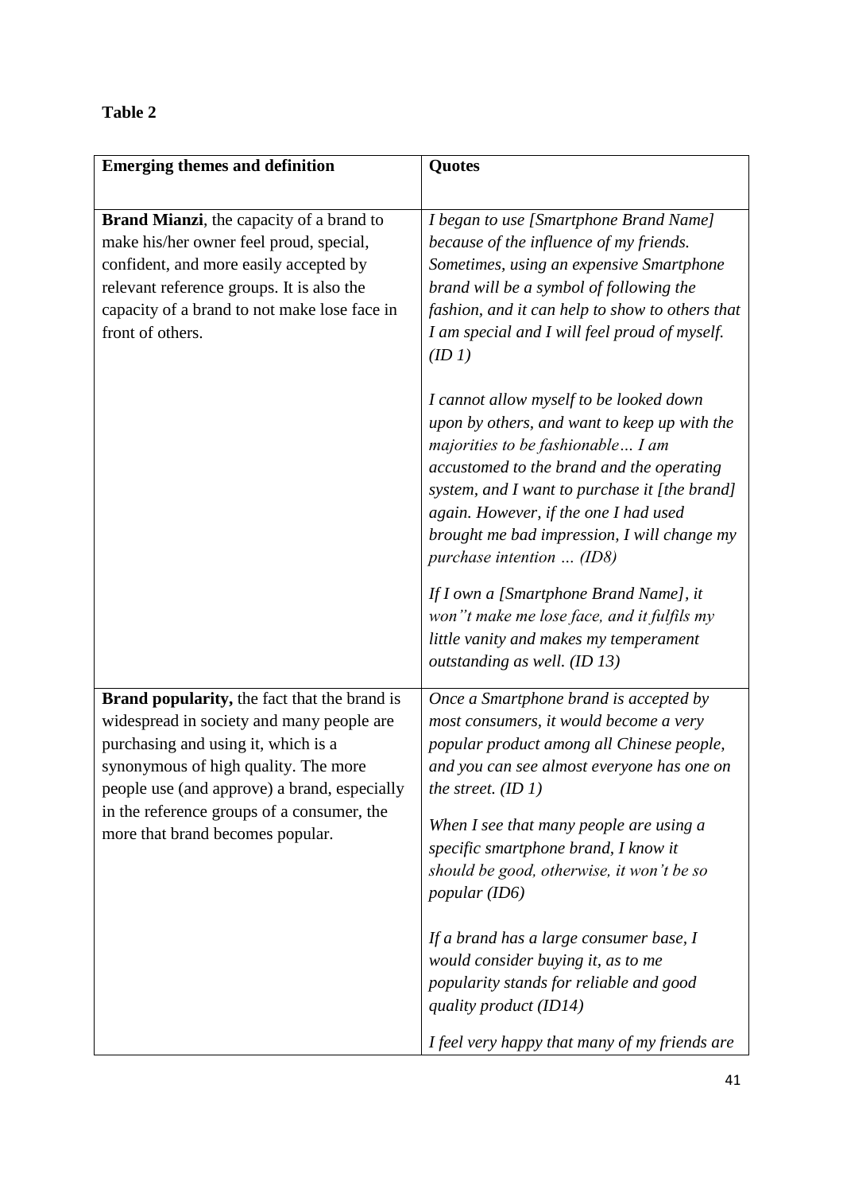**Table 2**

| Emerging themes and definition | Quotes |
|---|---|
| **Brand Mianzi**, the capacity of a brand to make his/her owner feel proud, special, confident, and more easily accepted by relevant reference groups. It is also the capacity of a brand to not make lose face in front of others. | *I began to use [Smartphone Brand Name] because of the influence of my friends. Sometimes, using an expensive Smartphone brand will be a symbol of following the fashion, and it can help to show to others that I am special and I will feel proud of myself. (ID 1)*<br><br>*I cannot allow myself to be looked down upon by others, and want to keep up with the majorities to be fashionable… I am accustomed to the brand and the operating system, and I want to purchase it [the brand] again. However, if the one I had used brought me bad impression, I will change my purchase intention … (ID8)*<br><br>*If I own a [Smartphone Brand Name], it won"t make me lose face, and it fulfils my little vanity and makes my temperament outstanding as well. (ID 13)* |
| **Brand popularity,** the fact that the brand is widespread in society and many people are purchasing and using it, which is a synonymous of high quality. The more people use (and approve) a brand, especially in the reference groups of a consumer, the more that brand becomes popular. | *Once a Smartphone brand is accepted by most consumers, it would become a very popular product among all Chinese people, and you can see almost everyone has one on the street. (ID 1)*<br><br>*When I see that many people are using a specific smartphone brand, I know it should be good, otherwise, it won't be so popular (ID6)*<br><br>*If a brand has a large consumer base, I would consider buying it, as to me popularity stands for reliable and good quality product (ID14)*<br><br>*I feel very happy that many of my friends are* |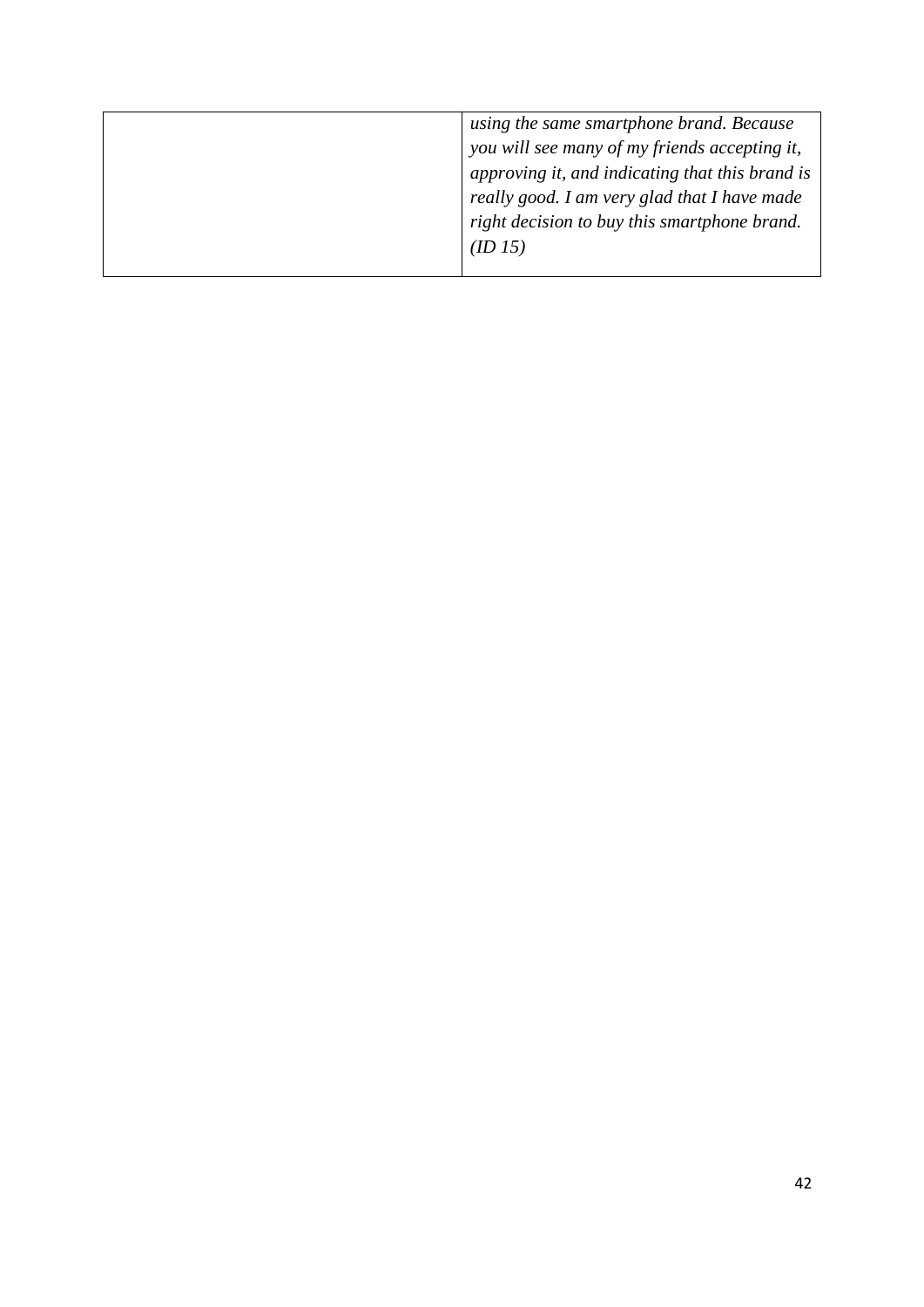| | |
|---|---|
| | *using the same smartphone brand. Because you will see many of my friends accepting it, approving it, and indicating that this brand is really good. I am very glad that I have made right decision to buy this smartphone brand. (ID 15)* |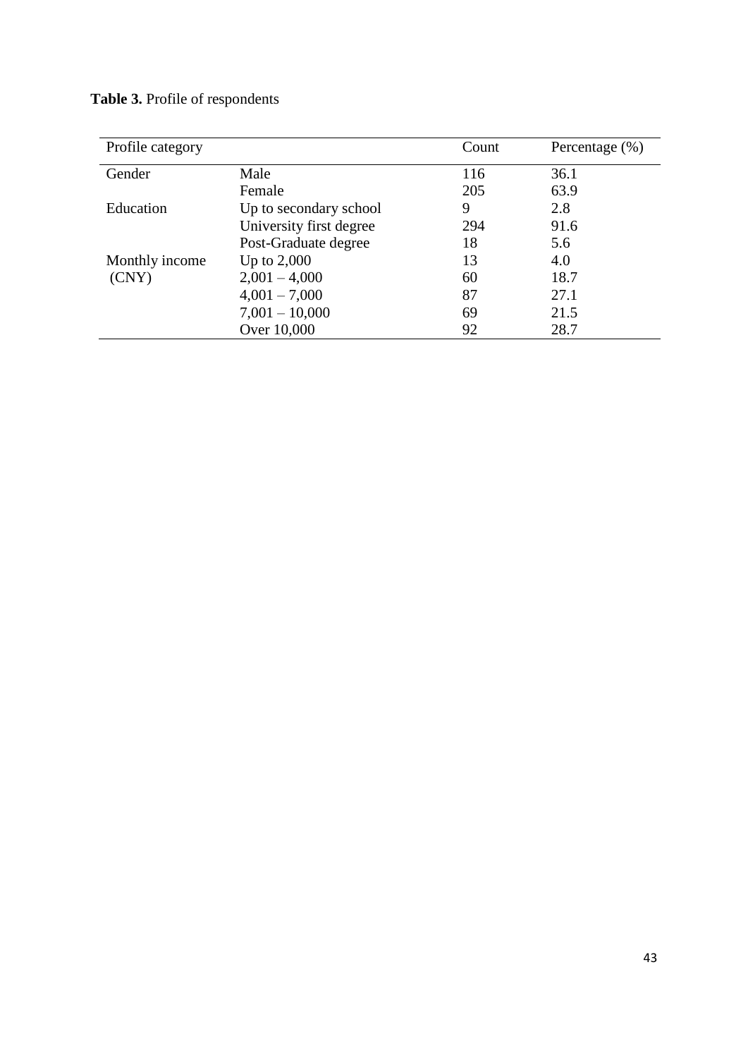**Table 3.** Profile of respondents

| Profile category | | Count | Percentage (%) |
|---|---|---|---|
| Gender | Male | 116 | 36.1 |
| | Female | 205 | 63.9 |
| Education | Up to secondary school | 9 | 2.8 |
| | University first degree | 294 | 91.6 |
| | Post-Graduate degree | 18 | 5.6 |
| Monthly income (CNY) | Up to 2,000 | 13 | 4.0 |
| | 2,001 – 4,000 | 60 | 18.7 |
| | 4,001 – 7,000 | 87 | 27.1 |
| | 7,001 – 10,000 | 69 | 21.5 |
| | Over 10,000 | 92 | 28.7 |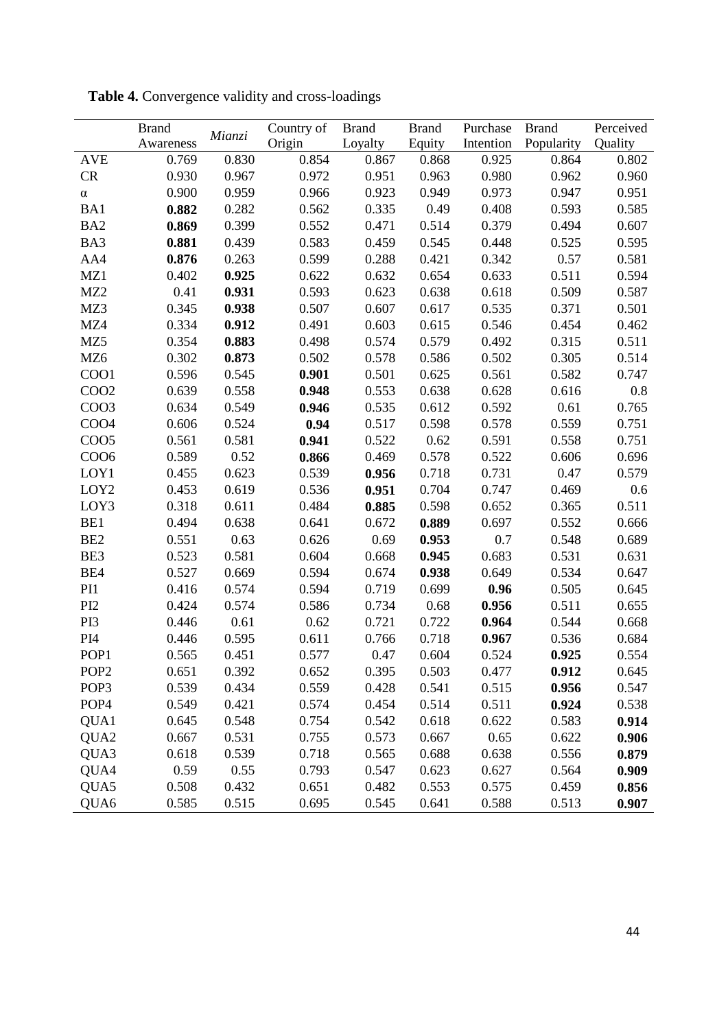**Table 4.** Convergence validity and cross-loadings

| | Brand Awareness | *Mianzi* | Country of Origin | Brand Loyalty | Brand Equity | Purchase Intention | Brand Popularity | Perceived Quality |
|---|---|---|---|---|---|---|---|---|
| AVE | 0.769 | 0.830 | 0.854 | 0.867 | 0.868 | 0.925 | 0.864 | 0.802 |
| CR | 0.930 | 0.967 | 0.972 | 0.951 | 0.963 | 0.980 | 0.962 | 0.960 |
| α | 0.900 | 0.959 | 0.966 | 0.923 | 0.949 | 0.973 | 0.947 | 0.951 |
| BA1 | **0.882** | 0.282 | 0.562 | 0.335 | 0.49 | 0.408 | 0.593 | 0.585 |
| BA2 | **0.869** | 0.399 | 0.552 | 0.471 | 0.514 | 0.379 | 0.494 | 0.607 |
| BA3 | **0.881** | 0.439 | 0.583 | 0.459 | 0.545 | 0.448 | 0.525 | 0.595 |
| AA4 | **0.876** | 0.263 | 0.599 | 0.288 | 0.421 | 0.342 | 0.57 | 0.581 |
| MZ1 | 0.402 | **0.925** | 0.622 | 0.632 | 0.654 | 0.633 | 0.511 | 0.594 |
| MZ2 | 0.41 | **0.931** | 0.593 | 0.623 | 0.638 | 0.618 | 0.509 | 0.587 |
| MZ3 | 0.345 | **0.938** | 0.507 | 0.607 | 0.617 | 0.535 | 0.371 | 0.501 |
| MZ4 | 0.334 | **0.912** | 0.491 | 0.603 | 0.615 | 0.546 | 0.454 | 0.462 |
| MZ5 | 0.354 | **0.883** | 0.498 | 0.574 | 0.579 | 0.492 | 0.315 | 0.511 |
| MZ6 | 0.302 | **0.873** | 0.502 | 0.578 | 0.586 | 0.502 | 0.305 | 0.514 |
| COO1 | 0.596 | 0.545 | **0.901** | 0.501 | 0.625 | 0.561 | 0.582 | 0.747 |
| COO2 | 0.639 | 0.558 | **0.948** | 0.553 | 0.638 | 0.628 | 0.616 | 0.8 |
| COO3 | 0.634 | 0.549 | **0.946** | 0.535 | 0.612 | 0.592 | 0.61 | 0.765 |
| COO4 | 0.606 | 0.524 | **0.94** | 0.517 | 0.598 | 0.578 | 0.559 | 0.751 |
| COO5 | 0.561 | 0.581 | **0.941** | 0.522 | 0.62 | 0.591 | 0.558 | 0.751 |
| COO6 | 0.589 | 0.52 | **0.866** | 0.469 | 0.578 | 0.522 | 0.606 | 0.696 |
| LOY1 | 0.455 | 0.623 | 0.539 | **0.956** | 0.718 | 0.731 | 0.47 | 0.579 |
| LOY2 | 0.453 | 0.619 | 0.536 | **0.951** | 0.704 | 0.747 | 0.469 | 0.6 |
| LOY3 | 0.318 | 0.611 | 0.484 | **0.885** | 0.598 | 0.652 | 0.365 | 0.511 |
| BE1 | 0.494 | 0.638 | 0.641 | 0.672 | **0.889** | 0.697 | 0.552 | 0.666 |
| BE2 | 0.551 | 0.63 | 0.626 | 0.69 | **0.953** | 0.7 | 0.548 | 0.689 |
| BE3 | 0.523 | 0.581 | 0.604 | 0.668 | **0.945** | 0.683 | 0.531 | 0.631 |
| BE4 | 0.527 | 0.669 | 0.594 | 0.674 | **0.938** | 0.649 | 0.534 | 0.647 |
| PI1 | 0.416 | 0.574 | 0.594 | 0.719 | 0.699 | **0.96** | 0.505 | 0.645 |
| PI2 | 0.424 | 0.574 | 0.586 | 0.734 | 0.68 | **0.956** | 0.511 | 0.655 |
| PI3 | 0.446 | 0.61 | 0.62 | 0.721 | 0.722 | **0.964** | 0.544 | 0.668 |
| PI4 | 0.446 | 0.595 | 0.611 | 0.766 | 0.718 | **0.967** | 0.536 | 0.684 |
| POP1 | 0.565 | 0.451 | 0.577 | 0.47 | 0.604 | 0.524 | **0.925** | 0.554 |
| POP2 | 0.651 | 0.392 | 0.652 | 0.395 | 0.503 | 0.477 | **0.912** | 0.645 |
| POP3 | 0.539 | 0.434 | 0.559 | 0.428 | 0.541 | 0.515 | **0.956** | 0.547 |
| POP4 | 0.549 | 0.421 | 0.574 | 0.454 | 0.514 | 0.511 | **0.924** | 0.538 |
| QUA1 | 0.645 | 0.548 | 0.754 | 0.542 | 0.618 | 0.622 | 0.583 | **0.914** |
| QUA2 | 0.667 | 0.531 | 0.755 | 0.573 | 0.667 | 0.65 | 0.622 | **0.906** |
| QUA3 | 0.618 | 0.539 | 0.718 | 0.565 | 0.688 | 0.638 | 0.556 | **0.879** |
| QUA4 | 0.59 | 0.55 | 0.793 | 0.547 | 0.623 | 0.627 | 0.564 | **0.909** |
| QUA5 | 0.508 | 0.432 | 0.651 | 0.482 | 0.553 | 0.575 | 0.459 | **0.856** |
| QUA6 | 0.585 | 0.515 | 0.695 | 0.545 | 0.641 | 0.588 | 0.513 | **0.907** |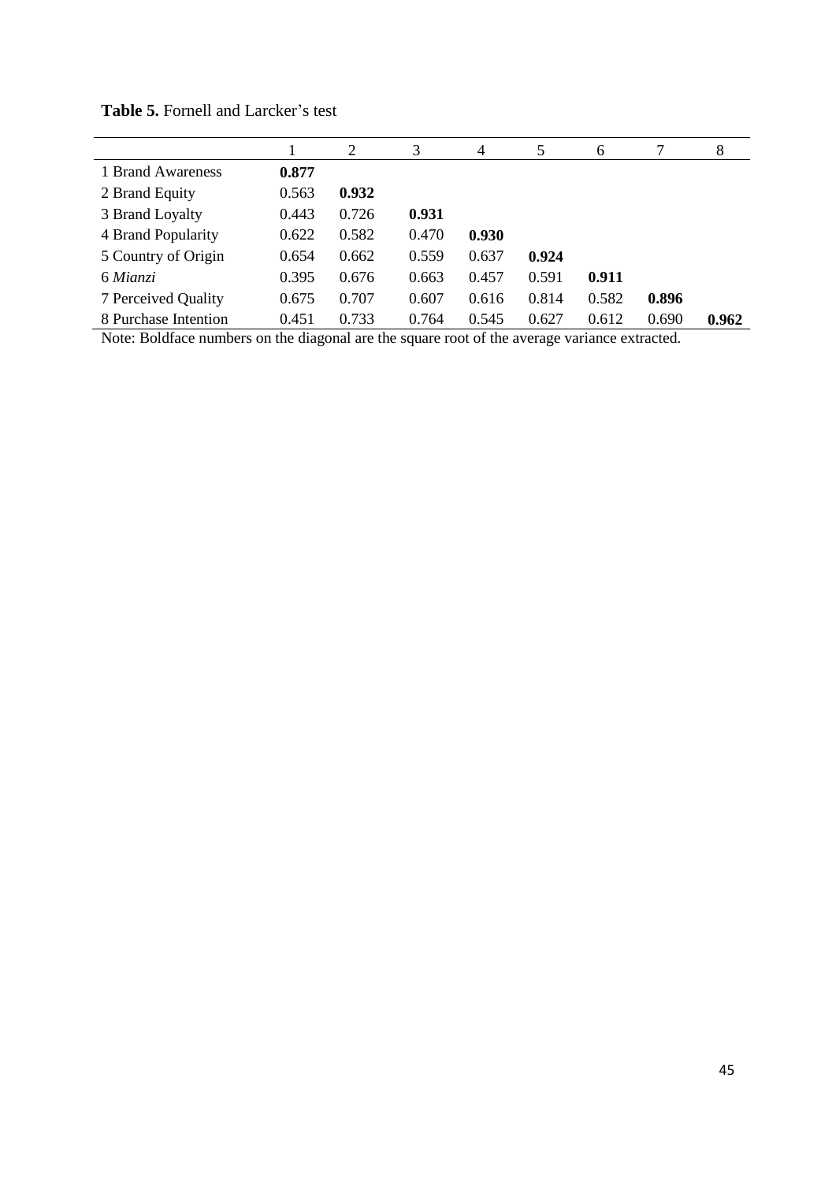**Table 5.** Fornell and Larcker's test

| | 1 | 2 | 3 | 4 | 5 | 6 | 7 | 8 |
|---|---|---|---|---|---|---|---|---|
| 1 Brand Awareness | **0.877** | | | | | | | |
| 2 Brand Equity | 0.563 | **0.932** | | | | | | |
| 3 Brand Loyalty | 0.443 | 0.726 | **0.931** | | | | | |
| 4 Brand Popularity | 0.622 | 0.582 | 0.470 | **0.930** | | | | |
| 5 Country of Origin | 0.654 | 0.662 | 0.559 | 0.637 | **0.924** | | | |
| 6 *Mianzi* | 0.395 | 0.676 | 0.663 | 0.457 | 0.591 | **0.911** | | |
| 7 Perceived Quality | 0.675 | 0.707 | 0.607 | 0.616 | 0.814 | 0.582 | **0.896** | |
| 8 Purchase Intention | 0.451 | 0.733 | 0.764 | 0.545 | 0.627 | 0.612 | 0.690 | **0.962** |

Note: Boldface numbers on the diagonal are the square root of the average variance extracted.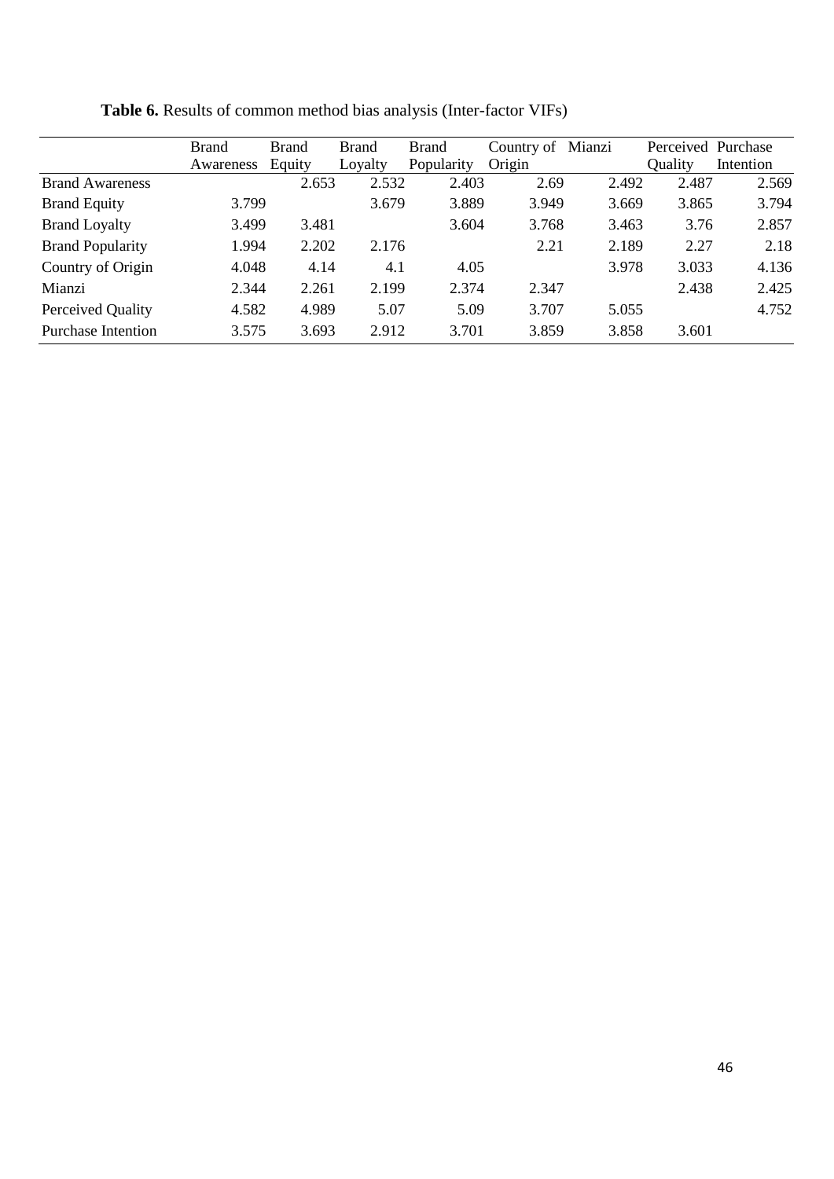**Table 6.** Results of common method bias analysis (Inter-factor VIFs)

| | Brand Awareness | Brand Equity | Brand Loyalty | Brand Popularity | Country of Origin | Mianzi | Perceived Quality | Purchase Intention |
|---|---|---|---|---|---|---|---|---|
| Brand Awareness | | 2.653 | 2.532 | 2.403 | 2.69 | 2.492 | 2.487 | 2.569 |
| Brand Equity | 3.799 | | 3.679 | 3.889 | 3.949 | 3.669 | 3.865 | 3.794 |
| Brand Loyalty | 3.499 | 3.481 | | 3.604 | 3.768 | 3.463 | 3.76 | 2.857 |
| Brand Popularity | 1.994 | 2.202 | 2.176 | | 2.21 | 2.189 | 2.27 | 2.18 |
| Country of Origin | 4.048 | 4.14 | 4.1 | 4.05 | | 3.978 | 3.033 | 4.136 |
| Mianzi | 2.344 | 2.261 | 2.199 | 2.374 | 2.347 | | 2.438 | 2.425 |
| Perceived Quality | 4.582 | 4.989 | 5.07 | 5.09 | 3.707 | 5.055 | | 4.752 |
| Purchase Intention | 3.575 | 3.693 | 2.912 | 3.701 | 3.859 | 3.858 | 3.601 | |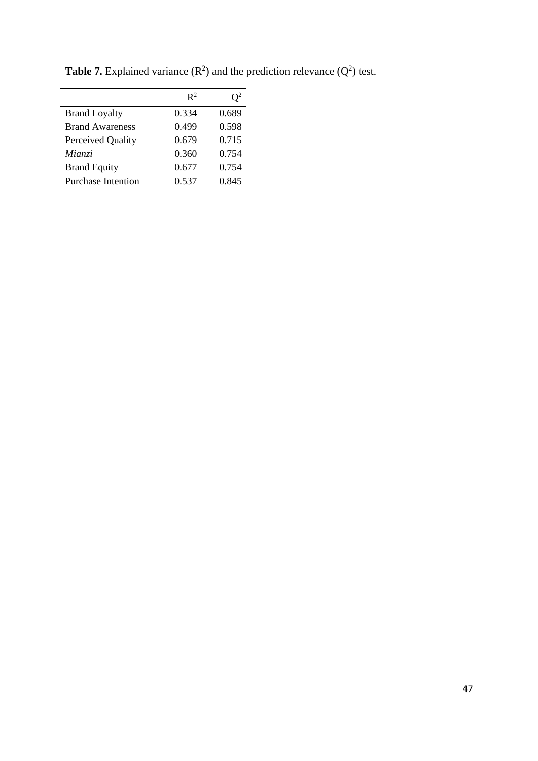**Table 7.** Explained variance ($R^2$) and the prediction relevance ($Q^2$) test.

| | $R^2$ | $Q^2$ |
|---|---|---|
| Brand Loyalty | 0.334 | 0.689 |
| Brand Awareness | 0.499 | 0.598 |
| Perceived Quality | 0.679 | 0.715 |
| *Mianzi* | 0.360 | 0.754 |
| Brand Equity | 0.677 | 0.754 |
| Purchase Intention | 0.537 | 0.845 |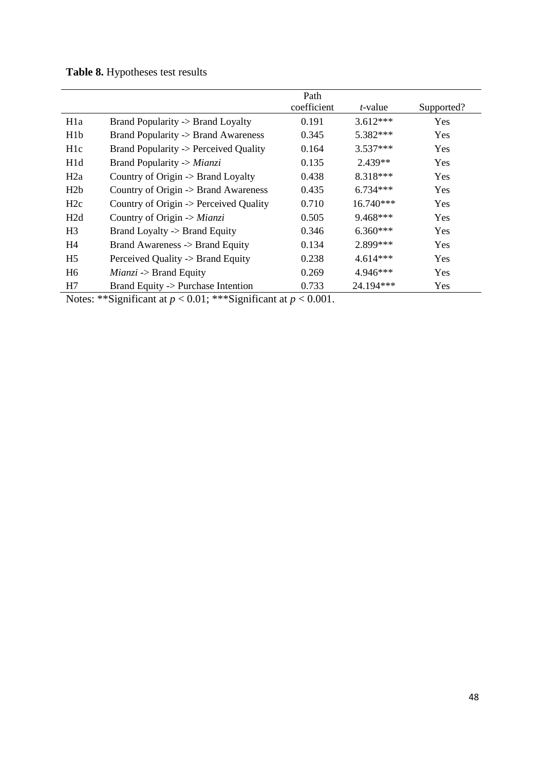**Table 8.** Hypotheses test results

| | | Path coefficient | *t*-value | Supported? |
|---|---|---|---|---|
| H1a | Brand Popularity -> Brand Loyalty | 0.191 | 3.612*** | Yes |
| H1b | Brand Popularity -> Brand Awareness | 0.345 | 5.382*** | Yes |
| H1c | Brand Popularity -> Perceived Quality | 0.164 | 3.537*** | Yes |
| H1d | Brand Popularity -> *Mianzi* | 0.135 | 2.439** | Yes |
| H2a | Country of Origin -> Brand Loyalty | 0.438 | 8.318*** | Yes |
| H2b | Country of Origin -> Brand Awareness | 0.435 | 6.734*** | Yes |
| H2c | Country of Origin -> Perceived Quality | 0.710 | 16.740*** | Yes |
| H2d | Country of Origin -> *Mianzi* | 0.505 | 9.468*** | Yes |
| H3 | Brand Loyalty -> Brand Equity | 0.346 | 6.360*** | Yes |
| H4 | Brand Awareness -> Brand Equity | 0.134 | 2.899*** | Yes |
| H5 | Perceived Quality -> Brand Equity | 0.238 | 4.614*** | Yes |
| H6 | *Mianzi* -> Brand Equity | 0.269 | 4.946*** | Yes |
| H7 | Brand Equity -> Purchase Intention | 0.733 | 24.194*** | Yes |

Notes: **Significant at $p < 0.01$; ***Significant at $p < 0.001$.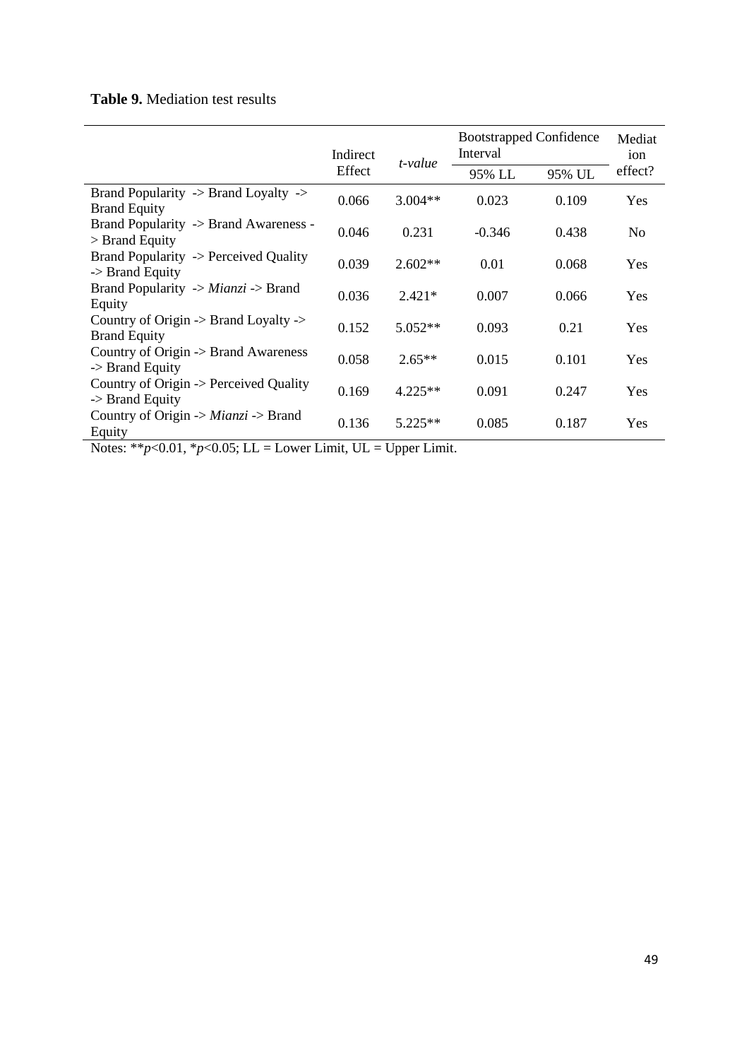**Table 9.** Mediation test results

| | Indirect Effect | *t-value* | Bootstrapped Confidence Interval | | Mediation effect? |
|---|---|---|---|---|---|
| | | | 95% LL | 95% UL | |
| Brand Popularity -> Brand Loyalty -> Brand Equity | 0.066 | 3.004** | 0.023 | 0.109 | Yes |
| Brand Popularity -> Brand Awareness -> Brand Equity | 0.046 | 0.231 | -0.346 | 0.438 | No |
| Brand Popularity -> Perceived Quality -> Brand Equity | 0.039 | 2.602** | 0.01 | 0.068 | Yes |
| Brand Popularity -> *Mianzi* -> Brand Equity | 0.036 | 2.421* | 0.007 | 0.066 | Yes |
| Country of Origin -> Brand Loyalty -> Brand Equity | 0.152 | 5.052** | 0.093 | 0.21 | Yes |
| Country of Origin -> Brand Awareness -> Brand Equity | 0.058 | 2.65** | 0.015 | 0.101 | Yes |
| Country of Origin -> Perceived Quality -> Brand Equity | 0.169 | 4.225** | 0.091 | 0.247 | Yes |
| Country of Origin -> *Mianzi* -> Brand Equity | 0.136 | 5.225** | 0.085 | 0.187 | Yes |

Notes: ***p*<0.01, **p*<0.05; LL = Lower Limit, UL = Upper Limit.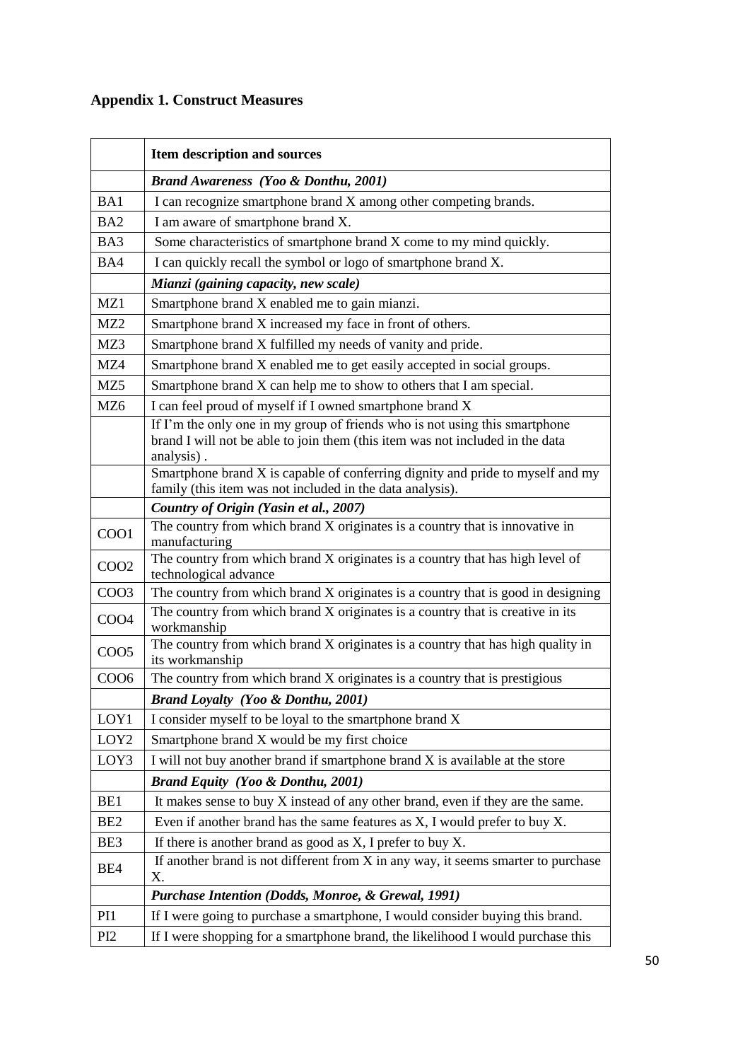## Appendix 1. Construct Measures

| | Item description and sources |
|---|---|
| | ***Brand Awareness (Yoo & Donthu, 2001)*** |
| BA1 | I can recognize smartphone brand X among other competing brands. |
| BA2 | I am aware of smartphone brand X. |
| BA3 | Some characteristics of smartphone brand X come to my mind quickly. |
| BA4 | I can quickly recall the symbol or logo of smartphone brand X. |
| | ***Mianzi (gaining capacity, new scale)*** |
| MZ1 | Smartphone brand X enabled me to gain mianzi. |
| MZ2 | Smartphone brand X increased my face in front of others. |
| MZ3 | Smartphone brand X fulfilled my needs of vanity and pride. |
| MZ4 | Smartphone brand X enabled me to get easily accepted in social groups. |
| MZ5 | Smartphone brand X can help me to show to others that I am special. |
| MZ6 | I can feel proud of myself if I owned smartphone brand X |
| | If I'm the only one in my group of friends who is not using this smartphone brand I will not be able to join them (this item was not included in the data analysis) . |
| | Smartphone brand X is capable of conferring dignity and pride to myself and my family (this item was not included in the data analysis). |
| | ***Country of Origin (Yasin et al., 2007)*** |
| COO1 | The country from which brand X originates is a country that is innovative in manufacturing |
| COO2 | The country from which brand X originates is a country that has high level of technological advance |
| COO3 | The country from which brand X originates is a country that is good in designing |
| COO4 | The country from which brand X originates is a country that is creative in its workmanship |
| COO5 | The country from which brand X originates is a country that has high quality in its workmanship |
| COO6 | The country from which brand X originates is a country that is prestigious |
| | ***Brand Loyalty (Yoo & Donthu, 2001)*** |
| LOY1 | I consider myself to be loyal to the smartphone brand X |
| LOY2 | Smartphone brand X would be my first choice |
| LOY3 | I will not buy another brand if smartphone brand X is available at the store |
| | ***Brand Equity (Yoo & Donthu, 2001)*** |
| BE1 | It makes sense to buy X instead of any other brand, even if they are the same. |
| BE2 | Even if another brand has the same features as X, I would prefer to buy X. |
| BE3 | If there is another brand as good as X, I prefer to buy X. |
| BE4 | If another brand is not different from X in any way, it seems smarter to purchase X. |
| | ***Purchase Intention (Dodds, Monroe, & Grewal, 1991)*** |
| PI1 | If I were going to purchase a smartphone, I would consider buying this brand. |
| PI2 | If I were shopping for a smartphone brand, the likelihood I would purchase this |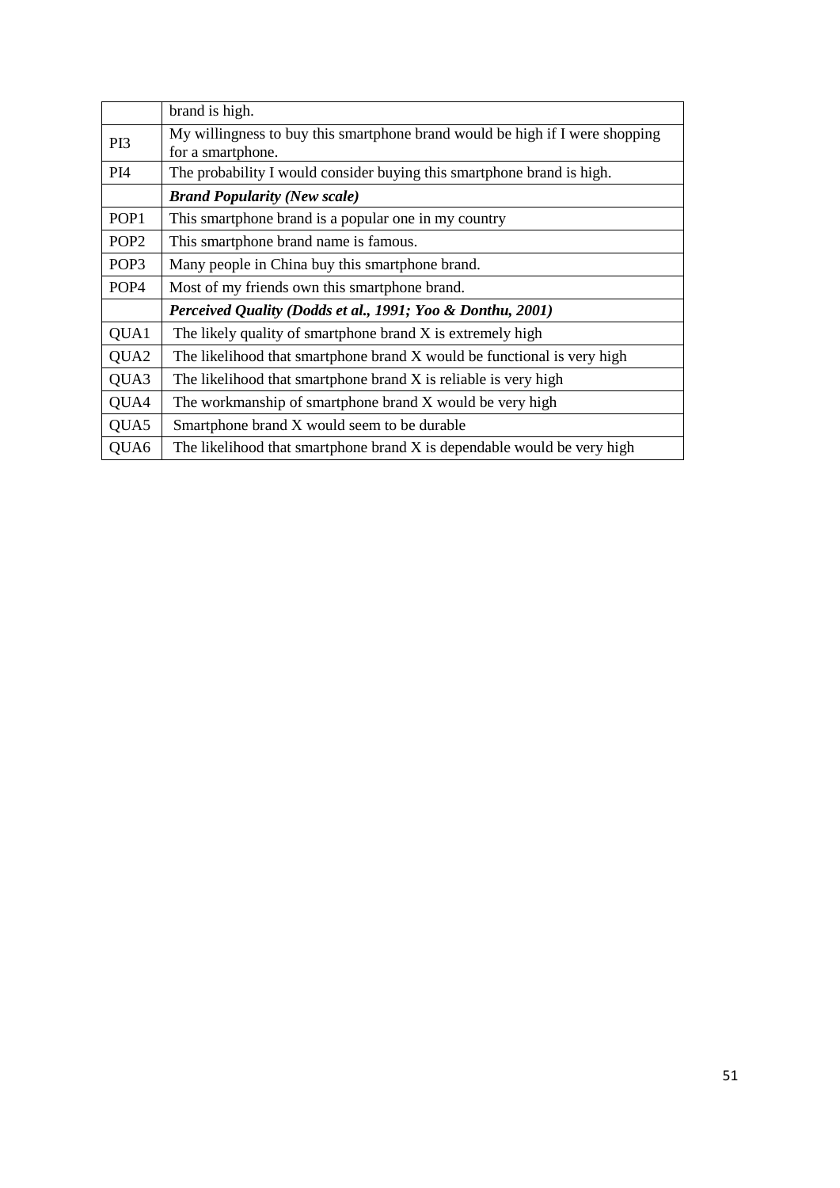| | |
|---|---|
| | brand is high. |
| PI3 | My willingness to buy this smartphone brand would be high if I were shopping for a smartphone. |
| PI4 | The probability I would consider buying this smartphone brand is high. |
| | ***Brand Popularity (New scale)*** |
| POP1 | This smartphone brand is a popular one in my country |
| POP2 | This smartphone brand name is famous. |
| POP3 | Many people in China buy this smartphone brand. |
| POP4 | Most of my friends own this smartphone brand. |
| | ***Perceived Quality (Dodds et al., 1991; Yoo & Donthu, 2001)*** |
| QUA1 | The likely quality of smartphone brand X is extremely high |
| QUA2 | The likelihood that smartphone brand X would be functional is very high |
| QUA3 | The likelihood that smartphone brand X is reliable is very high |
| QUA4 | The workmanship of smartphone brand X would be very high |
| QUA5 | Smartphone brand X would seem to be durable |
| QUA6 | The likelihood that smartphone brand X is dependable would be very high |